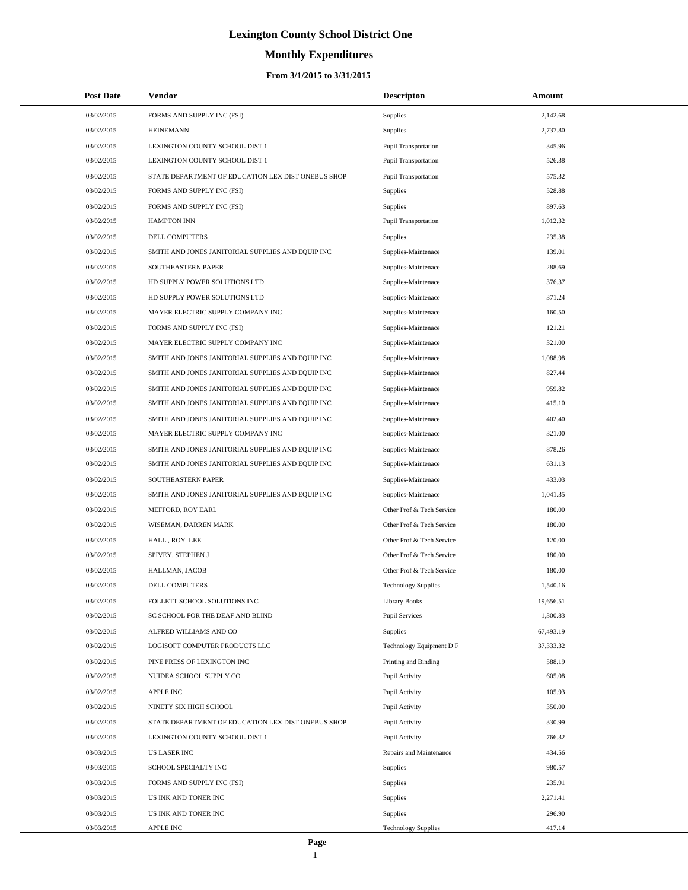# Lexington County School District One

## Monthly Expenditures

### From 3/1/2015 to 3/31/2015

| Post Date | Vendor | Descripton | Amount |
|---|---|---|---|
| 03/02/2015 | FORMS AND SUPPLY INC (FSI) | Supplies | 2,142.68 |
| 03/02/2015 | HEINEMANN | Supplies | 2,737.80 |
| 03/02/2015 | LEXINGTON COUNTY SCHOOL DIST 1 | Pupil Transportation | 345.96 |
| 03/02/2015 | LEXINGTON COUNTY SCHOOL DIST 1 | Pupil Transportation | 526.38 |
| 03/02/2015 | STATE DEPARTMENT OF EDUCATION LEX DIST ONEBUS SHOP | Pupil Transportation | 575.32 |
| 03/02/2015 | FORMS AND SUPPLY INC (FSI) | Supplies | 528.88 |
| 03/02/2015 | FORMS AND SUPPLY INC (FSI) | Supplies | 897.63 |
| 03/02/2015 | HAMPTON INN | Pupil Transportation | 1,012.32 |
| 03/02/2015 | DELL COMPUTERS | Supplies | 235.38 |
| 03/02/2015 | SMITH AND JONES JANITORIAL SUPPLIES AND EQUIP INC | Supplies-Maintenace | 139.01 |
| 03/02/2015 | SOUTHEASTERN PAPER | Supplies-Maintenace | 288.69 |
| 03/02/2015 | HD SUPPLY POWER SOLUTIONS LTD | Supplies-Maintenace | 376.37 |
| 03/02/2015 | HD SUPPLY POWER SOLUTIONS LTD | Supplies-Maintenace | 371.24 |
| 03/02/2015 | MAYER ELECTRIC SUPPLY COMPANY INC | Supplies-Maintenace | 160.50 |
| 03/02/2015 | FORMS AND SUPPLY INC (FSI) | Supplies-Maintenace | 121.21 |
| 03/02/2015 | MAYER ELECTRIC SUPPLY COMPANY INC | Supplies-Maintenace | 321.00 |
| 03/02/2015 | SMITH AND JONES JANITORIAL SUPPLIES AND EQUIP INC | Supplies-Maintenace | 1,088.98 |
| 03/02/2015 | SMITH AND JONES JANITORIAL SUPPLIES AND EQUIP INC | Supplies-Maintenace | 827.44 |
| 03/02/2015 | SMITH AND JONES JANITORIAL SUPPLIES AND EQUIP INC | Supplies-Maintenace | 959.82 |
| 03/02/2015 | SMITH AND JONES JANITORIAL SUPPLIES AND EQUIP INC | Supplies-Maintenace | 415.10 |
| 03/02/2015 | SMITH AND JONES JANITORIAL SUPPLIES AND EQUIP INC | Supplies-Maintenace | 402.40 |
| 03/02/2015 | MAYER ELECTRIC SUPPLY COMPANY INC | Supplies-Maintenace | 321.00 |
| 03/02/2015 | SMITH AND JONES JANITORIAL SUPPLIES AND EQUIP INC | Supplies-Maintenace | 878.26 |
| 03/02/2015 | SMITH AND JONES JANITORIAL SUPPLIES AND EQUIP INC | Supplies-Maintenace | 631.13 |
| 03/02/2015 | SOUTHEASTERN PAPER | Supplies-Maintenace | 433.03 |
| 03/02/2015 | SMITH AND JONES JANITORIAL SUPPLIES AND EQUIP INC | Supplies-Maintenace | 1,041.35 |
| 03/02/2015 | MEFFORD, ROY EARL | Other Prof & Tech Service | 180.00 |
| 03/02/2015 | WISEMAN, DARREN MARK | Other Prof & Tech Service | 180.00 |
| 03/02/2015 | HALL , ROY LEE | Other Prof & Tech Service | 120.00 |
| 03/02/2015 | SPIVEY, STEPHEN J | Other Prof & Tech Service | 180.00 |
| 03/02/2015 | HALLMAN, JACOB | Other Prof & Tech Service | 180.00 |
| 03/02/2015 | DELL COMPUTERS | Technology Supplies | 1,540.16 |
| 03/02/2015 | FOLLETT SCHOOL SOLUTIONS INC | Library Books | 19,656.51 |
| 03/02/2015 | SC SCHOOL FOR THE DEAF AND BLIND | Pupil Services | 1,300.83 |
| 03/02/2015 | ALFRED WILLIAMS AND CO | Supplies | 67,493.19 |
| 03/02/2015 | LOGISOFT COMPUTER PRODUCTS LLC | Technology Equipment D F | 37,333.32 |
| 03/02/2015 | PINE PRESS OF LEXINGTON INC | Printing and Binding | 588.19 |
| 03/02/2015 | NUIDEA SCHOOL SUPPLY CO | Pupil Activity | 605.08 |
| 03/02/2015 | APPLE INC | Pupil Activity | 105.93 |
| 03/02/2015 | NINETY SIX HIGH SCHOOL | Pupil Activity | 350.00 |
| 03/02/2015 | STATE DEPARTMENT OF EDUCATION LEX DIST ONEBUS SHOP | Pupil Activity | 330.99 |
| 03/02/2015 | LEXINGTON COUNTY SCHOOL DIST 1 | Pupil Activity | 766.32 |
| 03/03/2015 | US LASER INC | Repairs and Maintenance | 434.56 |
| 03/03/2015 | SCHOOL SPECIALTY INC | Supplies | 980.57 |
| 03/03/2015 | FORMS AND SUPPLY INC (FSI) | Supplies | 235.91 |
| 03/03/2015 | US INK AND TONER INC | Supplies | 2,271.41 |
| 03/03/2015 | US INK AND TONER INC | Supplies | 296.90 |
| 03/03/2015 | APPLE INC | Technology Supplies | 417.14 |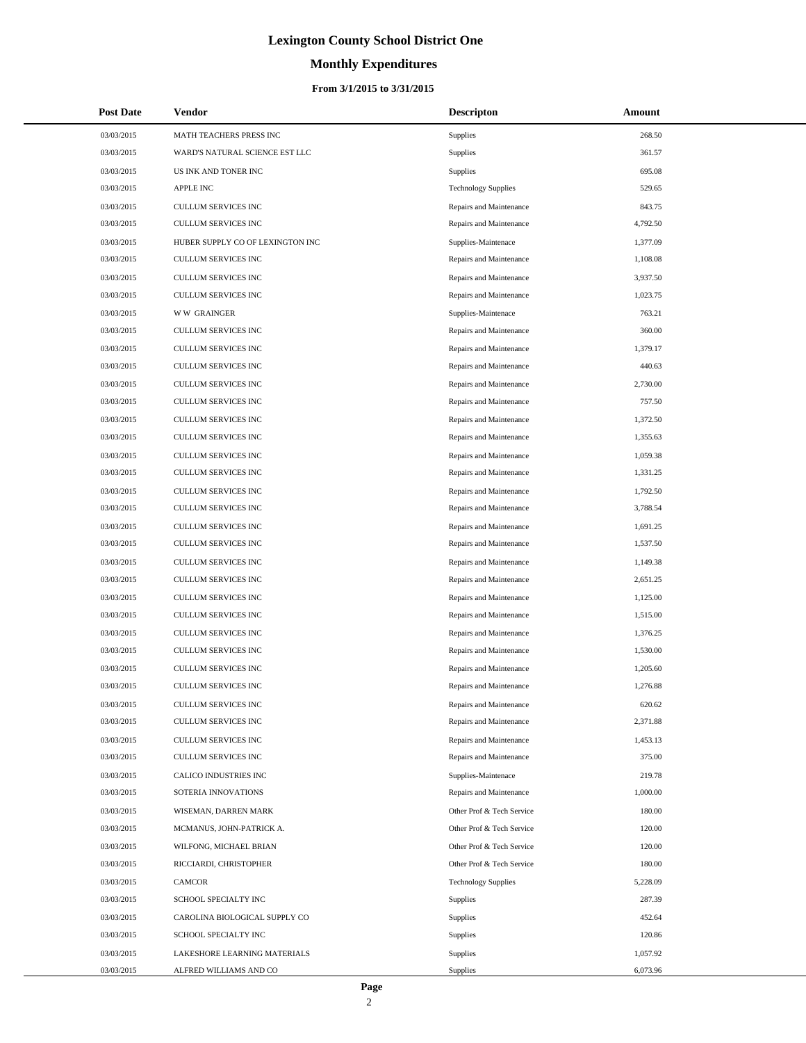# Lexington County School District One

## Monthly Expenditures

### From 3/1/2015 to 3/31/2015

| Post Date | Vendor | Descripton | Amount |
|---|---|---|---|
| 03/03/2015 | MATH TEACHERS PRESS INC | Supplies | 268.50 |
| 03/03/2015 | WARD'S NATURAL SCIENCE EST LLC | Supplies | 361.57 |
| 03/03/2015 | US INK AND TONER INC | Supplies | 695.08 |
| 03/03/2015 | APPLE INC | Technology Supplies | 529.65 |
| 03/03/2015 | CULLUM SERVICES INC | Repairs and Maintenance | 843.75 |
| 03/03/2015 | CULLUM SERVICES INC | Repairs and Maintenance | 4,792.50 |
| 03/03/2015 | HUBER SUPPLY CO OF LEXINGTON INC | Supplies-Maintenace | 1,377.09 |
| 03/03/2015 | CULLUM SERVICES INC | Repairs and Maintenance | 1,108.08 |
| 03/03/2015 | CULLUM SERVICES INC | Repairs and Maintenance | 3,937.50 |
| 03/03/2015 | CULLUM SERVICES INC | Repairs and Maintenance | 1,023.75 |
| 03/03/2015 | W W GRAINGER | Supplies-Maintenace | 763.21 |
| 03/03/2015 | CULLUM SERVICES INC | Repairs and Maintenance | 360.00 |
| 03/03/2015 | CULLUM SERVICES INC | Repairs and Maintenance | 1,379.17 |
| 03/03/2015 | CULLUM SERVICES INC | Repairs and Maintenance | 440.63 |
| 03/03/2015 | CULLUM SERVICES INC | Repairs and Maintenance | 2,730.00 |
| 03/03/2015 | CULLUM SERVICES INC | Repairs and Maintenance | 757.50 |
| 03/03/2015 | CULLUM SERVICES INC | Repairs and Maintenance | 1,372.50 |
| 03/03/2015 | CULLUM SERVICES INC | Repairs and Maintenance | 1,355.63 |
| 03/03/2015 | CULLUM SERVICES INC | Repairs and Maintenance | 1,059.38 |
| 03/03/2015 | CULLUM SERVICES INC | Repairs and Maintenance | 1,331.25 |
| 03/03/2015 | CULLUM SERVICES INC | Repairs and Maintenance | 1,792.50 |
| 03/03/2015 | CULLUM SERVICES INC | Repairs and Maintenance | 3,788.54 |
| 03/03/2015 | CULLUM SERVICES INC | Repairs and Maintenance | 1,691.25 |
| 03/03/2015 | CULLUM SERVICES INC | Repairs and Maintenance | 1,537.50 |
| 03/03/2015 | CULLUM SERVICES INC | Repairs and Maintenance | 1,149.38 |
| 03/03/2015 | CULLUM SERVICES INC | Repairs and Maintenance | 2,651.25 |
| 03/03/2015 | CULLUM SERVICES INC | Repairs and Maintenance | 1,125.00 |
| 03/03/2015 | CULLUM SERVICES INC | Repairs and Maintenance | 1,515.00 |
| 03/03/2015 | CULLUM SERVICES INC | Repairs and Maintenance | 1,376.25 |
| 03/03/2015 | CULLUM SERVICES INC | Repairs and Maintenance | 1,530.00 |
| 03/03/2015 | CULLUM SERVICES INC | Repairs and Maintenance | 1,205.60 |
| 03/03/2015 | CULLUM SERVICES INC | Repairs and Maintenance | 1,276.88 |
| 03/03/2015 | CULLUM SERVICES INC | Repairs and Maintenance | 620.62 |
| 03/03/2015 | CULLUM SERVICES INC | Repairs and Maintenance | 2,371.88 |
| 03/03/2015 | CULLUM SERVICES INC | Repairs and Maintenance | 1,453.13 |
| 03/03/2015 | CULLUM SERVICES INC | Repairs and Maintenance | 375.00 |
| 03/03/2015 | CALICO INDUSTRIES INC | Supplies-Maintenace | 219.78 |
| 03/03/2015 | SOTERIA INNOVATIONS | Repairs and Maintenance | 1,000.00 |
| 03/03/2015 | WISEMAN, DARREN MARK | Other Prof & Tech Service | 180.00 |
| 03/03/2015 | MCMANUS, JOHN-PATRICK A. | Other Prof & Tech Service | 120.00 |
| 03/03/2015 | WILFONG, MICHAEL BRIAN | Other Prof & Tech Service | 120.00 |
| 03/03/2015 | RICCIARDI, CHRISTOPHER | Other Prof & Tech Service | 180.00 |
| 03/03/2015 | CAMCOR | Technology Supplies | 5,228.09 |
| 03/03/2015 | SCHOOL SPECIALTY INC | Supplies | 287.39 |
| 03/03/2015 | CAROLINA BIOLOGICAL SUPPLY CO | Supplies | 452.64 |
| 03/03/2015 | SCHOOL SPECIALTY INC | Supplies | 120.86 |
| 03/03/2015 | LAKESHORE LEARNING MATERIALS | Supplies | 1,057.92 |
| 03/03/2015 | ALFRED WILLIAMS AND CO | Supplies | 6,073.96 |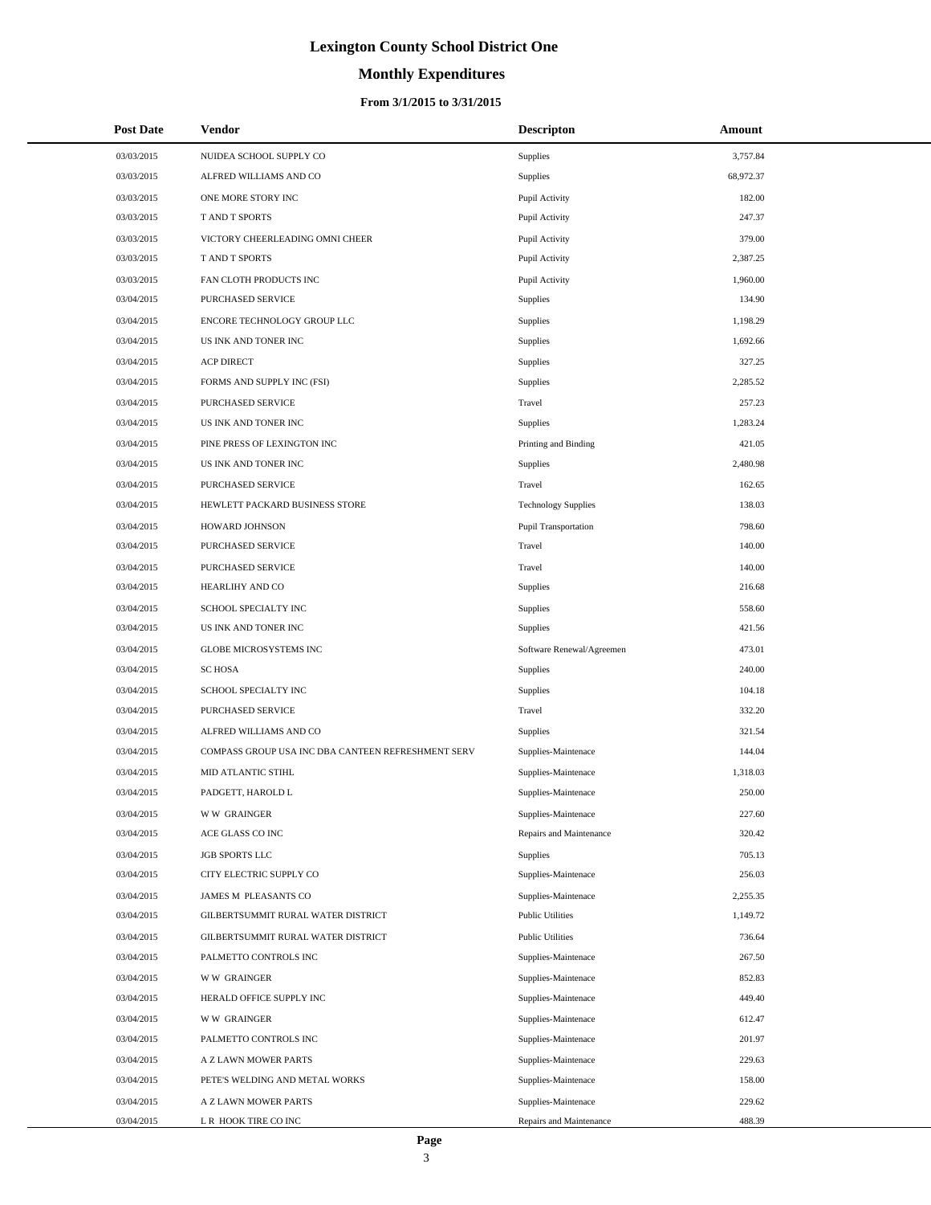# Lexington County School District One

## Monthly Expenditures

### From 3/1/2015 to 3/31/2015

| Post Date | Vendor | Descripton | Amount |
|---|---|---|---|
| 03/03/2015 | NUIDEA SCHOOL SUPPLY CO | Supplies | 3,757.84 |
| 03/03/2015 | ALFRED WILLIAMS AND CO | Supplies | 68,972.37 |
| 03/03/2015 | ONE MORE STORY INC | Pupil Activity | 182.00 |
| 03/03/2015 | T AND T SPORTS | Pupil Activity | 247.37 |
| 03/03/2015 | VICTORY CHEERLEADING OMNI CHEER | Pupil Activity | 379.00 |
| 03/03/2015 | T AND T SPORTS | Pupil Activity | 2,387.25 |
| 03/03/2015 | FAN CLOTH PRODUCTS INC | Pupil Activity | 1,960.00 |
| 03/04/2015 | PURCHASED SERVICE | Supplies | 134.90 |
| 03/04/2015 | ENCORE TECHNOLOGY GROUP LLC | Supplies | 1,198.29 |
| 03/04/2015 | US INK AND TONER INC | Supplies | 1,692.66 |
| 03/04/2015 | ACP DIRECT | Supplies | 327.25 |
| 03/04/2015 | FORMS AND SUPPLY INC (FSI) | Supplies | 2,285.52 |
| 03/04/2015 | PURCHASED SERVICE | Travel | 257.23 |
| 03/04/2015 | US INK AND TONER INC | Supplies | 1,283.24 |
| 03/04/2015 | PINE PRESS OF LEXINGTON INC | Printing and Binding | 421.05 |
| 03/04/2015 | US INK AND TONER INC | Supplies | 2,480.98 |
| 03/04/2015 | PURCHASED SERVICE | Travel | 162.65 |
| 03/04/2015 | HEWLETT PACKARD BUSINESS STORE | Technology Supplies | 138.03 |
| 03/04/2015 | HOWARD JOHNSON | Pupil Transportation | 798.60 |
| 03/04/2015 | PURCHASED SERVICE | Travel | 140.00 |
| 03/04/2015 | PURCHASED SERVICE | Travel | 140.00 |
| 03/04/2015 | HEARLIHY AND CO | Supplies | 216.68 |
| 03/04/2015 | SCHOOL SPECIALTY INC | Supplies | 558.60 |
| 03/04/2015 | US INK AND TONER INC | Supplies | 421.56 |
| 03/04/2015 | GLOBE MICROSYSTEMS INC | Software Renewal/Agreemen | 473.01 |
| 03/04/2015 | SC HOSA | Supplies | 240.00 |
| 03/04/2015 | SCHOOL SPECIALTY INC | Supplies | 104.18 |
| 03/04/2015 | PURCHASED SERVICE | Travel | 332.20 |
| 03/04/2015 | ALFRED WILLIAMS AND CO | Supplies | 321.54 |
| 03/04/2015 | COMPASS GROUP USA INC DBA CANTEEN REFRESHMENT SERV | Supplies-Maintenace | 144.04 |
| 03/04/2015 | MID ATLANTIC STIHL | Supplies-Maintenace | 1,318.03 |
| 03/04/2015 | PADGETT, HAROLD L | Supplies-Maintenace | 250.00 |
| 03/04/2015 | W W GRAINGER | Supplies-Maintenace | 227.60 |
| 03/04/2015 | ACE GLASS CO INC | Repairs and Maintenance | 320.42 |
| 03/04/2015 | JGB SPORTS LLC | Supplies | 705.13 |
| 03/04/2015 | CITY ELECTRIC SUPPLY CO | Supplies-Maintenace | 256.03 |
| 03/04/2015 | JAMES M PLEASANTS CO | Supplies-Maintenace | 2,255.35 |
| 03/04/2015 | GILBERTSUMMIT RURAL WATER DISTRICT | Public Utilities | 1,149.72 |
| 03/04/2015 | GILBERTSUMMIT RURAL WATER DISTRICT | Public Utilities | 736.64 |
| 03/04/2015 | PALMETTO CONTROLS INC | Supplies-Maintenace | 267.50 |
| 03/04/2015 | W W GRAINGER | Supplies-Maintenace | 852.83 |
| 03/04/2015 | HERALD OFFICE SUPPLY INC | Supplies-Maintenace | 449.40 |
| 03/04/2015 | W W GRAINGER | Supplies-Maintenace | 612.47 |
| 03/04/2015 | PALMETTO CONTROLS INC | Supplies-Maintenace | 201.97 |
| 03/04/2015 | A Z LAWN MOWER PARTS | Supplies-Maintenace | 229.63 |
| 03/04/2015 | PETE'S WELDING AND METAL WORKS | Supplies-Maintenace | 158.00 |
| 03/04/2015 | A Z LAWN MOWER PARTS | Supplies-Maintenace | 229.62 |
| 03/04/2015 | L R HOOK TIRE CO INC | Repairs and Maintenance | 488.39 |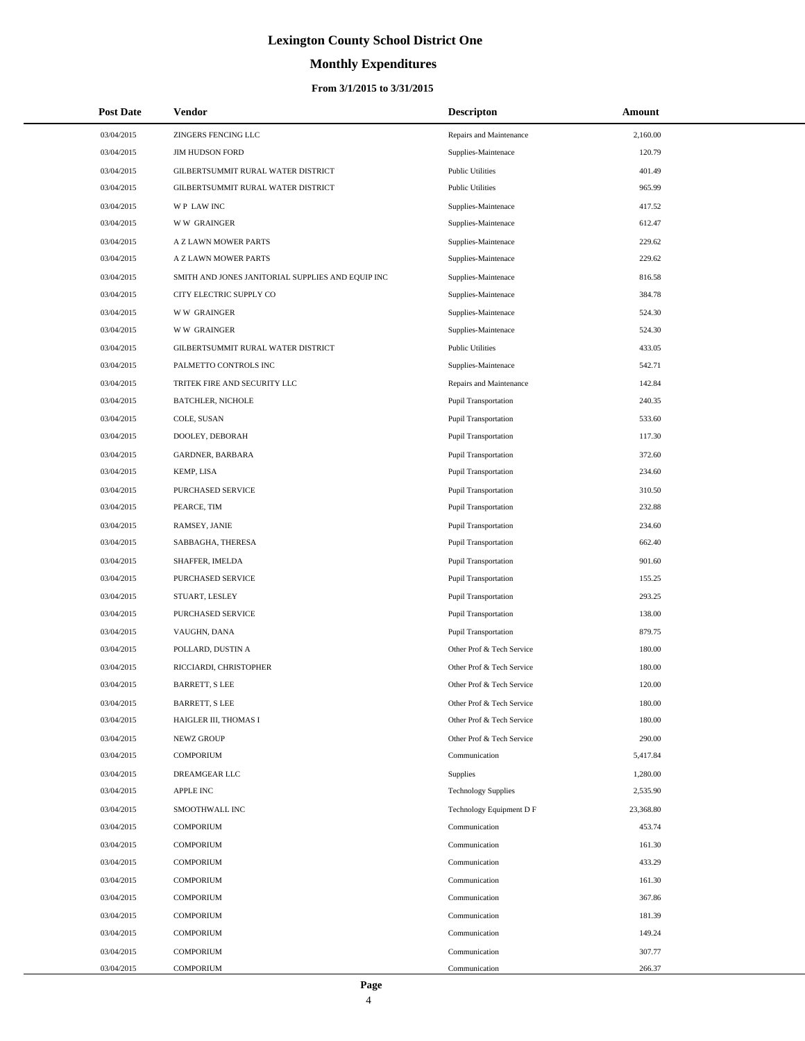# Lexington County School District One

## Monthly Expenditures

### From 3/1/2015 to 3/31/2015

| Post Date | Vendor | Descripton | Amount |
|---|---|---|---|
| 03/04/2015 | ZINGERS FENCING LLC | Repairs and Maintenance | 2,160.00 |
| 03/04/2015 | JIM HUDSON FORD | Supplies-Maintenace | 120.79 |
| 03/04/2015 | GILBERTSUMMIT RURAL WATER DISTRICT | Public Utilities | 401.49 |
| 03/04/2015 | GILBERTSUMMIT RURAL WATER DISTRICT | Public Utilities | 965.99 |
| 03/04/2015 | W P LAW INC | Supplies-Maintenace | 417.52 |
| 03/04/2015 | W W GRAINGER | Supplies-Maintenace | 612.47 |
| 03/04/2015 | A Z LAWN MOWER PARTS | Supplies-Maintenace | 229.62 |
| 03/04/2015 | A Z LAWN MOWER PARTS | Supplies-Maintenace | 229.62 |
| 03/04/2015 | SMITH AND JONES JANITORIAL SUPPLIES AND EQUIP INC | Supplies-Maintenace | 816.58 |
| 03/04/2015 | CITY ELECTRIC SUPPLY CO | Supplies-Maintenace | 384.78 |
| 03/04/2015 | W W GRAINGER | Supplies-Maintenace | 524.30 |
| 03/04/2015 | W W GRAINGER | Supplies-Maintenace | 524.30 |
| 03/04/2015 | GILBERTSUMMIT RURAL WATER DISTRICT | Public Utilities | 433.05 |
| 03/04/2015 | PALMETTO CONTROLS INC | Supplies-Maintenace | 542.71 |
| 03/04/2015 | TRITEK FIRE AND SECURITY LLC | Repairs and Maintenance | 142.84 |
| 03/04/2015 | BATCHLER, NICHOLE | Pupil Transportation | 240.35 |
| 03/04/2015 | COLE, SUSAN | Pupil Transportation | 533.60 |
| 03/04/2015 | DOOLEY, DEBORAH | Pupil Transportation | 117.30 |
| 03/04/2015 | GARDNER, BARBARA | Pupil Transportation | 372.60 |
| 03/04/2015 | KEMP, LISA | Pupil Transportation | 234.60 |
| 03/04/2015 | PURCHASED SERVICE | Pupil Transportation | 310.50 |
| 03/04/2015 | PEARCE, TIM | Pupil Transportation | 232.88 |
| 03/04/2015 | RAMSEY, JANIE | Pupil Transportation | 234.60 |
| 03/04/2015 | SABBAGHA, THERESA | Pupil Transportation | 662.40 |
| 03/04/2015 | SHAFFER, IMELDA | Pupil Transportation | 901.60 |
| 03/04/2015 | PURCHASED SERVICE | Pupil Transportation | 155.25 |
| 03/04/2015 | STUART, LESLEY | Pupil Transportation | 293.25 |
| 03/04/2015 | PURCHASED SERVICE | Pupil Transportation | 138.00 |
| 03/04/2015 | VAUGHN, DANA | Pupil Transportation | 879.75 |
| 03/04/2015 | POLLARD, DUSTIN A | Other Prof & Tech Service | 180.00 |
| 03/04/2015 | RICCIARDI, CHRISTOPHER | Other Prof & Tech Service | 180.00 |
| 03/04/2015 | BARRETT, S LEE | Other Prof & Tech Service | 120.00 |
| 03/04/2015 | BARRETT, S LEE | Other Prof & Tech Service | 180.00 |
| 03/04/2015 | HAIGLER III, THOMAS I | Other Prof & Tech Service | 180.00 |
| 03/04/2015 | NEWZ GROUP | Other Prof & Tech Service | 290.00 |
| 03/04/2015 | COMPORIUM | Communication | 5,417.84 |
| 03/04/2015 | DREAMGEAR LLC | Supplies | 1,280.00 |
| 03/04/2015 | APPLE INC | Technology Supplies | 2,535.90 |
| 03/04/2015 | SMOOTHWALL INC | Technology Equipment D F | 23,368.80 |
| 03/04/2015 | COMPORIUM | Communication | 453.74 |
| 03/04/2015 | COMPORIUM | Communication | 161.30 |
| 03/04/2015 | COMPORIUM | Communication | 433.29 |
| 03/04/2015 | COMPORIUM | Communication | 161.30 |
| 03/04/2015 | COMPORIUM | Communication | 367.86 |
| 03/04/2015 | COMPORIUM | Communication | 181.39 |
| 03/04/2015 | COMPORIUM | Communication | 149.24 |
| 03/04/2015 | COMPORIUM | Communication | 307.77 |
| 03/04/2015 | COMPORIUM | Communication | 266.37 |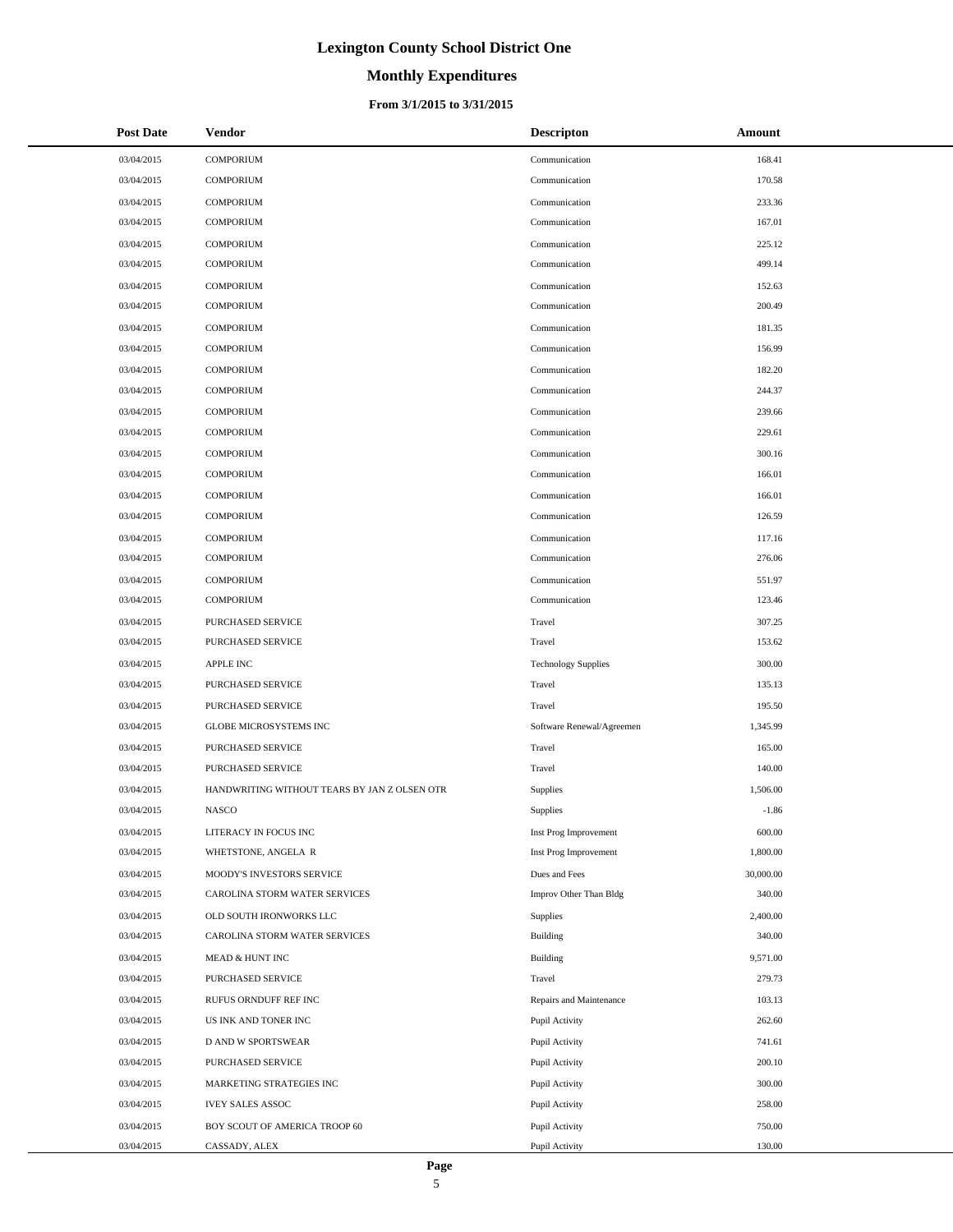# Lexington County School District One

## Monthly Expenditures

### From 3/1/2015 to 3/31/2015

| Post Date | Vendor | Descripton | Amount |
|---|---|---|---|
| 03/04/2015 | COMPORIUM | Communication | 168.41 |
| 03/04/2015 | COMPORIUM | Communication | 170.58 |
| 03/04/2015 | COMPORIUM | Communication | 233.36 |
| 03/04/2015 | COMPORIUM | Communication | 167.01 |
| 03/04/2015 | COMPORIUM | Communication | 225.12 |
| 03/04/2015 | COMPORIUM | Communication | 499.14 |
| 03/04/2015 | COMPORIUM | Communication | 152.63 |
| 03/04/2015 | COMPORIUM | Communication | 200.49 |
| 03/04/2015 | COMPORIUM | Communication | 181.35 |
| 03/04/2015 | COMPORIUM | Communication | 156.99 |
| 03/04/2015 | COMPORIUM | Communication | 182.20 |
| 03/04/2015 | COMPORIUM | Communication | 244.37 |
| 03/04/2015 | COMPORIUM | Communication | 239.66 |
| 03/04/2015 | COMPORIUM | Communication | 229.61 |
| 03/04/2015 | COMPORIUM | Communication | 300.16 |
| 03/04/2015 | COMPORIUM | Communication | 166.01 |
| 03/04/2015 | COMPORIUM | Communication | 166.01 |
| 03/04/2015 | COMPORIUM | Communication | 126.59 |
| 03/04/2015 | COMPORIUM | Communication | 117.16 |
| 03/04/2015 | COMPORIUM | Communication | 276.06 |
| 03/04/2015 | COMPORIUM | Communication | 551.97 |
| 03/04/2015 | COMPORIUM | Communication | 123.46 |
| 03/04/2015 | PURCHASED SERVICE | Travel | 307.25 |
| 03/04/2015 | PURCHASED SERVICE | Travel | 153.62 |
| 03/04/2015 | APPLE INC | Technology Supplies | 300.00 |
| 03/04/2015 | PURCHASED SERVICE | Travel | 135.13 |
| 03/04/2015 | PURCHASED SERVICE | Travel | 195.50 |
| 03/04/2015 | GLOBE MICROSYSTEMS INC | Software Renewal/Agreemen | 1,345.99 |
| 03/04/2015 | PURCHASED SERVICE | Travel | 165.00 |
| 03/04/2015 | PURCHASED SERVICE | Travel | 140.00 |
| 03/04/2015 | HANDWRITING WITHOUT TEARS BY JAN Z OLSEN OTR | Supplies | 1,506.00 |
| 03/04/2015 | NASCO | Supplies | -1.86 |
| 03/04/2015 | LITERACY IN FOCUS INC | Inst Prog Improvement | 600.00 |
| 03/04/2015 | WHETSTONE, ANGELA R | Inst Prog Improvement | 1,800.00 |
| 03/04/2015 | MOODY'S INVESTORS SERVICE | Dues and Fees | 30,000.00 |
| 03/04/2015 | CAROLINA STORM WATER SERVICES | Improv Other Than Bldg | 340.00 |
| 03/04/2015 | OLD SOUTH IRONWORKS LLC | Supplies | 2,400.00 |
| 03/04/2015 | CAROLINA STORM WATER SERVICES | Building | 340.00 |
| 03/04/2015 | MEAD & HUNT INC | Building | 9,571.00 |
| 03/04/2015 | PURCHASED SERVICE | Travel | 279.73 |
| 03/04/2015 | RUFUS ORNDUFF REF INC | Repairs and Maintenance | 103.13 |
| 03/04/2015 | US INK AND TONER INC | Pupil Activity | 262.60 |
| 03/04/2015 | D AND W SPORTSWEAR | Pupil Activity | 741.61 |
| 03/04/2015 | PURCHASED SERVICE | Pupil Activity | 200.10 |
| 03/04/2015 | MARKETING STRATEGIES INC | Pupil Activity | 300.00 |
| 03/04/2015 | IVEY SALES ASSOC | Pupil Activity | 258.00 |
| 03/04/2015 | BOY SCOUT OF AMERICA TROOP 60 | Pupil Activity | 750.00 |
| 03/04/2015 | CASSADY, ALEX | Pupil Activity | 130.00 |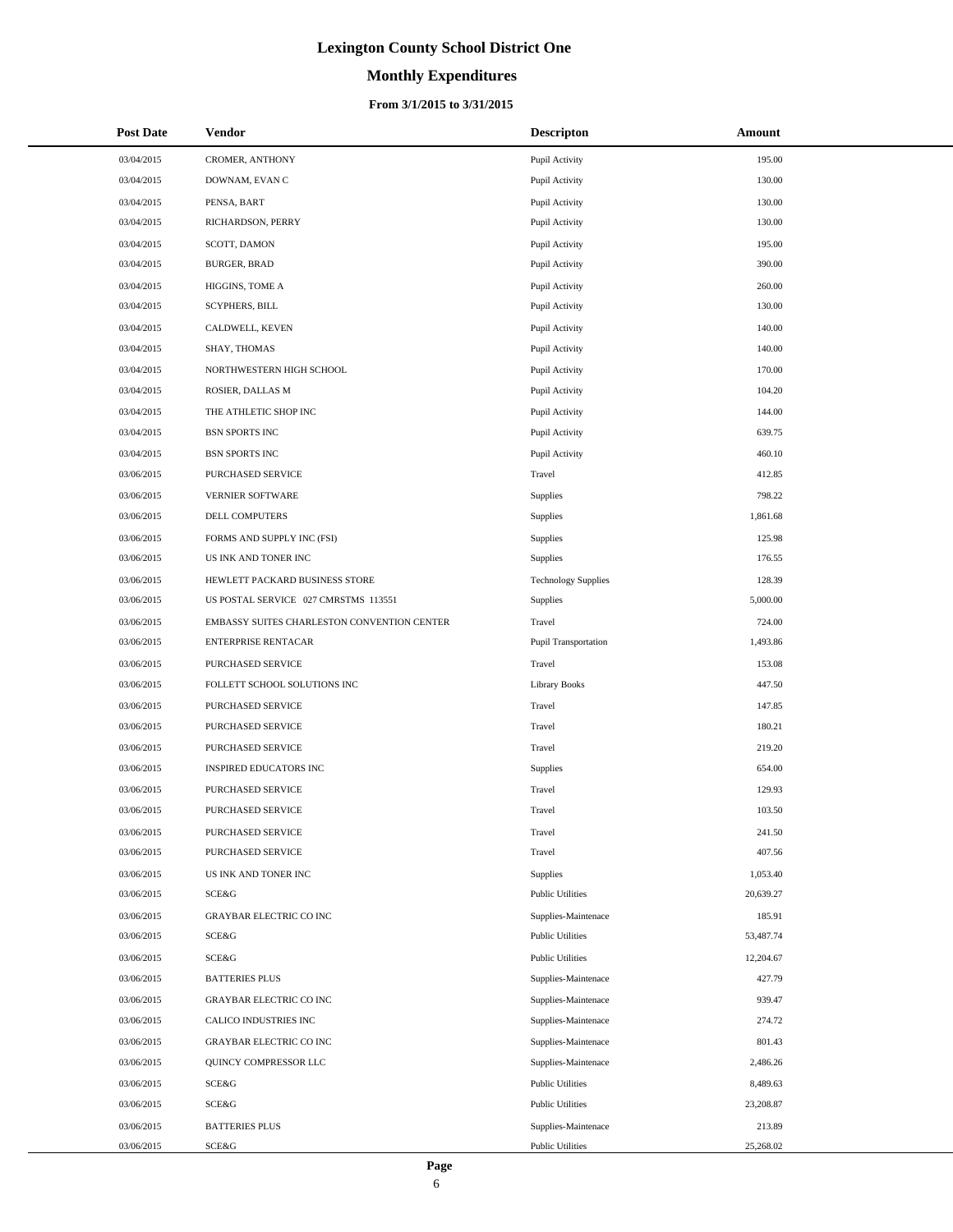# Lexington County School District One

## Monthly Expenditures

### From 3/1/2015 to 3/31/2015

| Post Date | Vendor | Descripton | Amount |
|---|---|---|---|
| 03/04/2015 | CROMER, ANTHONY | Pupil Activity | 195.00 |
| 03/04/2015 | DOWNAM, EVAN C | Pupil Activity | 130.00 |
| 03/04/2015 | PENSA, BART | Pupil Activity | 130.00 |
| 03/04/2015 | RICHARDSON, PERRY | Pupil Activity | 130.00 |
| 03/04/2015 | SCOTT, DAMON | Pupil Activity | 195.00 |
| 03/04/2015 | BURGER, BRAD | Pupil Activity | 390.00 |
| 03/04/2015 | HIGGINS, TOME A | Pupil Activity | 260.00 |
| 03/04/2015 | SCYPHERS, BILL | Pupil Activity | 130.00 |
| 03/04/2015 | CALDWELL, KEVEN | Pupil Activity | 140.00 |
| 03/04/2015 | SHAY, THOMAS | Pupil Activity | 140.00 |
| 03/04/2015 | NORTHWESTERN HIGH SCHOOL | Pupil Activity | 170.00 |
| 03/04/2015 | ROSIER, DALLAS M | Pupil Activity | 104.20 |
| 03/04/2015 | THE ATHLETIC SHOP INC | Pupil Activity | 144.00 |
| 03/04/2015 | BSN SPORTS INC | Pupil Activity | 639.75 |
| 03/04/2015 | BSN SPORTS INC | Pupil Activity | 460.10 |
| 03/06/2015 | PURCHASED SERVICE | Travel | 412.85 |
| 03/06/2015 | VERNIER SOFTWARE | Supplies | 798.22 |
| 03/06/2015 | DELL COMPUTERS | Supplies | 1,861.68 |
| 03/06/2015 | FORMS AND SUPPLY INC (FSI) | Supplies | 125.98 |
| 03/06/2015 | US INK AND TONER INC | Supplies | 176.55 |
| 03/06/2015 | HEWLETT PACKARD BUSINESS STORE | Technology Supplies | 128.39 |
| 03/06/2015 | US POSTAL SERVICE 027 CMRSTMS 113551 | Supplies | 5,000.00 |
| 03/06/2015 | EMBASSY SUITES CHARLESTON CONVENTION CENTER | Travel | 724.00 |
| 03/06/2015 | ENTERPRISE RENTACAR | Pupil Transportation | 1,493.86 |
| 03/06/2015 | PURCHASED SERVICE | Travel | 153.08 |
| 03/06/2015 | FOLLETT SCHOOL SOLUTIONS INC | Library Books | 447.50 |
| 03/06/2015 | PURCHASED SERVICE | Travel | 147.85 |
| 03/06/2015 | PURCHASED SERVICE | Travel | 180.21 |
| 03/06/2015 | PURCHASED SERVICE | Travel | 219.20 |
| 03/06/2015 | INSPIRED EDUCATORS INC | Supplies | 654.00 |
| 03/06/2015 | PURCHASED SERVICE | Travel | 129.93 |
| 03/06/2015 | PURCHASED SERVICE | Travel | 103.50 |
| 03/06/2015 | PURCHASED SERVICE | Travel | 241.50 |
| 03/06/2015 | PURCHASED SERVICE | Travel | 407.56 |
| 03/06/2015 | US INK AND TONER INC | Supplies | 1,053.40 |
| 03/06/2015 | SCE&G | Public Utilities | 20,639.27 |
| 03/06/2015 | GRAYBAR ELECTRIC CO INC | Supplies-Maintenace | 185.91 |
| 03/06/2015 | SCE&G | Public Utilities | 53,487.74 |
| 03/06/2015 | SCE&G | Public Utilities | 12,204.67 |
| 03/06/2015 | BATTERIES PLUS | Supplies-Maintenace | 427.79 |
| 03/06/2015 | GRAYBAR ELECTRIC CO INC | Supplies-Maintenace | 939.47 |
| 03/06/2015 | CALICO INDUSTRIES INC | Supplies-Maintenace | 274.72 |
| 03/06/2015 | GRAYBAR ELECTRIC CO INC | Supplies-Maintenace | 801.43 |
| 03/06/2015 | QUINCY COMPRESSOR LLC | Supplies-Maintenace | 2,486.26 |
| 03/06/2015 | SCE&G | Public Utilities | 8,489.63 |
| 03/06/2015 | SCE&G | Public Utilities | 23,208.87 |
| 03/06/2015 | BATTERIES PLUS | Supplies-Maintenace | 213.89 |
| 03/06/2015 | SCE&G | Public Utilities | 25,268.02 |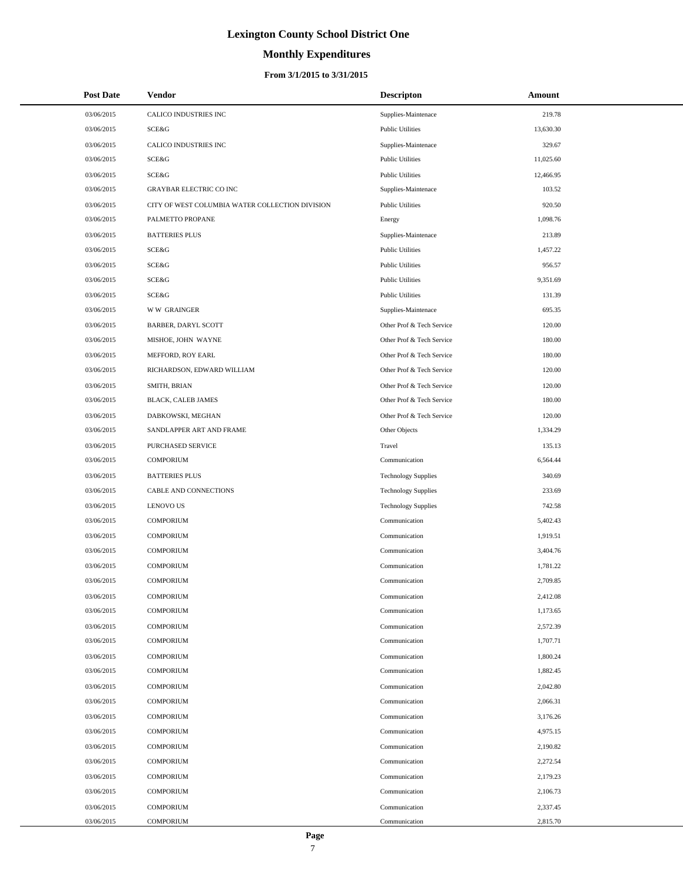# Lexington County School District One

## Monthly Expenditures

### From 3/1/2015 to 3/31/2015

| Post Date | Vendor | Descripton | Amount |
|---|---|---|---|
| 03/06/2015 | CALICO INDUSTRIES INC | Supplies-Maintenace | 219.78 |
| 03/06/2015 | SCE&G | Public Utilities | 13,630.30 |
| 03/06/2015 | CALICO INDUSTRIES INC | Supplies-Maintenace | 329.67 |
| 03/06/2015 | SCE&G | Public Utilities | 11,025.60 |
| 03/06/2015 | SCE&G | Public Utilities | 12,466.95 |
| 03/06/2015 | GRAYBAR ELECTRIC CO INC | Supplies-Maintenace | 103.52 |
| 03/06/2015 | CITY OF WEST COLUMBIA WATER COLLECTION DIVISION | Public Utilities | 920.50 |
| 03/06/2015 | PALMETTO PROPANE | Energy | 1,098.76 |
| 03/06/2015 | BATTERIES PLUS | Supplies-Maintenace | 213.89 |
| 03/06/2015 | SCE&G | Public Utilities | 1,457.22 |
| 03/06/2015 | SCE&G | Public Utilities | 956.57 |
| 03/06/2015 | SCE&G | Public Utilities | 9,351.69 |
| 03/06/2015 | SCE&G | Public Utilities | 131.39 |
| 03/06/2015 | W W GRAINGER | Supplies-Maintenace | 695.35 |
| 03/06/2015 | BARBER, DARYL SCOTT | Other Prof & Tech Service | 120.00 |
| 03/06/2015 | MISHOE, JOHN WAYNE | Other Prof & Tech Service | 180.00 |
| 03/06/2015 | MEFFORD, ROY EARL | Other Prof & Tech Service | 180.00 |
| 03/06/2015 | RICHARDSON, EDWARD WILLIAM | Other Prof & Tech Service | 120.00 |
| 03/06/2015 | SMITH, BRIAN | Other Prof & Tech Service | 120.00 |
| 03/06/2015 | BLACK, CALEB JAMES | Other Prof & Tech Service | 180.00 |
| 03/06/2015 | DABKOWSKI, MEGHAN | Other Prof & Tech Service | 120.00 |
| 03/06/2015 | SANDLAPPER ART AND FRAME | Other Objects | 1,334.29 |
| 03/06/2015 | PURCHASED SERVICE | Travel | 135.13 |
| 03/06/2015 | COMPORIUM | Communication | 6,564.44 |
| 03/06/2015 | BATTERIES PLUS | Technology Supplies | 340.69 |
| 03/06/2015 | CABLE AND CONNECTIONS | Technology Supplies | 233.69 |
| 03/06/2015 | LENOVO US | Technology Supplies | 742.58 |
| 03/06/2015 | COMPORIUM | Communication | 5,402.43 |
| 03/06/2015 | COMPORIUM | Communication | 1,919.51 |
| 03/06/2015 | COMPORIUM | Communication | 3,404.76 |
| 03/06/2015 | COMPORIUM | Communication | 1,781.22 |
| 03/06/2015 | COMPORIUM | Communication | 2,709.85 |
| 03/06/2015 | COMPORIUM | Communication | 2,412.08 |
| 03/06/2015 | COMPORIUM | Communication | 1,173.65 |
| 03/06/2015 | COMPORIUM | Communication | 2,572.39 |
| 03/06/2015 | COMPORIUM | Communication | 1,707.71 |
| 03/06/2015 | COMPORIUM | Communication | 1,800.24 |
| 03/06/2015 | COMPORIUM | Communication | 1,882.45 |
| 03/06/2015 | COMPORIUM | Communication | 2,042.80 |
| 03/06/2015 | COMPORIUM | Communication | 2,066.31 |
| 03/06/2015 | COMPORIUM | Communication | 3,176.26 |
| 03/06/2015 | COMPORIUM | Communication | 4,975.15 |
| 03/06/2015 | COMPORIUM | Communication | 2,190.82 |
| 03/06/2015 | COMPORIUM | Communication | 2,272.54 |
| 03/06/2015 | COMPORIUM | Communication | 2,179.23 |
| 03/06/2015 | COMPORIUM | Communication | 2,106.73 |
| 03/06/2015 | COMPORIUM | Communication | 2,337.45 |
| 03/06/2015 | COMPORIUM | Communication | 2,815.70 |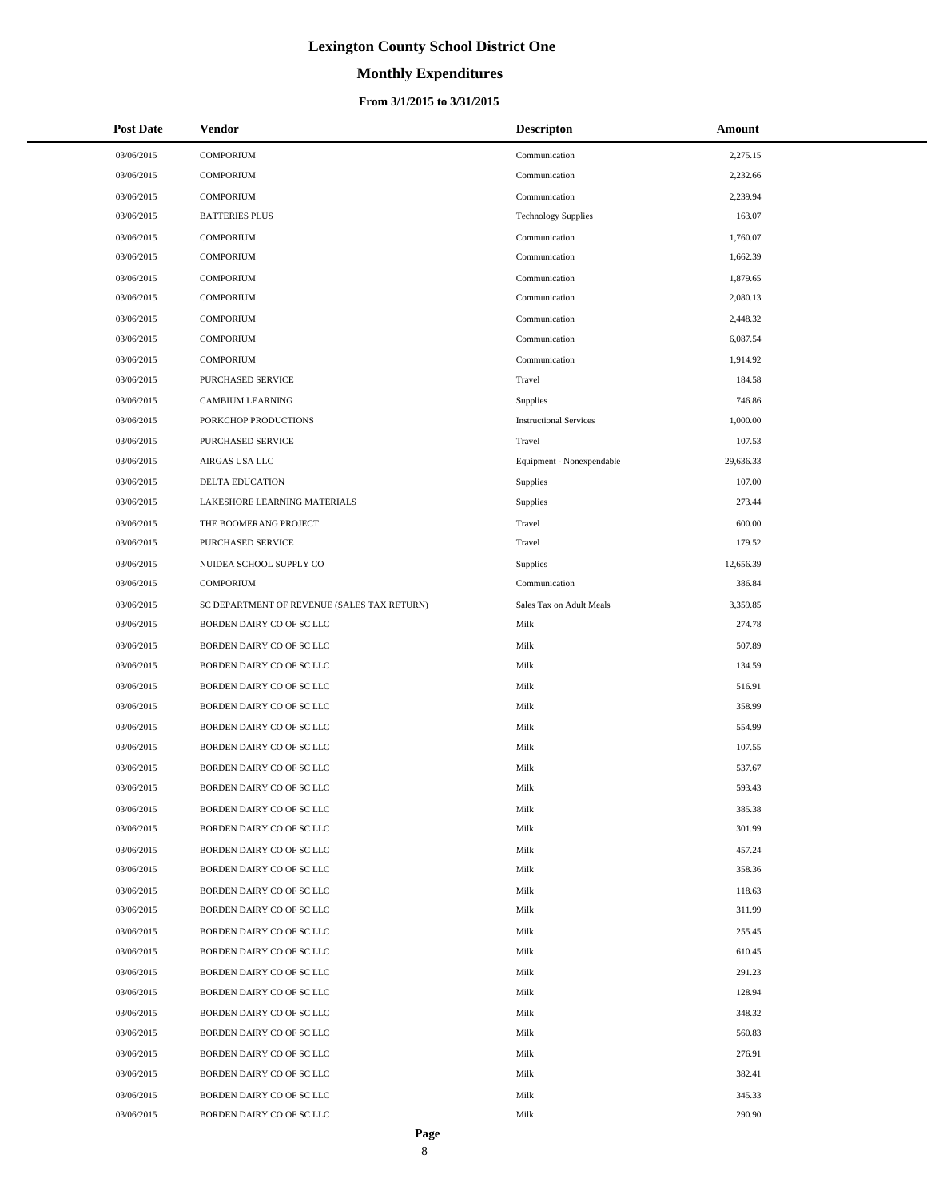# Lexington County School District One

## Monthly Expenditures

### From 3/1/2015 to 3/31/2015

| Post Date | Vendor | Descripton | Amount |
| --- | --- | --- | --- |
| 03/06/2015 | COMPORIUM | Communication | 2,275.15 |
| 03/06/2015 | COMPORIUM | Communication | 2,232.66 |
| 03/06/2015 | COMPORIUM | Communication | 2,239.94 |
| 03/06/2015 | BATTERIES PLUS | Technology Supplies | 163.07 |
| 03/06/2015 | COMPORIUM | Communication | 1,760.07 |
| 03/06/2015 | COMPORIUM | Communication | 1,662.39 |
| 03/06/2015 | COMPORIUM | Communication | 1,879.65 |
| 03/06/2015 | COMPORIUM | Communication | 2,080.13 |
| 03/06/2015 | COMPORIUM | Communication | 2,448.32 |
| 03/06/2015 | COMPORIUM | Communication | 6,087.54 |
| 03/06/2015 | COMPORIUM | Communication | 1,914.92 |
| 03/06/2015 | PURCHASED SERVICE | Travel | 184.58 |
| 03/06/2015 | CAMBIUM LEARNING | Supplies | 746.86 |
| 03/06/2015 | PORKCHOP PRODUCTIONS | Instructional Services | 1,000.00 |
| 03/06/2015 | PURCHASED SERVICE | Travel | 107.53 |
| 03/06/2015 | AIRGAS USA LLC | Equipment - Nonexpendable | 29,636.33 |
| 03/06/2015 | DELTA EDUCATION | Supplies | 107.00 |
| 03/06/2015 | LAKESHORE LEARNING MATERIALS | Supplies | 273.44 |
| 03/06/2015 | THE BOOMERANG PROJECT | Travel | 600.00 |
| 03/06/2015 | PURCHASED SERVICE | Travel | 179.52 |
| 03/06/2015 | NUIDEA SCHOOL SUPPLY CO | Supplies | 12,656.39 |
| 03/06/2015 | COMPORIUM | Communication | 386.84 |
| 03/06/2015 | SC DEPARTMENT OF REVENUE (SALES TAX RETURN) | Sales Tax on Adult Meals | 3,359.85 |
| 03/06/2015 | BORDEN DAIRY CO OF SC LLC | Milk | 274.78 |
| 03/06/2015 | BORDEN DAIRY CO OF SC LLC | Milk | 507.89 |
| 03/06/2015 | BORDEN DAIRY CO OF SC LLC | Milk | 134.59 |
| 03/06/2015 | BORDEN DAIRY CO OF SC LLC | Milk | 516.91 |
| 03/06/2015 | BORDEN DAIRY CO OF SC LLC | Milk | 358.99 |
| 03/06/2015 | BORDEN DAIRY CO OF SC LLC | Milk | 554.99 |
| 03/06/2015 | BORDEN DAIRY CO OF SC LLC | Milk | 107.55 |
| 03/06/2015 | BORDEN DAIRY CO OF SC LLC | Milk | 537.67 |
| 03/06/2015 | BORDEN DAIRY CO OF SC LLC | Milk | 593.43 |
| 03/06/2015 | BORDEN DAIRY CO OF SC LLC | Milk | 385.38 |
| 03/06/2015 | BORDEN DAIRY CO OF SC LLC | Milk | 301.99 |
| 03/06/2015 | BORDEN DAIRY CO OF SC LLC | Milk | 457.24 |
| 03/06/2015 | BORDEN DAIRY CO OF SC LLC | Milk | 358.36 |
| 03/06/2015 | BORDEN DAIRY CO OF SC LLC | Milk | 118.63 |
| 03/06/2015 | BORDEN DAIRY CO OF SC LLC | Milk | 311.99 |
| 03/06/2015 | BORDEN DAIRY CO OF SC LLC | Milk | 255.45 |
| 03/06/2015 | BORDEN DAIRY CO OF SC LLC | Milk | 610.45 |
| 03/06/2015 | BORDEN DAIRY CO OF SC LLC | Milk | 291.23 |
| 03/06/2015 | BORDEN DAIRY CO OF SC LLC | Milk | 128.94 |
| 03/06/2015 | BORDEN DAIRY CO OF SC LLC | Milk | 348.32 |
| 03/06/2015 | BORDEN DAIRY CO OF SC LLC | Milk | 560.83 |
| 03/06/2015 | BORDEN DAIRY CO OF SC LLC | Milk | 276.91 |
| 03/06/2015 | BORDEN DAIRY CO OF SC LLC | Milk | 382.41 |
| 03/06/2015 | BORDEN DAIRY CO OF SC LLC | Milk | 345.33 |
| 03/06/2015 | BORDEN DAIRY CO OF SC LLC | Milk | 290.90 |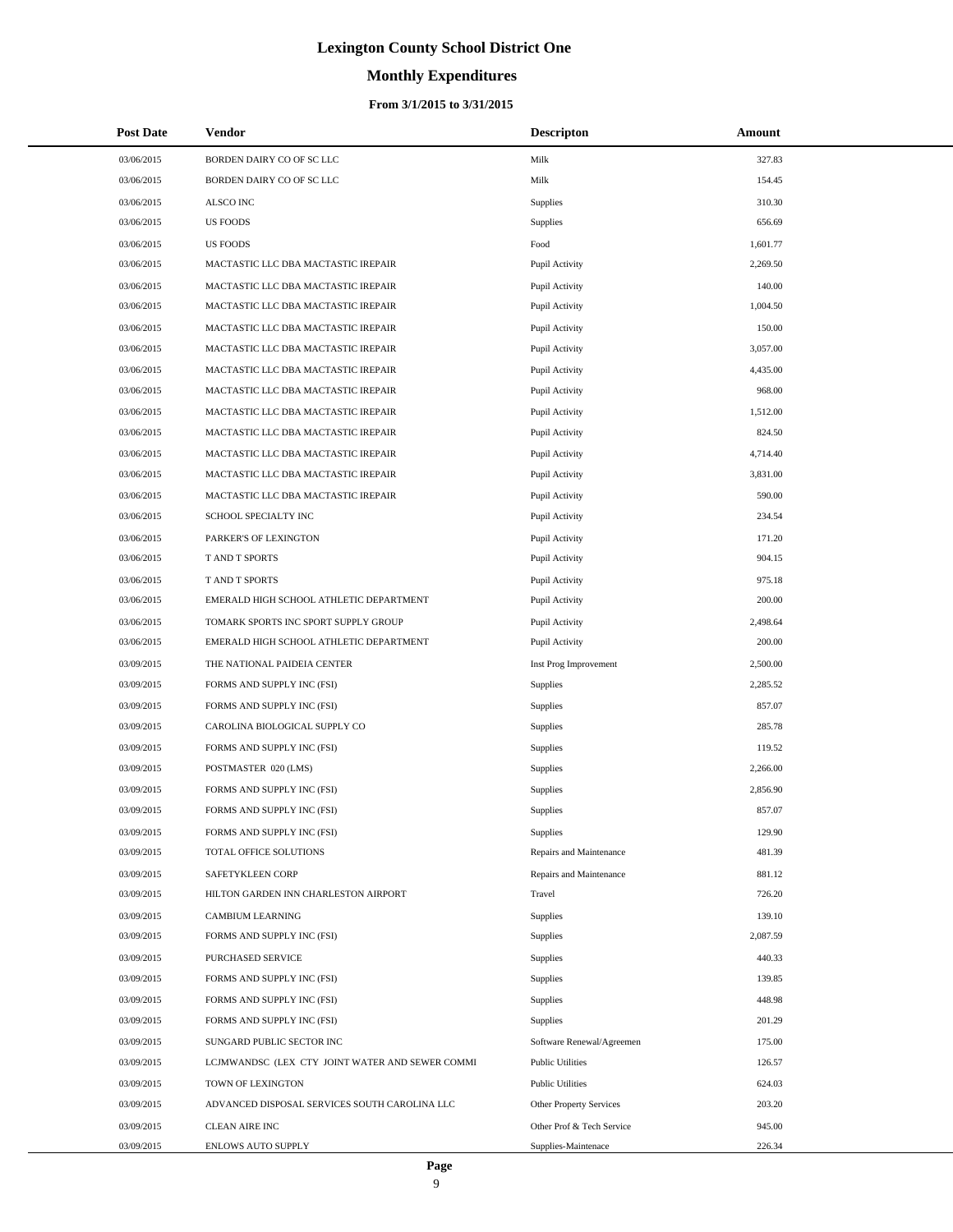# Lexington County School District One

## Monthly Expenditures

### From 3/1/2015 to 3/31/2015

| Post Date | Vendor | Descripton | Amount |
|---|---|---|---|
| 03/06/2015 | BORDEN DAIRY CO OF SC LLC | Milk | 327.83 |
| 03/06/2015 | BORDEN DAIRY CO OF SC LLC | Milk | 154.45 |
| 03/06/2015 | ALSCO INC | Supplies | 310.30 |
| 03/06/2015 | US FOODS | Supplies | 656.69 |
| 03/06/2015 | US FOODS | Food | 1,601.77 |
| 03/06/2015 | MACTASTIC LLC DBA MACTASTIC IREPAIR | Pupil Activity | 2,269.50 |
| 03/06/2015 | MACTASTIC LLC DBA MACTASTIC IREPAIR | Pupil Activity | 140.00 |
| 03/06/2015 | MACTASTIC LLC DBA MACTASTIC IREPAIR | Pupil Activity | 1,004.50 |
| 03/06/2015 | MACTASTIC LLC DBA MACTASTIC IREPAIR | Pupil Activity | 150.00 |
| 03/06/2015 | MACTASTIC LLC DBA MACTASTIC IREPAIR | Pupil Activity | 3,057.00 |
| 03/06/2015 | MACTASTIC LLC DBA MACTASTIC IREPAIR | Pupil Activity | 4,435.00 |
| 03/06/2015 | MACTASTIC LLC DBA MACTASTIC IREPAIR | Pupil Activity | 968.00 |
| 03/06/2015 | MACTASTIC LLC DBA MACTASTIC IREPAIR | Pupil Activity | 1,512.00 |
| 03/06/2015 | MACTASTIC LLC DBA MACTASTIC IREPAIR | Pupil Activity | 824.50 |
| 03/06/2015 | MACTASTIC LLC DBA MACTASTIC IREPAIR | Pupil Activity | 4,714.40 |
| 03/06/2015 | MACTASTIC LLC DBA MACTASTIC IREPAIR | Pupil Activity | 3,831.00 |
| 03/06/2015 | MACTASTIC LLC DBA MACTASTIC IREPAIR | Pupil Activity | 590.00 |
| 03/06/2015 | SCHOOL SPECIALTY INC | Pupil Activity | 234.54 |
| 03/06/2015 | PARKER'S OF LEXINGTON | Pupil Activity | 171.20 |
| 03/06/2015 | T AND T SPORTS | Pupil Activity | 904.15 |
| 03/06/2015 | T AND T SPORTS | Pupil Activity | 975.18 |
| 03/06/2015 | EMERALD HIGH SCHOOL ATHLETIC DEPARTMENT | Pupil Activity | 200.00 |
| 03/06/2015 | TOMARK SPORTS INC SPORT SUPPLY GROUP | Pupil Activity | 2,498.64 |
| 03/06/2015 | EMERALD HIGH SCHOOL ATHLETIC DEPARTMENT | Pupil Activity | 200.00 |
| 03/09/2015 | THE NATIONAL PAIDEIA CENTER | Inst Prog Improvement | 2,500.00 |
| 03/09/2015 | FORMS AND SUPPLY INC (FSI) | Supplies | 2,285.52 |
| 03/09/2015 | FORMS AND SUPPLY INC (FSI) | Supplies | 857.07 |
| 03/09/2015 | CAROLINA BIOLOGICAL SUPPLY CO | Supplies | 285.78 |
| 03/09/2015 | FORMS AND SUPPLY INC (FSI) | Supplies | 119.52 |
| 03/09/2015 | POSTMASTER 020 (LMS) | Supplies | 2,266.00 |
| 03/09/2015 | FORMS AND SUPPLY INC (FSI) | Supplies | 2,856.90 |
| 03/09/2015 | FORMS AND SUPPLY INC (FSI) | Supplies | 857.07 |
| 03/09/2015 | FORMS AND SUPPLY INC (FSI) | Supplies | 129.90 |
| 03/09/2015 | TOTAL OFFICE SOLUTIONS | Repairs and Maintenance | 481.39 |
| 03/09/2015 | SAFETYKLEEN CORP | Repairs and Maintenance | 881.12 |
| 03/09/2015 | HILTON GARDEN INN CHARLESTON AIRPORT | Travel | 726.20 |
| 03/09/2015 | CAMBIUM LEARNING | Supplies | 139.10 |
| 03/09/2015 | FORMS AND SUPPLY INC (FSI) | Supplies | 2,087.59 |
| 03/09/2015 | PURCHASED SERVICE | Supplies | 440.33 |
| 03/09/2015 | FORMS AND SUPPLY INC (FSI) | Supplies | 139.85 |
| 03/09/2015 | FORMS AND SUPPLY INC (FSI) | Supplies | 448.98 |
| 03/09/2015 | FORMS AND SUPPLY INC (FSI) | Supplies | 201.29 |
| 03/09/2015 | SUNGARD PUBLIC SECTOR INC | Software Renewal/Agreemen | 175.00 |
| 03/09/2015 | LCJMWANDSC (LEX CTY JOINT WATER AND SEWER COMMI | Public Utilities | 126.57 |
| 03/09/2015 | TOWN OF LEXINGTON | Public Utilities | 624.03 |
| 03/09/2015 | ADVANCED DISPOSAL SERVICES SOUTH CAROLINA LLC | Other Property Services | 203.20 |
| 03/09/2015 | CLEAN AIRE INC | Other Prof & Tech Service | 945.00 |
| 03/09/2015 | ENLOWS AUTO SUPPLY | Supplies-Maintenace | 226.34 |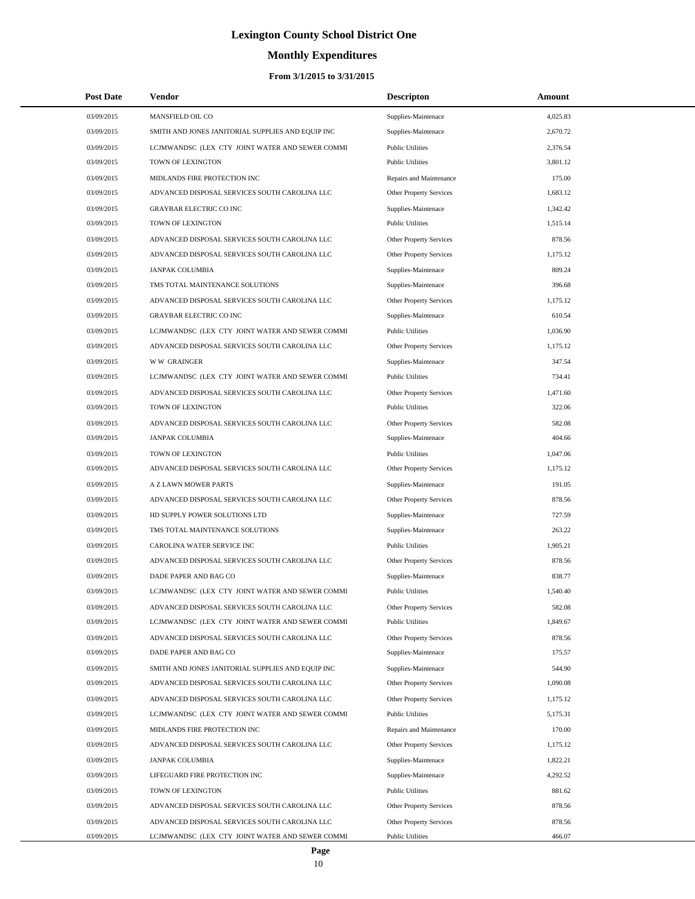# Lexington County School District One

## Monthly Expenditures

### From 3/1/2015 to 3/31/2015

| Post Date | Vendor | Descripton | Amount |
|---|---|---|---|
| 03/09/2015 | MANSFIELD OIL CO | Supplies-Maintenace | 4,025.83 |
| 03/09/2015 | SMITH AND JONES JANITORIAL SUPPLIES AND EQUIP INC | Supplies-Maintenace | 2,670.72 |
| 03/09/2015 | LCJMWANDSC (LEX CTY JOINT WATER AND SEWER COMMI | Public Utilities | 2,376.54 |
| 03/09/2015 | TOWN OF LEXINGTON | Public Utilities | 3,801.12 |
| 03/09/2015 | MIDLANDS FIRE PROTECTION INC | Repairs and Maintenance | 175.00 |
| 03/09/2015 | ADVANCED DISPOSAL SERVICES SOUTH CAROLINA LLC | Other Property Services | 1,683.12 |
| 03/09/2015 | GRAYBAR ELECTRIC CO INC | Supplies-Maintenace | 1,342.42 |
| 03/09/2015 | TOWN OF LEXINGTON | Public Utilities | 1,515.14 |
| 03/09/2015 | ADVANCED DISPOSAL SERVICES SOUTH CAROLINA LLC | Other Property Services | 878.56 |
| 03/09/2015 | ADVANCED DISPOSAL SERVICES SOUTH CAROLINA LLC | Other Property Services | 1,175.12 |
| 03/09/2015 | JANPAK COLUMBIA | Supplies-Maintenace | 809.24 |
| 03/09/2015 | TMS TOTAL MAINTENANCE SOLUTIONS | Supplies-Maintenace | 396.68 |
| 03/09/2015 | ADVANCED DISPOSAL SERVICES SOUTH CAROLINA LLC | Other Property Services | 1,175.12 |
| 03/09/2015 | GRAYBAR ELECTRIC CO INC | Supplies-Maintenace | 610.54 |
| 03/09/2015 | LCJMWANDSC (LEX CTY JOINT WATER AND SEWER COMMI | Public Utilities | 1,036.90 |
| 03/09/2015 | ADVANCED DISPOSAL SERVICES SOUTH CAROLINA LLC | Other Property Services | 1,175.12 |
| 03/09/2015 | W W GRAINGER | Supplies-Maintenace | 347.54 |
| 03/09/2015 | LCJMWANDSC (LEX CTY JOINT WATER AND SEWER COMMI | Public Utilities | 734.41 |
| 03/09/2015 | ADVANCED DISPOSAL SERVICES SOUTH CAROLINA LLC | Other Property Services | 1,471.60 |
| 03/09/2015 | TOWN OF LEXINGTON | Public Utilities | 322.06 |
| 03/09/2015 | ADVANCED DISPOSAL SERVICES SOUTH CAROLINA LLC | Other Property Services | 582.08 |
| 03/09/2015 | JANPAK COLUMBIA | Supplies-Maintenace | 404.66 |
| 03/09/2015 | TOWN OF LEXINGTON | Public Utilities | 1,047.06 |
| 03/09/2015 | ADVANCED DISPOSAL SERVICES SOUTH CAROLINA LLC | Other Property Services | 1,175.12 |
| 03/09/2015 | A Z LAWN MOWER PARTS | Supplies-Maintenace | 191.05 |
| 03/09/2015 | ADVANCED DISPOSAL SERVICES SOUTH CAROLINA LLC | Other Property Services | 878.56 |
| 03/09/2015 | HD SUPPLY POWER SOLUTIONS LTD | Supplies-Maintenace | 727.59 |
| 03/09/2015 | TMS TOTAL MAINTENANCE SOLUTIONS | Supplies-Maintenace | 263.22 |
| 03/09/2015 | CAROLINA WATER SERVICE INC | Public Utilities | 1,905.21 |
| 03/09/2015 | ADVANCED DISPOSAL SERVICES SOUTH CAROLINA LLC | Other Property Services | 878.56 |
| 03/09/2015 | DADE PAPER AND BAG CO | Supplies-Maintenace | 838.77 |
| 03/09/2015 | LCJMWANDSC (LEX CTY JOINT WATER AND SEWER COMMI | Public Utilities | 1,540.40 |
| 03/09/2015 | ADVANCED DISPOSAL SERVICES SOUTH CAROLINA LLC | Other Property Services | 582.08 |
| 03/09/2015 | LCJMWANDSC (LEX CTY JOINT WATER AND SEWER COMMI | Public Utilities | 1,849.67 |
| 03/09/2015 | ADVANCED DISPOSAL SERVICES SOUTH CAROLINA LLC | Other Property Services | 878.56 |
| 03/09/2015 | DADE PAPER AND BAG CO | Supplies-Maintenace | 175.57 |
| 03/09/2015 | SMITH AND JONES JANITORIAL SUPPLIES AND EQUIP INC | Supplies-Maintenace | 544.90 |
| 03/09/2015 | ADVANCED DISPOSAL SERVICES SOUTH CAROLINA LLC | Other Property Services | 1,090.08 |
| 03/09/2015 | ADVANCED DISPOSAL SERVICES SOUTH CAROLINA LLC | Other Property Services | 1,175.12 |
| 03/09/2015 | LCJMWANDSC (LEX CTY JOINT WATER AND SEWER COMMI | Public Utilities | 5,175.31 |
| 03/09/2015 | MIDLANDS FIRE PROTECTION INC | Repairs and Maintenance | 170.00 |
| 03/09/2015 | ADVANCED DISPOSAL SERVICES SOUTH CAROLINA LLC | Other Property Services | 1,175.12 |
| 03/09/2015 | JANPAK COLUMBIA | Supplies-Maintenace | 1,822.21 |
| 03/09/2015 | LIFEGUARD FIRE PROTECTION INC | Supplies-Maintenace | 4,292.52 |
| 03/09/2015 | TOWN OF LEXINGTON | Public Utilities | 881.62 |
| 03/09/2015 | ADVANCED DISPOSAL SERVICES SOUTH CAROLINA LLC | Other Property Services | 878.56 |
| 03/09/2015 | ADVANCED DISPOSAL SERVICES SOUTH CAROLINA LLC | Other Property Services | 878.56 |
| 03/09/2015 | LCJMWANDSC (LEX CTY JOINT WATER AND SEWER COMMI | Public Utilities | 466.07 |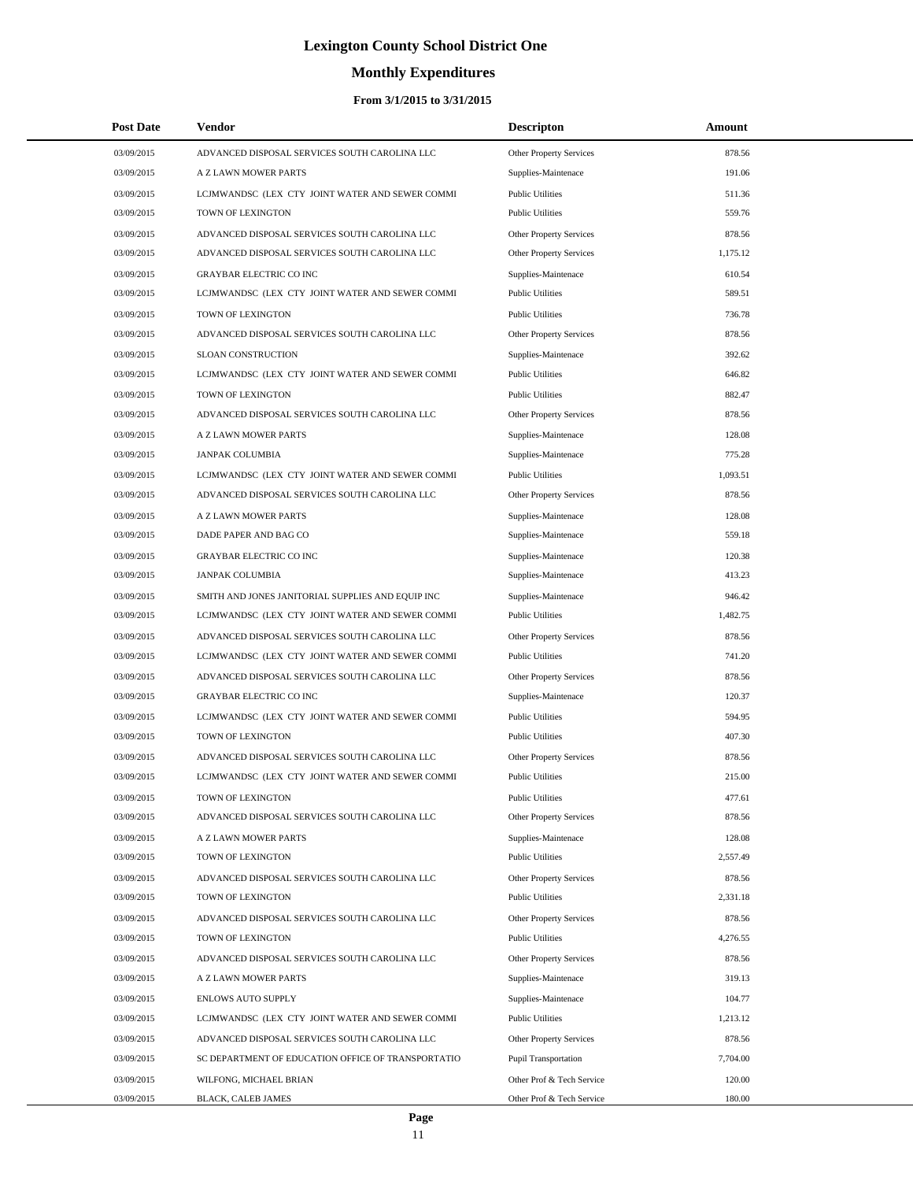# Lexington County School District One

## Monthly Expenditures

### From 3/1/2015 to 3/31/2015

| Post Date | Vendor | Descripton | Amount |
|---|---|---|---|
| 03/09/2015 | ADVANCED DISPOSAL SERVICES SOUTH CAROLINA LLC | Other Property Services | 878.56 |
| 03/09/2015 | A Z LAWN MOWER PARTS | Supplies-Maintenace | 191.06 |
| 03/09/2015 | LCJMWANDSC (LEX CTY JOINT WATER AND SEWER COMMI | Public Utilities | 511.36 |
| 03/09/2015 | TOWN OF LEXINGTON | Public Utilities | 559.76 |
| 03/09/2015 | ADVANCED DISPOSAL SERVICES SOUTH CAROLINA LLC | Other Property Services | 878.56 |
| 03/09/2015 | ADVANCED DISPOSAL SERVICES SOUTH CAROLINA LLC | Other Property Services | 1,175.12 |
| 03/09/2015 | GRAYBAR ELECTRIC CO INC | Supplies-Maintenace | 610.54 |
| 03/09/2015 | LCJMWANDSC (LEX CTY JOINT WATER AND SEWER COMMI | Public Utilities | 589.51 |
| 03/09/2015 | TOWN OF LEXINGTON | Public Utilities | 736.78 |
| 03/09/2015 | ADVANCED DISPOSAL SERVICES SOUTH CAROLINA LLC | Other Property Services | 878.56 |
| 03/09/2015 | SLOAN CONSTRUCTION | Supplies-Maintenace | 392.62 |
| 03/09/2015 | LCJMWANDSC (LEX CTY JOINT WATER AND SEWER COMMI | Public Utilities | 646.82 |
| 03/09/2015 | TOWN OF LEXINGTON | Public Utilities | 882.47 |
| 03/09/2015 | ADVANCED DISPOSAL SERVICES SOUTH CAROLINA LLC | Other Property Services | 878.56 |
| 03/09/2015 | A Z LAWN MOWER PARTS | Supplies-Maintenace | 128.08 |
| 03/09/2015 | JANPAK COLUMBIA | Supplies-Maintenace | 775.28 |
| 03/09/2015 | LCJMWANDSC (LEX CTY JOINT WATER AND SEWER COMMI | Public Utilities | 1,093.51 |
| 03/09/2015 | ADVANCED DISPOSAL SERVICES SOUTH CAROLINA LLC | Other Property Services | 878.56 |
| 03/09/2015 | A Z LAWN MOWER PARTS | Supplies-Maintenace | 128.08 |
| 03/09/2015 | DADE PAPER AND BAG CO | Supplies-Maintenace | 559.18 |
| 03/09/2015 | GRAYBAR ELECTRIC CO INC | Supplies-Maintenace | 120.38 |
| 03/09/2015 | JANPAK COLUMBIA | Supplies-Maintenace | 413.23 |
| 03/09/2015 | SMITH AND JONES JANITORIAL SUPPLIES AND EQUIP INC | Supplies-Maintenace | 946.42 |
| 03/09/2015 | LCJMWANDSC (LEX CTY JOINT WATER AND SEWER COMMI | Public Utilities | 1,482.75 |
| 03/09/2015 | ADVANCED DISPOSAL SERVICES SOUTH CAROLINA LLC | Other Property Services | 878.56 |
| 03/09/2015 | LCJMWANDSC (LEX CTY JOINT WATER AND SEWER COMMI | Public Utilities | 741.20 |
| 03/09/2015 | ADVANCED DISPOSAL SERVICES SOUTH CAROLINA LLC | Other Property Services | 878.56 |
| 03/09/2015 | GRAYBAR ELECTRIC CO INC | Supplies-Maintenace | 120.37 |
| 03/09/2015 | LCJMWANDSC (LEX CTY JOINT WATER AND SEWER COMMI | Public Utilities | 594.95 |
| 03/09/2015 | TOWN OF LEXINGTON | Public Utilities | 407.30 |
| 03/09/2015 | ADVANCED DISPOSAL SERVICES SOUTH CAROLINA LLC | Other Property Services | 878.56 |
| 03/09/2015 | LCJMWANDSC (LEX CTY JOINT WATER AND SEWER COMMI | Public Utilities | 215.00 |
| 03/09/2015 | TOWN OF LEXINGTON | Public Utilities | 477.61 |
| 03/09/2015 | ADVANCED DISPOSAL SERVICES SOUTH CAROLINA LLC | Other Property Services | 878.56 |
| 03/09/2015 | A Z LAWN MOWER PARTS | Supplies-Maintenace | 128.08 |
| 03/09/2015 | TOWN OF LEXINGTON | Public Utilities | 2,557.49 |
| 03/09/2015 | ADVANCED DISPOSAL SERVICES SOUTH CAROLINA LLC | Other Property Services | 878.56 |
| 03/09/2015 | TOWN OF LEXINGTON | Public Utilities | 2,331.18 |
| 03/09/2015 | ADVANCED DISPOSAL SERVICES SOUTH CAROLINA LLC | Other Property Services | 878.56 |
| 03/09/2015 | TOWN OF LEXINGTON | Public Utilities | 4,276.55 |
| 03/09/2015 | ADVANCED DISPOSAL SERVICES SOUTH CAROLINA LLC | Other Property Services | 878.56 |
| 03/09/2015 | A Z LAWN MOWER PARTS | Supplies-Maintenace | 319.13 |
| 03/09/2015 | ENLOWS AUTO SUPPLY | Supplies-Maintenace | 104.77 |
| 03/09/2015 | LCJMWANDSC (LEX CTY JOINT WATER AND SEWER COMMI | Public Utilities | 1,213.12 |
| 03/09/2015 | ADVANCED DISPOSAL SERVICES SOUTH CAROLINA LLC | Other Property Services | 878.56 |
| 03/09/2015 | SC DEPARTMENT OF EDUCATION OFFICE OF TRANSPORTATIO | Pupil Transportation | 7,704.00 |
| 03/09/2015 | WILFONG, MICHAEL BRIAN | Other Prof & Tech Service | 120.00 |
| 03/09/2015 | BLACK, CALEB JAMES | Other Prof & Tech Service | 180.00 |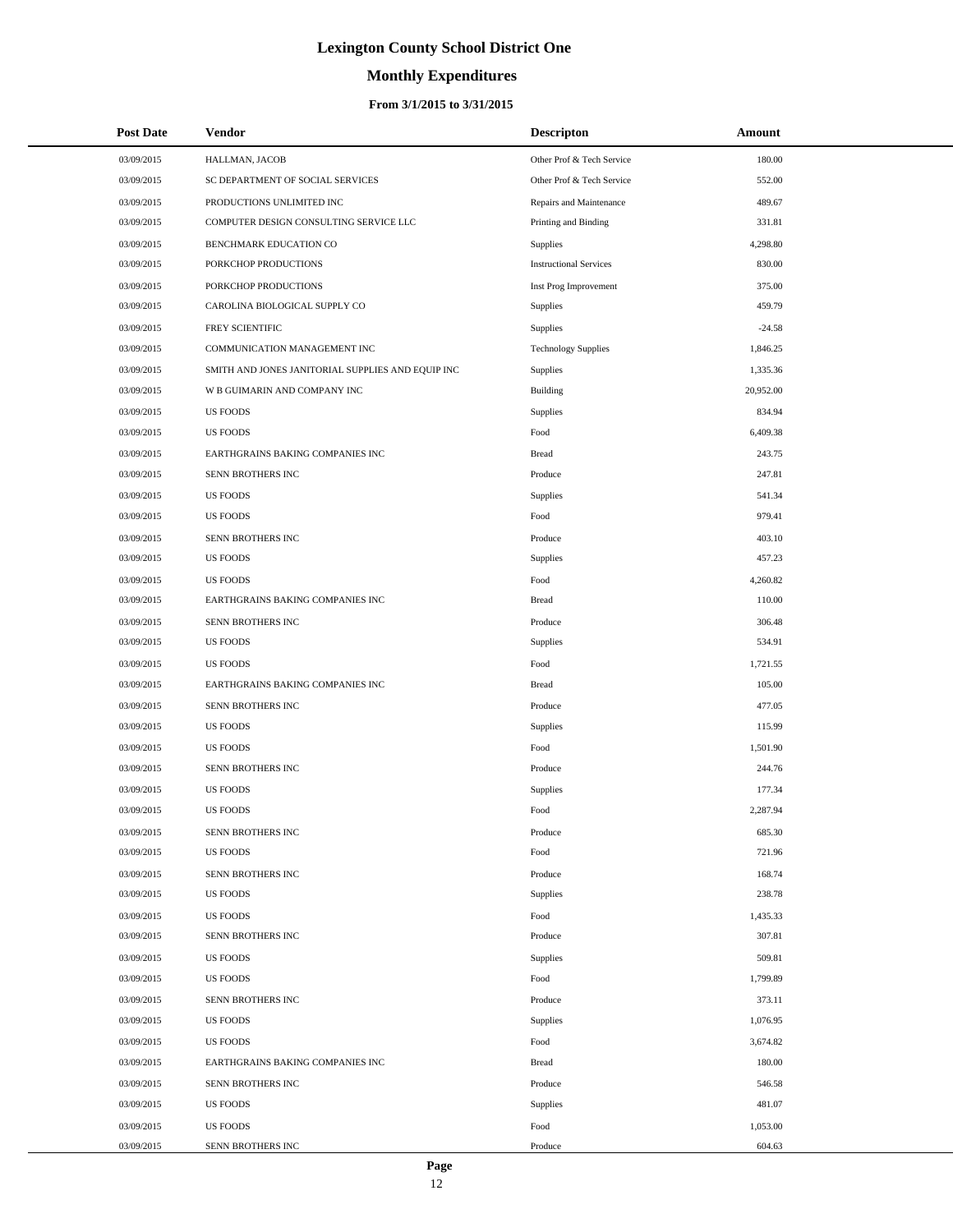# Lexington County School District One

## Monthly Expenditures

### From 3/1/2015 to 3/31/2015

| Post Date | Vendor | Descripton | Amount |
| --- | --- | --- | --- |
| 03/09/2015 | HALLMAN, JACOB | Other Prof & Tech Service | 180.00 |
| 03/09/2015 | SC DEPARTMENT OF SOCIAL SERVICES | Other Prof & Tech Service | 552.00 |
| 03/09/2015 | PRODUCTIONS UNLIMITED INC | Repairs and Maintenance | 489.67 |
| 03/09/2015 | COMPUTER DESIGN CONSULTING SERVICE LLC | Printing and Binding | 331.81 |
| 03/09/2015 | BENCHMARK EDUCATION CO | Supplies | 4,298.80 |
| 03/09/2015 | PORKCHOP PRODUCTIONS | Instructional Services | 830.00 |
| 03/09/2015 | PORKCHOP PRODUCTIONS | Inst Prog Improvement | 375.00 |
| 03/09/2015 | CAROLINA BIOLOGICAL SUPPLY CO | Supplies | 459.79 |
| 03/09/2015 | FREY SCIENTIFIC | Supplies | -24.58 |
| 03/09/2015 | COMMUNICATION MANAGEMENT INC | Technology Supplies | 1,846.25 |
| 03/09/2015 | SMITH AND JONES JANITORIAL SUPPLIES AND EQUIP INC | Supplies | 1,335.36 |
| 03/09/2015 | W B GUIMARIN AND COMPANY INC | Building | 20,952.00 |
| 03/09/2015 | US FOODS | Supplies | 834.94 |
| 03/09/2015 | US FOODS | Food | 6,409.38 |
| 03/09/2015 | EARTHGRAINS BAKING COMPANIES INC | Bread | 243.75 |
| 03/09/2015 | SENN BROTHERS INC | Produce | 247.81 |
| 03/09/2015 | US FOODS | Supplies | 541.34 |
| 03/09/2015 | US FOODS | Food | 979.41 |
| 03/09/2015 | SENN BROTHERS INC | Produce | 403.10 |
| 03/09/2015 | US FOODS | Supplies | 457.23 |
| 03/09/2015 | US FOODS | Food | 4,260.82 |
| 03/09/2015 | EARTHGRAINS BAKING COMPANIES INC | Bread | 110.00 |
| 03/09/2015 | SENN BROTHERS INC | Produce | 306.48 |
| 03/09/2015 | US FOODS | Supplies | 534.91 |
| 03/09/2015 | US FOODS | Food | 1,721.55 |
| 03/09/2015 | EARTHGRAINS BAKING COMPANIES INC | Bread | 105.00 |
| 03/09/2015 | SENN BROTHERS INC | Produce | 477.05 |
| 03/09/2015 | US FOODS | Supplies | 115.99 |
| 03/09/2015 | US FOODS | Food | 1,501.90 |
| 03/09/2015 | SENN BROTHERS INC | Produce | 244.76 |
| 03/09/2015 | US FOODS | Supplies | 177.34 |
| 03/09/2015 | US FOODS | Food | 2,287.94 |
| 03/09/2015 | SENN BROTHERS INC | Produce | 685.30 |
| 03/09/2015 | US FOODS | Food | 721.96 |
| 03/09/2015 | SENN BROTHERS INC | Produce | 168.74 |
| 03/09/2015 | US FOODS | Supplies | 238.78 |
| 03/09/2015 | US FOODS | Food | 1,435.33 |
| 03/09/2015 | SENN BROTHERS INC | Produce | 307.81 |
| 03/09/2015 | US FOODS | Supplies | 509.81 |
| 03/09/2015 | US FOODS | Food | 1,799.89 |
| 03/09/2015 | SENN BROTHERS INC | Produce | 373.11 |
| 03/09/2015 | US FOODS | Supplies | 1,076.95 |
| 03/09/2015 | US FOODS | Food | 3,674.82 |
| 03/09/2015 | EARTHGRAINS BAKING COMPANIES INC | Bread | 180.00 |
| 03/09/2015 | SENN BROTHERS INC | Produce | 546.58 |
| 03/09/2015 | US FOODS | Supplies | 481.07 |
| 03/09/2015 | US FOODS | Food | 1,053.00 |
| 03/09/2015 | SENN BROTHERS INC | Produce | 604.63 |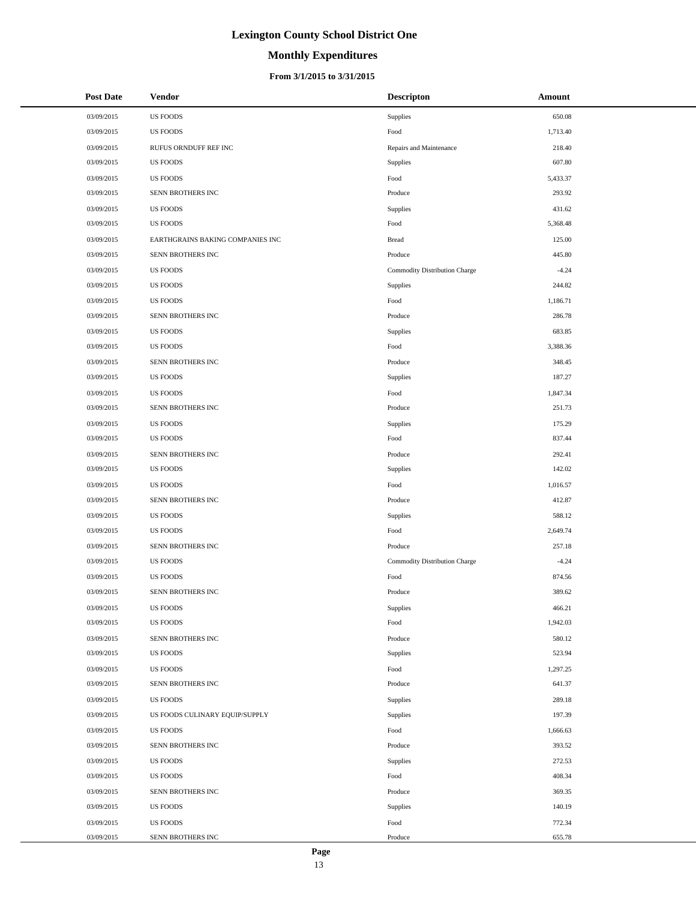# Lexington County School District One

## Monthly Expenditures

### From 3/1/2015 to 3/31/2015

| Post Date | Vendor | Descripton | Amount |
|---|---|---|---|
| 03/09/2015 | US FOODS | Supplies | 650.08 |
| 03/09/2015 | US FOODS | Food | 1,713.40 |
| 03/09/2015 | RUFUS ORNDUFF REF INC | Repairs and Maintenance | 218.40 |
| 03/09/2015 | US FOODS | Supplies | 607.80 |
| 03/09/2015 | US FOODS | Food | 5,433.37 |
| 03/09/2015 | SENN BROTHERS INC | Produce | 293.92 |
| 03/09/2015 | US FOODS | Supplies | 431.62 |
| 03/09/2015 | US FOODS | Food | 5,368.48 |
| 03/09/2015 | EARTHGRAINS BAKING COMPANIES INC | Bread | 125.00 |
| 03/09/2015 | SENN BROTHERS INC | Produce | 445.80 |
| 03/09/2015 | US FOODS | Commodity Distribution Charge | -4.24 |
| 03/09/2015 | US FOODS | Supplies | 244.82 |
| 03/09/2015 | US FOODS | Food | 1,186.71 |
| 03/09/2015 | SENN BROTHERS INC | Produce | 286.78 |
| 03/09/2015 | US FOODS | Supplies | 683.85 |
| 03/09/2015 | US FOODS | Food | 3,388.36 |
| 03/09/2015 | SENN BROTHERS INC | Produce | 348.45 |
| 03/09/2015 | US FOODS | Supplies | 187.27 |
| 03/09/2015 | US FOODS | Food | 1,847.34 |
| 03/09/2015 | SENN BROTHERS INC | Produce | 251.73 |
| 03/09/2015 | US FOODS | Supplies | 175.29 |
| 03/09/2015 | US FOODS | Food | 837.44 |
| 03/09/2015 | SENN BROTHERS INC | Produce | 292.41 |
| 03/09/2015 | US FOODS | Supplies | 142.02 |
| 03/09/2015 | US FOODS | Food | 1,016.57 |
| 03/09/2015 | SENN BROTHERS INC | Produce | 412.87 |
| 03/09/2015 | US FOODS | Supplies | 588.12 |
| 03/09/2015 | US FOODS | Food | 2,649.74 |
| 03/09/2015 | SENN BROTHERS INC | Produce | 257.18 |
| 03/09/2015 | US FOODS | Commodity Distribution Charge | -4.24 |
| 03/09/2015 | US FOODS | Food | 874.56 |
| 03/09/2015 | SENN BROTHERS INC | Produce | 389.62 |
| 03/09/2015 | US FOODS | Supplies | 466.21 |
| 03/09/2015 | US FOODS | Food | 1,942.03 |
| 03/09/2015 | SENN BROTHERS INC | Produce | 580.12 |
| 03/09/2015 | US FOODS | Supplies | 523.94 |
| 03/09/2015 | US FOODS | Food | 1,297.25 |
| 03/09/2015 | SENN BROTHERS INC | Produce | 641.37 |
| 03/09/2015 | US FOODS | Supplies | 289.18 |
| 03/09/2015 | US FOODS CULINARY EQUIP/SUPPLY | Supplies | 197.39 |
| 03/09/2015 | US FOODS | Food | 1,666.63 |
| 03/09/2015 | SENN BROTHERS INC | Produce | 393.52 |
| 03/09/2015 | US FOODS | Supplies | 272.53 |
| 03/09/2015 | US FOODS | Food | 408.34 |
| 03/09/2015 | SENN BROTHERS INC | Produce | 369.35 |
| 03/09/2015 | US FOODS | Supplies | 140.19 |
| 03/09/2015 | US FOODS | Food | 772.34 |
| 03/09/2015 | SENN BROTHERS INC | Produce | 655.78 |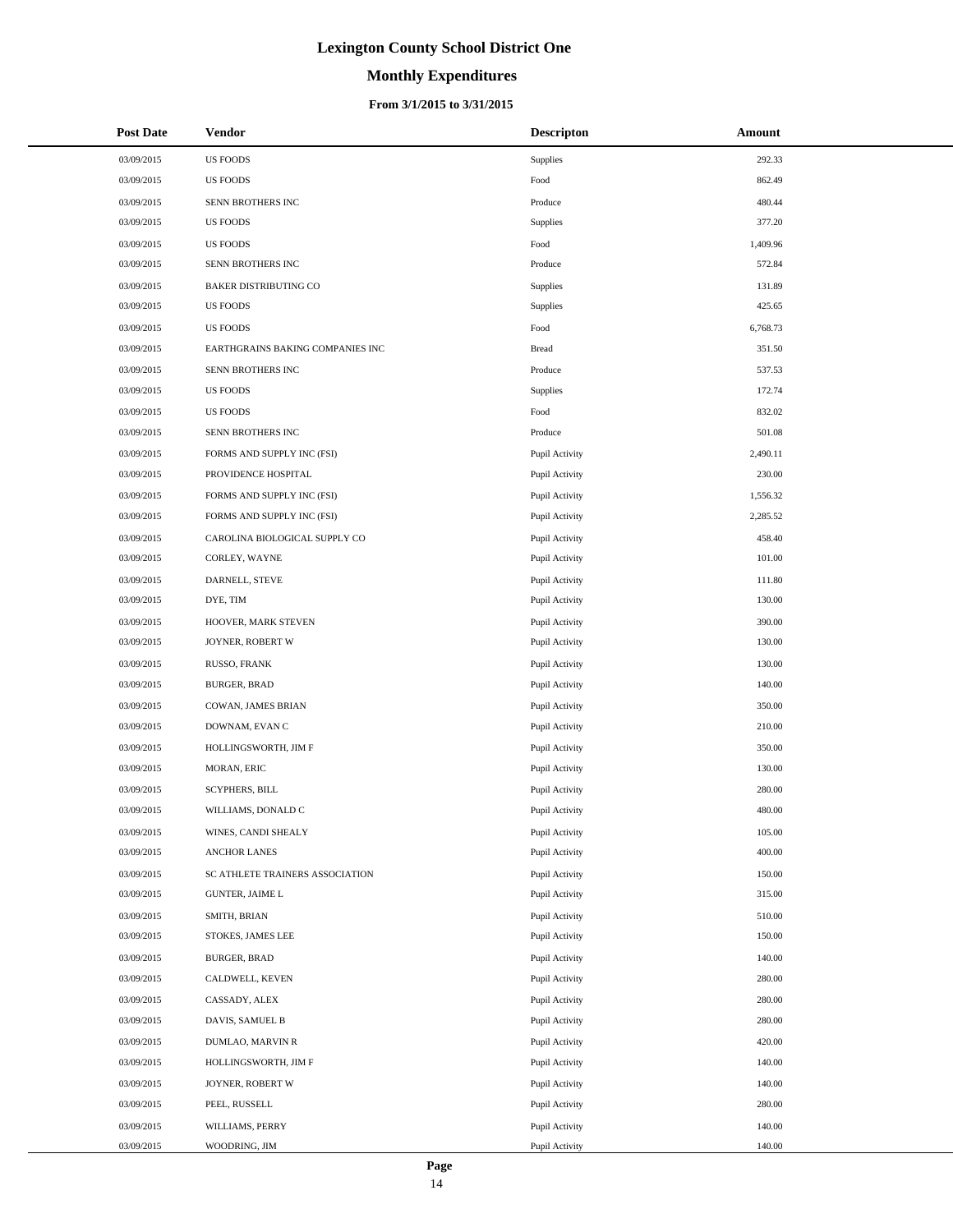# Lexington County School District One

## Monthly Expenditures

### From 3/1/2015 to 3/31/2015

| Post Date | Vendor | Descripton | Amount |
|---|---|---|---|
| 03/09/2015 | US FOODS | Supplies | 292.33 |
| 03/09/2015 | US FOODS | Food | 862.49 |
| 03/09/2015 | SENN BROTHERS INC | Produce | 480.44 |
| 03/09/2015 | US FOODS | Supplies | 377.20 |
| 03/09/2015 | US FOODS | Food | 1,409.96 |
| 03/09/2015 | SENN BROTHERS INC | Produce | 572.84 |
| 03/09/2015 | BAKER DISTRIBUTING CO | Supplies | 131.89 |
| 03/09/2015 | US FOODS | Supplies | 425.65 |
| 03/09/2015 | US FOODS | Food | 6,768.73 |
| 03/09/2015 | EARTHGRAINS BAKING COMPANIES INC | Bread | 351.50 |
| 03/09/2015 | SENN BROTHERS INC | Produce | 537.53 |
| 03/09/2015 | US FOODS | Supplies | 172.74 |
| 03/09/2015 | US FOODS | Food | 832.02 |
| 03/09/2015 | SENN BROTHERS INC | Produce | 501.08 |
| 03/09/2015 | FORMS AND SUPPLY INC (FSI) | Pupil Activity | 2,490.11 |
| 03/09/2015 | PROVIDENCE HOSPITAL | Pupil Activity | 230.00 |
| 03/09/2015 | FORMS AND SUPPLY INC (FSI) | Pupil Activity | 1,556.32 |
| 03/09/2015 | FORMS AND SUPPLY INC (FSI) | Pupil Activity | 2,285.52 |
| 03/09/2015 | CAROLINA BIOLOGICAL SUPPLY CO | Pupil Activity | 458.40 |
| 03/09/2015 | CORLEY, WAYNE | Pupil Activity | 101.00 |
| 03/09/2015 | DARNELL, STEVE | Pupil Activity | 111.80 |
| 03/09/2015 | DYE, TIM | Pupil Activity | 130.00 |
| 03/09/2015 | HOOVER, MARK STEVEN | Pupil Activity | 390.00 |
| 03/09/2015 | JOYNER, ROBERT W | Pupil Activity | 130.00 |
| 03/09/2015 | RUSSO, FRANK | Pupil Activity | 130.00 |
| 03/09/2015 | BURGER, BRAD | Pupil Activity | 140.00 |
| 03/09/2015 | COWAN, JAMES BRIAN | Pupil Activity | 350.00 |
| 03/09/2015 | DOWNAM, EVAN C | Pupil Activity | 210.00 |
| 03/09/2015 | HOLLINGSWORTH, JIM F | Pupil Activity | 350.00 |
| 03/09/2015 | MORAN, ERIC | Pupil Activity | 130.00 |
| 03/09/2015 | SCYPHERS, BILL | Pupil Activity | 280.00 |
| 03/09/2015 | WILLIAMS, DONALD C | Pupil Activity | 480.00 |
| 03/09/2015 | WINES, CANDI SHEALY | Pupil Activity | 105.00 |
| 03/09/2015 | ANCHOR LANES | Pupil Activity | 400.00 |
| 03/09/2015 | SC ATHLETE TRAINERS ASSOCIATION | Pupil Activity | 150.00 |
| 03/09/2015 | GUNTER, JAIME L | Pupil Activity | 315.00 |
| 03/09/2015 | SMITH, BRIAN | Pupil Activity | 510.00 |
| 03/09/2015 | STOKES, JAMES LEE | Pupil Activity | 150.00 |
| 03/09/2015 | BURGER, BRAD | Pupil Activity | 140.00 |
| 03/09/2015 | CALDWELL, KEVEN | Pupil Activity | 280.00 |
| 03/09/2015 | CASSADY, ALEX | Pupil Activity | 280.00 |
| 03/09/2015 | DAVIS, SAMUEL B | Pupil Activity | 280.00 |
| 03/09/2015 | DUMLAO, MARVIN R | Pupil Activity | 420.00 |
| 03/09/2015 | HOLLINGSWORTH, JIM F | Pupil Activity | 140.00 |
| 03/09/2015 | JOYNER, ROBERT W | Pupil Activity | 140.00 |
| 03/09/2015 | PEEL, RUSSELL | Pupil Activity | 280.00 |
| 03/09/2015 | WILLIAMS, PERRY | Pupil Activity | 140.00 |
| 03/09/2015 | WOODRING, JIM | Pupil Activity | 140.00 |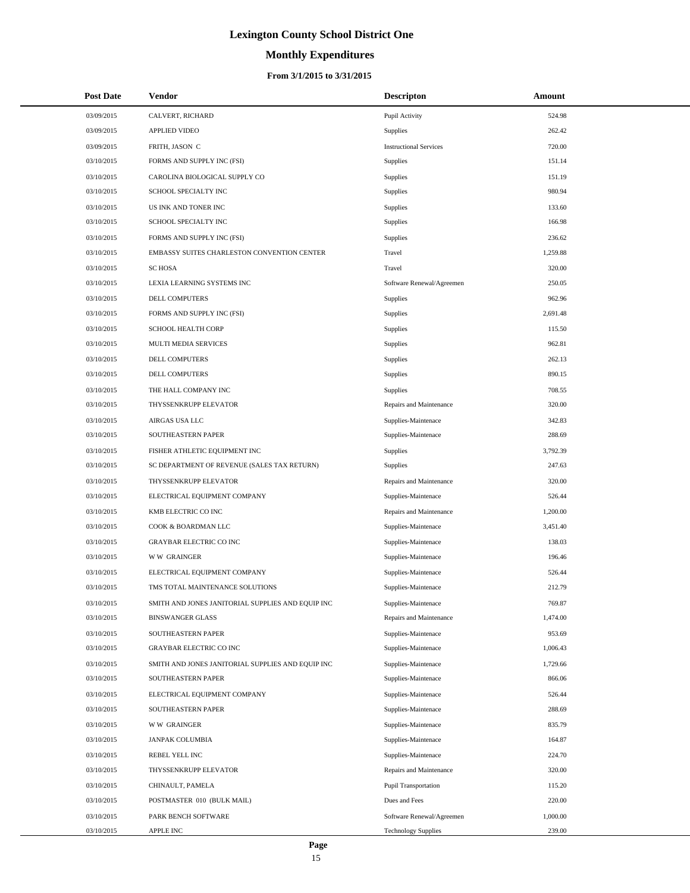# Lexington County School District One

## Monthly Expenditures

### From 3/1/2015 to 3/31/2015

| Post Date | Vendor | Descripton | Amount |
|---|---|---|---|
| 03/09/2015 | CALVERT, RICHARD | Pupil Activity | 524.98 |
| 03/09/2015 | APPLIED VIDEO | Supplies | 262.42 |
| 03/09/2015 | FRITH, JASON C | Instructional Services | 720.00 |
| 03/10/2015 | FORMS AND SUPPLY INC (FSI) | Supplies | 151.14 |
| 03/10/2015 | CAROLINA BIOLOGICAL SUPPLY CO | Supplies | 151.19 |
| 03/10/2015 | SCHOOL SPECIALTY INC | Supplies | 980.94 |
| 03/10/2015 | US INK AND TONER INC | Supplies | 133.60 |
| 03/10/2015 | SCHOOL SPECIALTY INC | Supplies | 166.98 |
| 03/10/2015 | FORMS AND SUPPLY INC (FSI) | Supplies | 236.62 |
| 03/10/2015 | EMBASSY SUITES CHARLESTON CONVENTION CENTER | Travel | 1,259.88 |
| 03/10/2015 | SC HOSA | Travel | 320.00 |
| 03/10/2015 | LEXIA LEARNING SYSTEMS INC | Software Renewal/Agreemen | 250.05 |
| 03/10/2015 | DELL COMPUTERS | Supplies | 962.96 |
| 03/10/2015 | FORMS AND SUPPLY INC (FSI) | Supplies | 2,691.48 |
| 03/10/2015 | SCHOOL HEALTH CORP | Supplies | 115.50 |
| 03/10/2015 | MULTI MEDIA SERVICES | Supplies | 962.81 |
| 03/10/2015 | DELL COMPUTERS | Supplies | 262.13 |
| 03/10/2015 | DELL COMPUTERS | Supplies | 890.15 |
| 03/10/2015 | THE HALL COMPANY INC | Supplies | 708.55 |
| 03/10/2015 | THYSSENKRUPP ELEVATOR | Repairs and Maintenance | 320.00 |
| 03/10/2015 | AIRGAS USA LLC | Supplies-Maintenace | 342.83 |
| 03/10/2015 | SOUTHEASTERN PAPER | Supplies-Maintenace | 288.69 |
| 03/10/2015 | FISHER ATHLETIC EQUIPMENT INC | Supplies | 3,792.39 |
| 03/10/2015 | SC DEPARTMENT OF REVENUE (SALES TAX RETURN) | Supplies | 247.63 |
| 03/10/2015 | THYSSENKRUPP ELEVATOR | Repairs and Maintenance | 320.00 |
| 03/10/2015 | ELECTRICAL EQUIPMENT COMPANY | Supplies-Maintenace | 526.44 |
| 03/10/2015 | KMB ELECTRIC CO INC | Repairs and Maintenance | 1,200.00 |
| 03/10/2015 | COOK & BOARDMAN LLC | Supplies-Maintenace | 3,451.40 |
| 03/10/2015 | GRAYBAR ELECTRIC CO INC | Supplies-Maintenace | 138.03 |
| 03/10/2015 | W W GRAINGER | Supplies-Maintenace | 196.46 |
| 03/10/2015 | ELECTRICAL EQUIPMENT COMPANY | Supplies-Maintenace | 526.44 |
| 03/10/2015 | TMS TOTAL MAINTENANCE SOLUTIONS | Supplies-Maintenace | 212.79 |
| 03/10/2015 | SMITH AND JONES JANITORIAL SUPPLIES AND EQUIP INC | Supplies-Maintenace | 769.87 |
| 03/10/2015 | BINSWANGER GLASS | Repairs and Maintenance | 1,474.00 |
| 03/10/2015 | SOUTHEASTERN PAPER | Supplies-Maintenace | 953.69 |
| 03/10/2015 | GRAYBAR ELECTRIC CO INC | Supplies-Maintenace | 1,006.43 |
| 03/10/2015 | SMITH AND JONES JANITORIAL SUPPLIES AND EQUIP INC | Supplies-Maintenace | 1,729.66 |
| 03/10/2015 | SOUTHEASTERN PAPER | Supplies-Maintenace | 866.06 |
| 03/10/2015 | ELECTRICAL EQUIPMENT COMPANY | Supplies-Maintenace | 526.44 |
| 03/10/2015 | SOUTHEASTERN PAPER | Supplies-Maintenace | 288.69 |
| 03/10/2015 | W W GRAINGER | Supplies-Maintenace | 835.79 |
| 03/10/2015 | JANPAK COLUMBIA | Supplies-Maintenace | 164.87 |
| 03/10/2015 | REBEL YELL INC | Supplies-Maintenace | 224.70 |
| 03/10/2015 | THYSSENKRUPP ELEVATOR | Repairs and Maintenance | 320.00 |
| 03/10/2015 | CHINAULT, PAMELA | Pupil Transportation | 115.20 |
| 03/10/2015 | POSTMASTER 010 (BULK MAIL) | Dues and Fees | 220.00 |
| 03/10/2015 | PARK BENCH SOFTWARE | Software Renewal/Agreemen | 1,000.00 |
| 03/10/2015 | APPLE INC | Technology Supplies | 239.00 |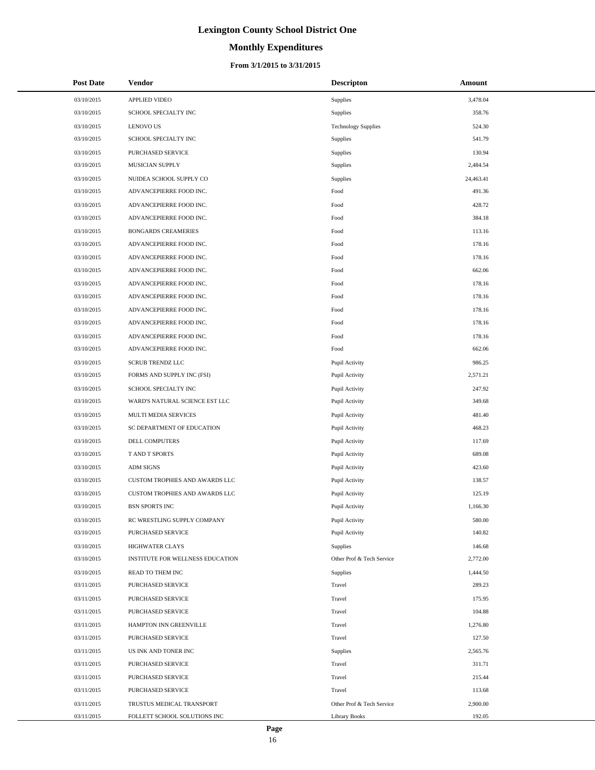# Lexington County School District One

## Monthly Expenditures

### From 3/1/2015 to 3/31/2015

| Post Date | Vendor | Descripton | Amount |
|---|---|---|---|
| 03/10/2015 | APPLIED VIDEO | Supplies | 3,478.04 |
| 03/10/2015 | SCHOOL SPECIALTY INC | Supplies | 358.76 |
| 03/10/2015 | LENOVO US | Technology Supplies | 524.30 |
| 03/10/2015 | SCHOOL SPECIALTY INC | Supplies | 541.79 |
| 03/10/2015 | PURCHASED SERVICE | Supplies | 130.94 |
| 03/10/2015 | MUSICIAN SUPPLY | Supplies | 2,484.54 |
| 03/10/2015 | NUIDEA SCHOOL SUPPLY CO | Supplies | 24,463.41 |
| 03/10/2015 | ADVANCEPIERRE FOOD INC. | Food | 491.36 |
| 03/10/2015 | ADVANCEPIERRE FOOD INC. | Food | 428.72 |
| 03/10/2015 | ADVANCEPIERRE FOOD INC. | Food | 384.18 |
| 03/10/2015 | BONGARDS CREAMERIES | Food | 113.16 |
| 03/10/2015 | ADVANCEPIERRE FOOD INC. | Food | 178.16 |
| 03/10/2015 | ADVANCEPIERRE FOOD INC. | Food | 178.16 |
| 03/10/2015 | ADVANCEPIERRE FOOD INC. | Food | 662.06 |
| 03/10/2015 | ADVANCEPIERRE FOOD INC. | Food | 178.16 |
| 03/10/2015 | ADVANCEPIERRE FOOD INC. | Food | 178.16 |
| 03/10/2015 | ADVANCEPIERRE FOOD INC. | Food | 178.16 |
| 03/10/2015 | ADVANCEPIERRE FOOD INC. | Food | 178.16 |
| 03/10/2015 | ADVANCEPIERRE FOOD INC. | Food | 178.16 |
| 03/10/2015 | ADVANCEPIERRE FOOD INC. | Food | 662.06 |
| 03/10/2015 | SCRUB TRENDZ LLC | Pupil Activity | 986.25 |
| 03/10/2015 | FORMS AND SUPPLY INC (FSI) | Pupil Activity | 2,571.21 |
| 03/10/2015 | SCHOOL SPECIALTY INC | Pupil Activity | 247.92 |
| 03/10/2015 | WARD'S NATURAL SCIENCE EST LLC | Pupil Activity | 349.68 |
| 03/10/2015 | MULTI MEDIA SERVICES | Pupil Activity | 481.40 |
| 03/10/2015 | SC DEPARTMENT OF EDUCATION | Pupil Activity | 468.23 |
| 03/10/2015 | DELL COMPUTERS | Pupil Activity | 117.69 |
| 03/10/2015 | T AND T SPORTS | Pupil Activity | 689.08 |
| 03/10/2015 | ADM SIGNS | Pupil Activity | 423.60 |
| 03/10/2015 | CUSTOM TROPHIES AND AWARDS LLC | Pupil Activity | 138.57 |
| 03/10/2015 | CUSTOM TROPHIES AND AWARDS LLC | Pupil Activity | 125.19 |
| 03/10/2015 | BSN SPORTS INC | Pupil Activity | 1,166.30 |
| 03/10/2015 | RC WRESTLING SUPPLY COMPANY | Pupil Activity | 580.00 |
| 03/10/2015 | PURCHASED SERVICE | Pupil Activity | 140.82 |
| 03/10/2015 | HIGHWATER CLAYS | Supplies | 146.68 |
| 03/10/2015 | INSTITUTE FOR WELLNESS EDUCATION | Other Prof & Tech Service | 2,772.00 |
| 03/10/2015 | READ TO THEM INC | Supplies | 1,444.50 |
| 03/11/2015 | PURCHASED SERVICE | Travel | 289.23 |
| 03/11/2015 | PURCHASED SERVICE | Travel | 175.95 |
| 03/11/2015 | PURCHASED SERVICE | Travel | 104.88 |
| 03/11/2015 | HAMPTON INN GREENVILLE | Travel | 1,276.80 |
| 03/11/2015 | PURCHASED SERVICE | Travel | 127.50 |
| 03/11/2015 | US INK AND TONER INC | Supplies | 2,565.76 |
| 03/11/2015 | PURCHASED SERVICE | Travel | 311.71 |
| 03/11/2015 | PURCHASED SERVICE | Travel | 215.44 |
| 03/11/2015 | PURCHASED SERVICE | Travel | 113.68 |
| 03/11/2015 | TRUSTUS MEDICAL TRANSPORT | Other Prof & Tech Service | 2,900.00 |
| 03/11/2015 | FOLLETT SCHOOL SOLUTIONS INC | Library Books | 192.05 |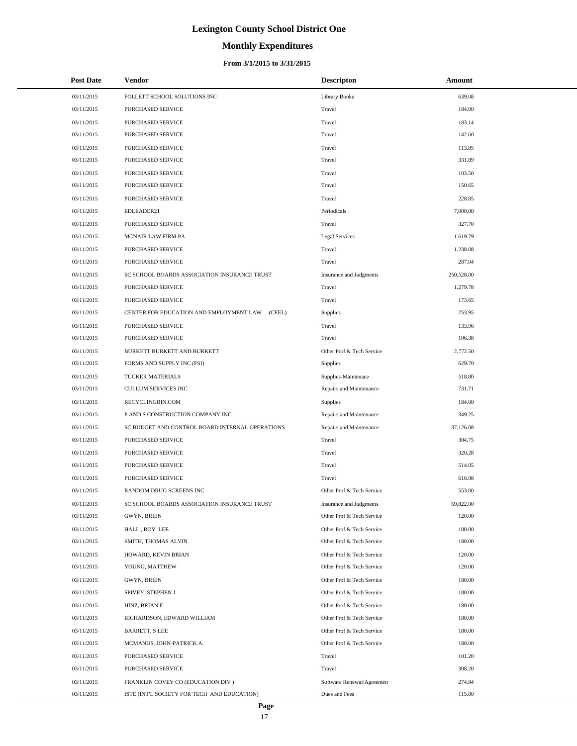# Lexington County School District One

## Monthly Expenditures

### From 3/1/2015 to 3/31/2015

| Post Date | Vendor | Descripton | Amount |
|---|---|---|---|
| 03/11/2015 | FOLLETT SCHOOL SOLUTIONS INC | Library Books | 639.08 |
| 03/11/2015 | PURCHASED SERVICE | Travel | 184.00 |
| 03/11/2015 | PURCHASED SERVICE | Travel | 183.14 |
| 03/11/2015 | PURCHASED SERVICE | Travel | 142.60 |
| 03/11/2015 | PURCHASED SERVICE | Travel | 113.85 |
| 03/11/2015 | PURCHASED SERVICE | Travel | 331.89 |
| 03/11/2015 | PURCHASED SERVICE | Travel | 103.50 |
| 03/11/2015 | PURCHASED SERVICE | Travel | 150.65 |
| 03/11/2015 | PURCHASED SERVICE | Travel | 228.85 |
| 03/11/2015 | EDLEADER21 | Periodicals | 7,000.00 |
| 03/11/2015 | PURCHASED SERVICE | Travel | 327.70 |
| 03/11/2015 | MCNAIR LAW FIRM PA | Legal Services | 1,619.79 |
| 03/11/2015 | PURCHASED SERVICE | Travel | 1,238.08 |
| 03/11/2015 | PURCHASED SERVICE | Travel | 287.04 |
| 03/11/2015 | SC SCHOOL BOARDS ASSOCIATION INSURANCE TRUST | Insurance and Judgments | 250,528.00 |
| 03/11/2015 | PURCHASED SERVICE | Travel | 1,279.78 |
| 03/11/2015 | PURCHASED SERVICE | Travel | 173.65 |
| 03/11/2015 | CENTER FOR EDUCATION AND EMPLOYMENT LAW (CEEL) | Supplies | 253.95 |
| 03/11/2015 | PURCHASED SERVICE | Travel | 133.96 |
| 03/11/2015 | PURCHASED SERVICE | Travel | 106.38 |
| 03/11/2015 | BURKETT BURKETT AND BURKETT | Other Prof & Tech Service | 2,772.50 |
| 03/11/2015 | FORMS AND SUPPLY INC (FSI) | Supplies | 629.70 |
| 03/11/2015 | TUCKER MATERIALS | Supplies-Maintenace | 518.80 |
| 03/11/2015 | CULLUM SERVICES INC | Repairs and Maintenance | 731.71 |
| 03/11/2015 | RECYCLINGBIN.COM | Supplies | 184.00 |
| 03/11/2015 | P AND S CONSTRUCTION COMPANY INC | Repairs and Maintenance | 349.25 |
| 03/11/2015 | SC BUDGET AND CONTROL BOARD INTERNAL OPERATIONS | Repairs and Maintenance | 37,126.08 |
| 03/11/2015 | PURCHASED SERVICE | Travel | 304.75 |
| 03/11/2015 | PURCHASED SERVICE | Travel | 320.28 |
| 03/11/2015 | PURCHASED SERVICE | Travel | 514.05 |
| 03/11/2015 | PURCHASED SERVICE | Travel | 616.98 |
| 03/11/2015 | RANDOM DRUG SCREENS INC | Other Prof & Tech Service | 553.00 |
| 03/11/2015 | SC SCHOOL BOARDS ASSOCIATION INSURANCE TRUST | Insurance and Judgments | 59,822.00 |
| 03/11/2015 | GWYN, BRIEN | Other Prof & Tech Service | 120.00 |
| 03/11/2015 | HALL , ROY LEE | Other Prof & Tech Service | 180.00 |
| 03/11/2015 | SMITH, THOMAS ALVIN | Other Prof & Tech Service | 180.00 |
| 03/11/2015 | HOWARD, KEVIN BRIAN | Other Prof & Tech Service | 120.00 |
| 03/11/2015 | YOUNG, MATTHEW | Other Prof & Tech Service | 120.00 |
| 03/11/2015 | GWYN, BRIEN | Other Prof & Tech Service | 180.00 |
| 03/11/2015 | SPIVEY, STEPHEN J | Other Prof & Tech Service | 180.00 |
| 03/11/2015 | HINZ, BRIAN E | Other Prof & Tech Service | 180.00 |
| 03/11/2015 | RICHARDSON, EDWARD WILLIAM | Other Prof & Tech Service | 180.00 |
| 03/11/2015 | BARRETT, S LEE | Other Prof & Tech Service | 180.00 |
| 03/11/2015 | MCMANUS, JOHN-PATRICK A. | Other Prof & Tech Service | 180.00 |
| 03/11/2015 | PURCHASED SERVICE | Travel | 101.20 |
| 03/11/2015 | PURCHASED SERVICE | Travel | 308.20 |
| 03/11/2015 | FRANKLIN COVEY CO (EDUCATION DIV ) | Software Renewal/Agreemen | 274.84 |
| 03/11/2015 | ISTE (INT'L SOCIETY FOR TECH AND EDUCATION) | Dues and Fees | 115.00 |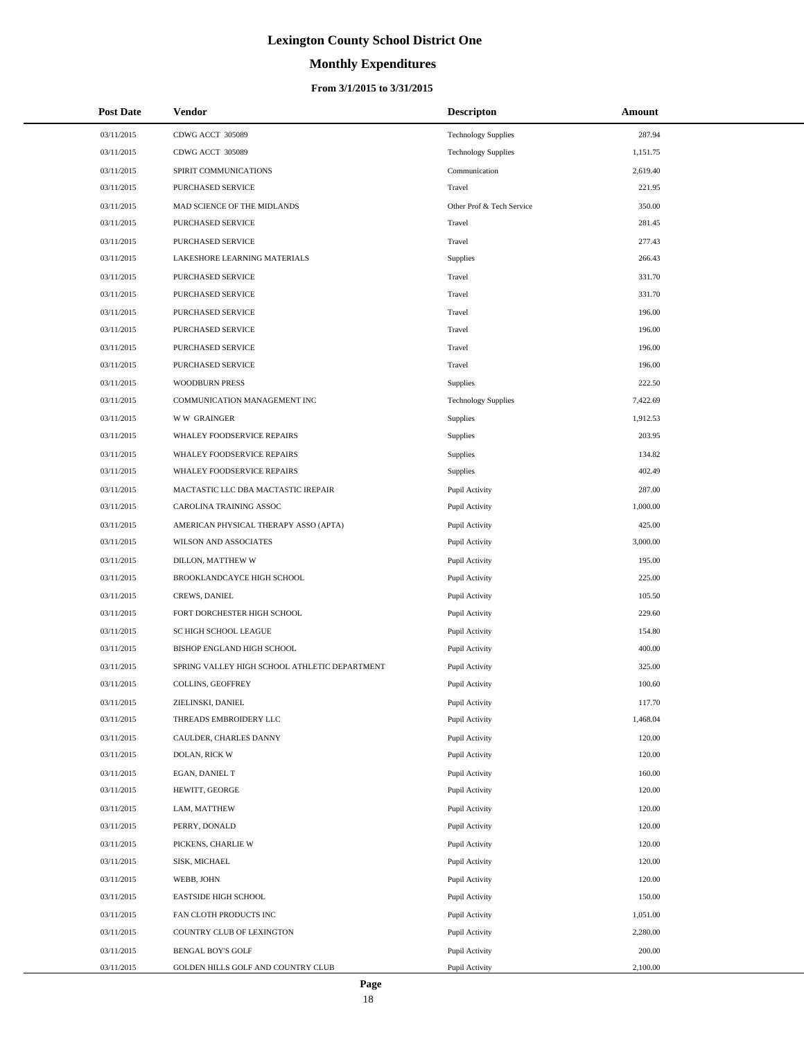# Lexington County School District One

## Monthly Expenditures

### From 3/1/2015 to 3/31/2015

| Post Date | Vendor | Descripton | Amount |
|---|---|---|---|
| 03/11/2015 | CDWG ACCT 305089 | Technology Supplies | 287.94 |
| 03/11/2015 | CDWG ACCT 305089 | Technology Supplies | 1,151.75 |
| 03/11/2015 | SPIRIT COMMUNICATIONS | Communication | 2,619.40 |
| 03/11/2015 | PURCHASED SERVICE | Travel | 221.95 |
| 03/11/2015 | MAD SCIENCE OF THE MIDLANDS | Other Prof & Tech Service | 350.00 |
| 03/11/2015 | PURCHASED SERVICE | Travel | 281.45 |
| 03/11/2015 | PURCHASED SERVICE | Travel | 277.43 |
| 03/11/2015 | LAKESHORE LEARNING MATERIALS | Supplies | 266.43 |
| 03/11/2015 | PURCHASED SERVICE | Travel | 331.70 |
| 03/11/2015 | PURCHASED SERVICE | Travel | 331.70 |
| 03/11/2015 | PURCHASED SERVICE | Travel | 196.00 |
| 03/11/2015 | PURCHASED SERVICE | Travel | 196.00 |
| 03/11/2015 | PURCHASED SERVICE | Travel | 196.00 |
| 03/11/2015 | PURCHASED SERVICE | Travel | 196.00 |
| 03/11/2015 | WOODBURN PRESS | Supplies | 222.50 |
| 03/11/2015 | COMMUNICATION MANAGEMENT INC | Technology Supplies | 7,422.69 |
| 03/11/2015 | W W GRAINGER | Supplies | 1,912.53 |
| 03/11/2015 | WHALEY FOODSERVICE REPAIRS | Supplies | 203.95 |
| 03/11/2015 | WHALEY FOODSERVICE REPAIRS | Supplies | 134.82 |
| 03/11/2015 | WHALEY FOODSERVICE REPAIRS | Supplies | 402.49 |
| 03/11/2015 | MACTASTIC LLC DBA MACTASTIC IREPAIR | Pupil Activity | 287.00 |
| 03/11/2015 | CAROLINA TRAINING ASSOC | Pupil Activity | 1,000.00 |
| 03/11/2015 | AMERICAN PHYSICAL THERAPY ASSO (APTA) | Pupil Activity | 425.00 |
| 03/11/2015 | WILSON AND ASSOCIATES | Pupil Activity | 3,000.00 |
| 03/11/2015 | DILLON, MATTHEW W | Pupil Activity | 195.00 |
| 03/11/2015 | BROOKLANDCAYCE HIGH SCHOOL | Pupil Activity | 225.00 |
| 03/11/2015 | CREWS, DANIEL | Pupil Activity | 105.50 |
| 03/11/2015 | FORT DORCHESTER HIGH SCHOOL | Pupil Activity | 229.60 |
| 03/11/2015 | SC HIGH SCHOOL LEAGUE | Pupil Activity | 154.80 |
| 03/11/2015 | BISHOP ENGLAND HIGH SCHOOL | Pupil Activity | 400.00 |
| 03/11/2015 | SPRING VALLEY HIGH SCHOOL ATHLETIC DEPARTMENT | Pupil Activity | 325.00 |
| 03/11/2015 | COLLINS, GEOFFREY | Pupil Activity | 100.60 |
| 03/11/2015 | ZIELINSKI, DANIEL | Pupil Activity | 117.70 |
| 03/11/2015 | THREADS EMBROIDERY LLC | Pupil Activity | 1,468.04 |
| 03/11/2015 | CAULDER, CHARLES DANNY | Pupil Activity | 120.00 |
| 03/11/2015 | DOLAN, RICK W | Pupil Activity | 120.00 |
| 03/11/2015 | EGAN, DANIEL T | Pupil Activity | 160.00 |
| 03/11/2015 | HEWITT, GEORGE | Pupil Activity | 120.00 |
| 03/11/2015 | LAM, MATTHEW | Pupil Activity | 120.00 |
| 03/11/2015 | PERRY, DONALD | Pupil Activity | 120.00 |
| 03/11/2015 | PICKENS, CHARLIE W | Pupil Activity | 120.00 |
| 03/11/2015 | SISK, MICHAEL | Pupil Activity | 120.00 |
| 03/11/2015 | WEBB, JOHN | Pupil Activity | 120.00 |
| 03/11/2015 | EASTSIDE HIGH SCHOOL | Pupil Activity | 150.00 |
| 03/11/2015 | FAN CLOTH PRODUCTS INC | Pupil Activity | 1,051.00 |
| 03/11/2015 | COUNTRY CLUB OF LEXINGTON | Pupil Activity | 2,280.00 |
| 03/11/2015 | BENGAL BOY'S GOLF | Pupil Activity | 200.00 |
| 03/11/2015 | GOLDEN HILLS GOLF AND COUNTRY CLUB | Pupil Activity | 2,100.00 |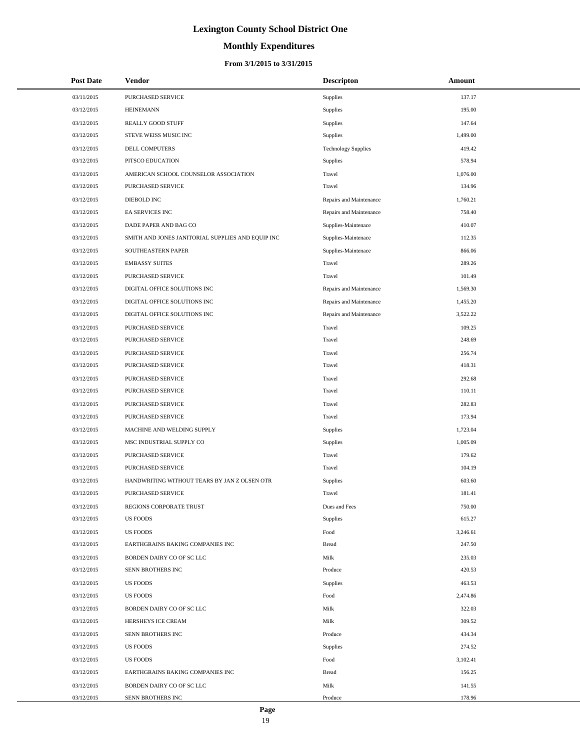# Lexington County School District One

## Monthly Expenditures

### From 3/1/2015 to 3/31/2015

| Post Date | Vendor | Descripton | Amount |
|---|---|---|---|
| 03/11/2015 | PURCHASED SERVICE | Supplies | 137.17 |
| 03/12/2015 | HEINEMANN | Supplies | 195.00 |
| 03/12/2015 | REALLY GOOD STUFF | Supplies | 147.64 |
| 03/12/2015 | STEVE WEISS MUSIC INC | Supplies | 1,499.00 |
| 03/12/2015 | DELL COMPUTERS | Technology Supplies | 419.42 |
| 03/12/2015 | PITSCO EDUCATION | Supplies | 578.94 |
| 03/12/2015 | AMERICAN SCHOOL COUNSELOR ASSOCIATION | Travel | 1,076.00 |
| 03/12/2015 | PURCHASED SERVICE | Travel | 134.96 |
| 03/12/2015 | DIEBOLD INC | Repairs and Maintenance | 1,760.21 |
| 03/12/2015 | EA SERVICES INC | Repairs and Maintenance | 758.40 |
| 03/12/2015 | DADE PAPER AND BAG CO | Supplies-Maintenace | 410.07 |
| 03/12/2015 | SMITH AND JONES JANITORIAL SUPPLIES AND EQUIP INC | Supplies-Maintenace | 112.35 |
| 03/12/2015 | SOUTHEASTERN PAPER | Supplies-Maintenace | 866.06 |
| 03/12/2015 | EMBASSY SUITES | Travel | 289.26 |
| 03/12/2015 | PURCHASED SERVICE | Travel | 101.49 |
| 03/12/2015 | DIGITAL OFFICE SOLUTIONS INC | Repairs and Maintenance | 1,569.30 |
| 03/12/2015 | DIGITAL OFFICE SOLUTIONS INC | Repairs and Maintenance | 1,455.20 |
| 03/12/2015 | DIGITAL OFFICE SOLUTIONS INC | Repairs and Maintenance | 3,522.22 |
| 03/12/2015 | PURCHASED SERVICE | Travel | 109.25 |
| 03/12/2015 | PURCHASED SERVICE | Travel | 248.69 |
| 03/12/2015 | PURCHASED SERVICE | Travel | 256.74 |
| 03/12/2015 | PURCHASED SERVICE | Travel | 418.31 |
| 03/12/2015 | PURCHASED SERVICE | Travel | 292.68 |
| 03/12/2015 | PURCHASED SERVICE | Travel | 110.11 |
| 03/12/2015 | PURCHASED SERVICE | Travel | 282.83 |
| 03/12/2015 | PURCHASED SERVICE | Travel | 173.94 |
| 03/12/2015 | MACHINE AND WELDING SUPPLY | Supplies | 1,723.04 |
| 03/12/2015 | MSC INDUSTRIAL SUPPLY CO | Supplies | 1,005.09 |
| 03/12/2015 | PURCHASED SERVICE | Travel | 179.62 |
| 03/12/2015 | PURCHASED SERVICE | Travel | 104.19 |
| 03/12/2015 | HANDWRITING WITHOUT TEARS BY JAN Z OLSEN OTR | Supplies | 603.60 |
| 03/12/2015 | PURCHASED SERVICE | Travel | 181.41 |
| 03/12/2015 | REGIONS CORPORATE TRUST | Dues and Fees | 750.00 |
| 03/12/2015 | US FOODS | Supplies | 615.27 |
| 03/12/2015 | US FOODS | Food | 3,246.61 |
| 03/12/2015 | EARTHGRAINS BAKING COMPANIES INC | Bread | 247.50 |
| 03/12/2015 | BORDEN DAIRY CO OF SC LLC | Milk | 235.03 |
| 03/12/2015 | SENN BROTHERS INC | Produce | 420.53 |
| 03/12/2015 | US FOODS | Supplies | 463.53 |
| 03/12/2015 | US FOODS | Food | 2,474.86 |
| 03/12/2015 | BORDEN DAIRY CO OF SC LLC | Milk | 322.03 |
| 03/12/2015 | HERSHEYS ICE CREAM | Milk | 309.52 |
| 03/12/2015 | SENN BROTHERS INC | Produce | 434.34 |
| 03/12/2015 | US FOODS | Supplies | 274.52 |
| 03/12/2015 | US FOODS | Food | 3,102.41 |
| 03/12/2015 | EARTHGRAINS BAKING COMPANIES INC | Bread | 156.25 |
| 03/12/2015 | BORDEN DAIRY CO OF SC LLC | Milk | 141.55 |
| 03/12/2015 | SENN BROTHERS INC | Produce | 178.96 |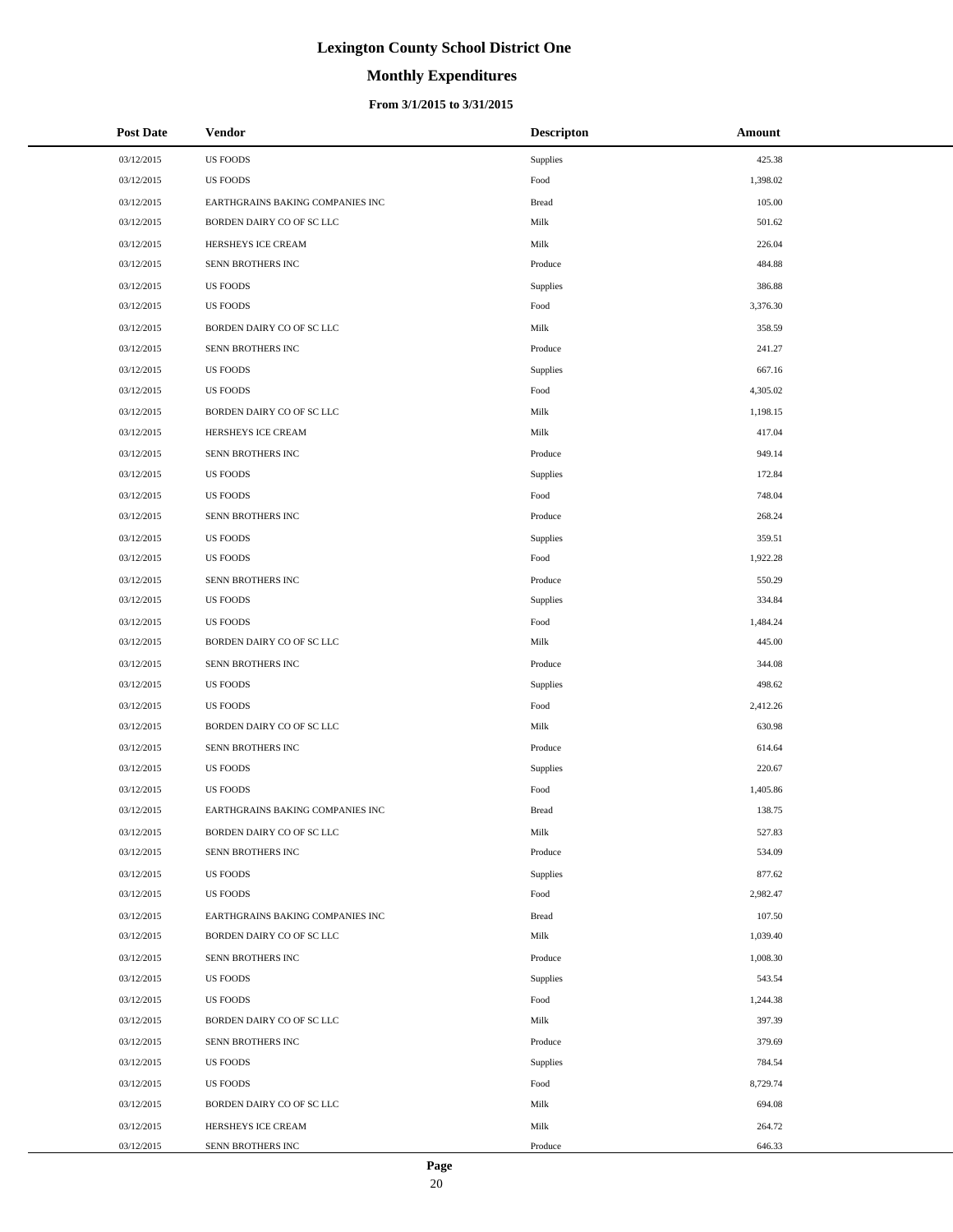# Lexington County School District One

## Monthly Expenditures

### From 3/1/2015 to 3/31/2015

| Post Date | Vendor | Descripton | Amount |
|---|---|---|---|
| 03/12/2015 | US FOODS | Supplies | 425.38 |
| 03/12/2015 | US FOODS | Food | 1,398.02 |
| 03/12/2015 | EARTHGRAINS BAKING COMPANIES INC | Bread | 105.00 |
| 03/12/2015 | BORDEN DAIRY CO OF SC LLC | Milk | 501.62 |
| 03/12/2015 | HERSHEYS ICE CREAM | Milk | 226.04 |
| 03/12/2015 | SENN BROTHERS INC | Produce | 484.88 |
| 03/12/2015 | US FOODS | Supplies | 386.88 |
| 03/12/2015 | US FOODS | Food | 3,376.30 |
| 03/12/2015 | BORDEN DAIRY CO OF SC LLC | Milk | 358.59 |
| 03/12/2015 | SENN BROTHERS INC | Produce | 241.27 |
| 03/12/2015 | US FOODS | Supplies | 667.16 |
| 03/12/2015 | US FOODS | Food | 4,305.02 |
| 03/12/2015 | BORDEN DAIRY CO OF SC LLC | Milk | 1,198.15 |
| 03/12/2015 | HERSHEYS ICE CREAM | Milk | 417.04 |
| 03/12/2015 | SENN BROTHERS INC | Produce | 949.14 |
| 03/12/2015 | US FOODS | Supplies | 172.84 |
| 03/12/2015 | US FOODS | Food | 748.04 |
| 03/12/2015 | SENN BROTHERS INC | Produce | 268.24 |
| 03/12/2015 | US FOODS | Supplies | 359.51 |
| 03/12/2015 | US FOODS | Food | 1,922.28 |
| 03/12/2015 | SENN BROTHERS INC | Produce | 550.29 |
| 03/12/2015 | US FOODS | Supplies | 334.84 |
| 03/12/2015 | US FOODS | Food | 1,484.24 |
| 03/12/2015 | BORDEN DAIRY CO OF SC LLC | Milk | 445.00 |
| 03/12/2015 | SENN BROTHERS INC | Produce | 344.08 |
| 03/12/2015 | US FOODS | Supplies | 498.62 |
| 03/12/2015 | US FOODS | Food | 2,412.26 |
| 03/12/2015 | BORDEN DAIRY CO OF SC LLC | Milk | 630.98 |
| 03/12/2015 | SENN BROTHERS INC | Produce | 614.64 |
| 03/12/2015 | US FOODS | Supplies | 220.67 |
| 03/12/2015 | US FOODS | Food | 1,405.86 |
| 03/12/2015 | EARTHGRAINS BAKING COMPANIES INC | Bread | 138.75 |
| 03/12/2015 | BORDEN DAIRY CO OF SC LLC | Milk | 527.83 |
| 03/12/2015 | SENN BROTHERS INC | Produce | 534.09 |
| 03/12/2015 | US FOODS | Supplies | 877.62 |
| 03/12/2015 | US FOODS | Food | 2,982.47 |
| 03/12/2015 | EARTHGRAINS BAKING COMPANIES INC | Bread | 107.50 |
| 03/12/2015 | BORDEN DAIRY CO OF SC LLC | Milk | 1,039.40 |
| 03/12/2015 | SENN BROTHERS INC | Produce | 1,008.30 |
| 03/12/2015 | US FOODS | Supplies | 543.54 |
| 03/12/2015 | US FOODS | Food | 1,244.38 |
| 03/12/2015 | BORDEN DAIRY CO OF SC LLC | Milk | 397.39 |
| 03/12/2015 | SENN BROTHERS INC | Produce | 379.69 |
| 03/12/2015 | US FOODS | Supplies | 784.54 |
| 03/12/2015 | US FOODS | Food | 8,729.74 |
| 03/12/2015 | BORDEN DAIRY CO OF SC LLC | Milk | 694.08 |
| 03/12/2015 | HERSHEYS ICE CREAM | Milk | 264.72 |
| 03/12/2015 | SENN BROTHERS INC | Produce | 646.33 |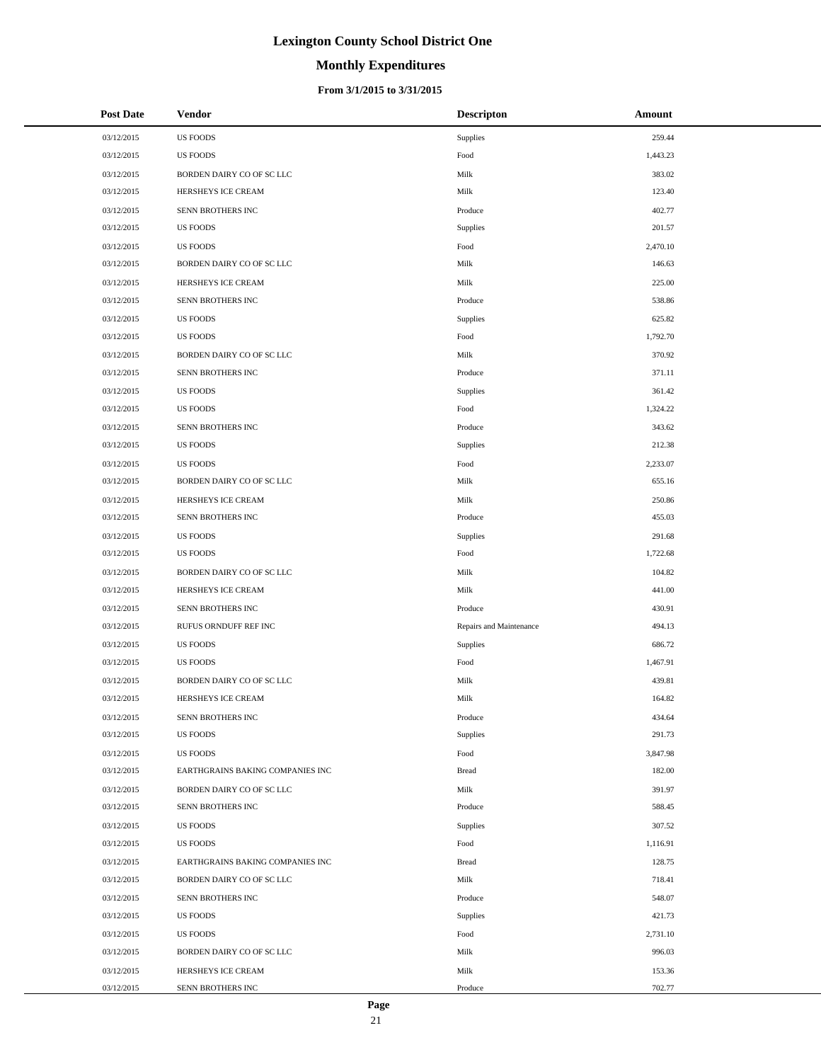# Lexington County School District One

## Monthly Expenditures

### From 3/1/2015 to 3/31/2015

| Post Date | Vendor | Descripton | Amount |
|---|---|---|---|
| 03/12/2015 | US FOODS | Supplies | 259.44 |
| 03/12/2015 | US FOODS | Food | 1,443.23 |
| 03/12/2015 | BORDEN DAIRY CO OF SC LLC | Milk | 383.02 |
| 03/12/2015 | HERSHEYS ICE CREAM | Milk | 123.40 |
| 03/12/2015 | SENN BROTHERS INC | Produce | 402.77 |
| 03/12/2015 | US FOODS | Supplies | 201.57 |
| 03/12/2015 | US FOODS | Food | 2,470.10 |
| 03/12/2015 | BORDEN DAIRY CO OF SC LLC | Milk | 146.63 |
| 03/12/2015 | HERSHEYS ICE CREAM | Milk | 225.00 |
| 03/12/2015 | SENN BROTHERS INC | Produce | 538.86 |
| 03/12/2015 | US FOODS | Supplies | 625.82 |
| 03/12/2015 | US FOODS | Food | 1,792.70 |
| 03/12/2015 | BORDEN DAIRY CO OF SC LLC | Milk | 370.92 |
| 03/12/2015 | SENN BROTHERS INC | Produce | 371.11 |
| 03/12/2015 | US FOODS | Supplies | 361.42 |
| 03/12/2015 | US FOODS | Food | 1,324.22 |
| 03/12/2015 | SENN BROTHERS INC | Produce | 343.62 |
| 03/12/2015 | US FOODS | Supplies | 212.38 |
| 03/12/2015 | US FOODS | Food | 2,233.07 |
| 03/12/2015 | BORDEN DAIRY CO OF SC LLC | Milk | 655.16 |
| 03/12/2015 | HERSHEYS ICE CREAM | Milk | 250.86 |
| 03/12/2015 | SENN BROTHERS INC | Produce | 455.03 |
| 03/12/2015 | US FOODS | Supplies | 291.68 |
| 03/12/2015 | US FOODS | Food | 1,722.68 |
| 03/12/2015 | BORDEN DAIRY CO OF SC LLC | Milk | 104.82 |
| 03/12/2015 | HERSHEYS ICE CREAM | Milk | 441.00 |
| 03/12/2015 | SENN BROTHERS INC | Produce | 430.91 |
| 03/12/2015 | RUFUS ORNDUFF REF INC | Repairs and Maintenance | 494.13 |
| 03/12/2015 | US FOODS | Supplies | 686.72 |
| 03/12/2015 | US FOODS | Food | 1,467.91 |
| 03/12/2015 | BORDEN DAIRY CO OF SC LLC | Milk | 439.81 |
| 03/12/2015 | HERSHEYS ICE CREAM | Milk | 164.82 |
| 03/12/2015 | SENN BROTHERS INC | Produce | 434.64 |
| 03/12/2015 | US FOODS | Supplies | 291.73 |
| 03/12/2015 | US FOODS | Food | 3,847.98 |
| 03/12/2015 | EARTHGRAINS BAKING COMPANIES INC | Bread | 182.00 |
| 03/12/2015 | BORDEN DAIRY CO OF SC LLC | Milk | 391.97 |
| 03/12/2015 | SENN BROTHERS INC | Produce | 588.45 |
| 03/12/2015 | US FOODS | Supplies | 307.52 |
| 03/12/2015 | US FOODS | Food | 1,116.91 |
| 03/12/2015 | EARTHGRAINS BAKING COMPANIES INC | Bread | 128.75 |
| 03/12/2015 | BORDEN DAIRY CO OF SC LLC | Milk | 718.41 |
| 03/12/2015 | SENN BROTHERS INC | Produce | 548.07 |
| 03/12/2015 | US FOODS | Supplies | 421.73 |
| 03/12/2015 | US FOODS | Food | 2,731.10 |
| 03/12/2015 | BORDEN DAIRY CO OF SC LLC | Milk | 996.03 |
| 03/12/2015 | HERSHEYS ICE CREAM | Milk | 153.36 |
| 03/12/2015 | SENN BROTHERS INC | Produce | 702.77 |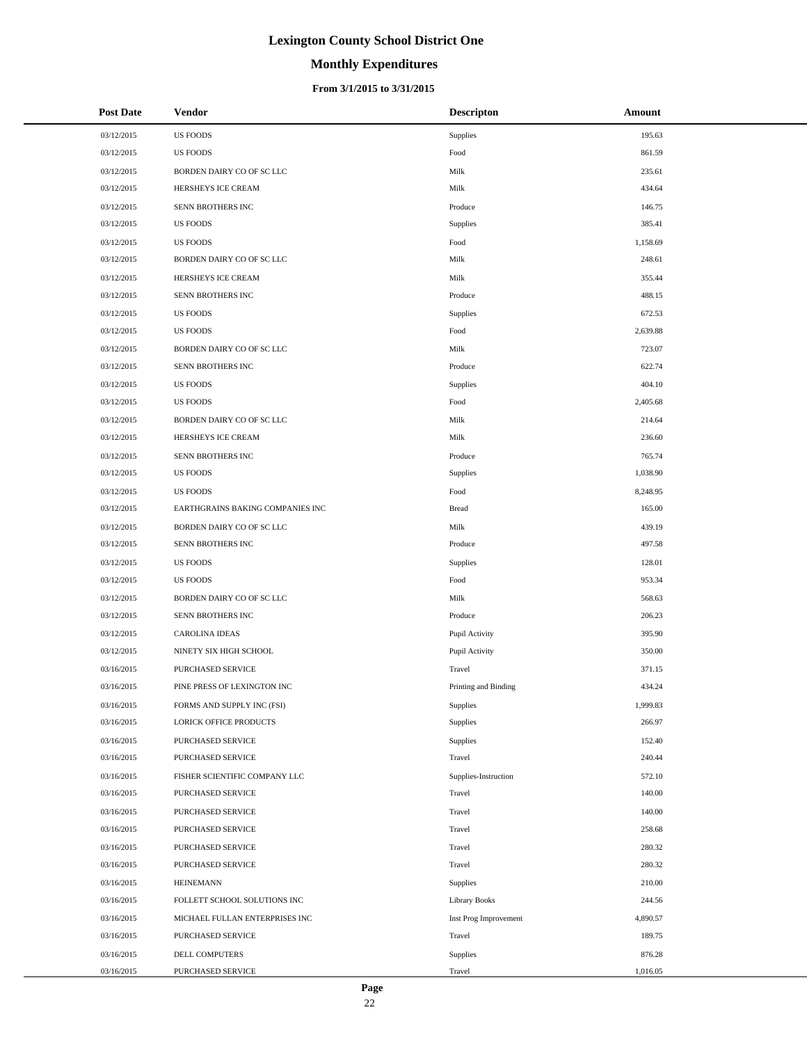# Lexington County School District One

## Monthly Expenditures

### From 3/1/2015 to 3/31/2015

| Post Date | Vendor | Descripton | Amount |
|---|---|---|---|
| 03/12/2015 | US FOODS | Supplies | 195.63 |
| 03/12/2015 | US FOODS | Food | 861.59 |
| 03/12/2015 | BORDEN DAIRY CO OF SC LLC | Milk | 235.61 |
| 03/12/2015 | HERSHEYS ICE CREAM | Milk | 434.64 |
| 03/12/2015 | SENN BROTHERS INC | Produce | 146.75 |
| 03/12/2015 | US FOODS | Supplies | 385.41 |
| 03/12/2015 | US FOODS | Food | 1,158.69 |
| 03/12/2015 | BORDEN DAIRY CO OF SC LLC | Milk | 248.61 |
| 03/12/2015 | HERSHEYS ICE CREAM | Milk | 355.44 |
| 03/12/2015 | SENN BROTHERS INC | Produce | 488.15 |
| 03/12/2015 | US FOODS | Supplies | 672.53 |
| 03/12/2015 | US FOODS | Food | 2,639.88 |
| 03/12/2015 | BORDEN DAIRY CO OF SC LLC | Milk | 723.07 |
| 03/12/2015 | SENN BROTHERS INC | Produce | 622.74 |
| 03/12/2015 | US FOODS | Supplies | 404.10 |
| 03/12/2015 | US FOODS | Food | 2,405.68 |
| 03/12/2015 | BORDEN DAIRY CO OF SC LLC | Milk | 214.64 |
| 03/12/2015 | HERSHEYS ICE CREAM | Milk | 236.60 |
| 03/12/2015 | SENN BROTHERS INC | Produce | 765.74 |
| 03/12/2015 | US FOODS | Supplies | 1,038.90 |
| 03/12/2015 | US FOODS | Food | 8,248.95 |
| 03/12/2015 | EARTHGRAINS BAKING COMPANIES INC | Bread | 165.00 |
| 03/12/2015 | BORDEN DAIRY CO OF SC LLC | Milk | 439.19 |
| 03/12/2015 | SENN BROTHERS INC | Produce | 497.58 |
| 03/12/2015 | US FOODS | Supplies | 128.01 |
| 03/12/2015 | US FOODS | Food | 953.34 |
| 03/12/2015 | BORDEN DAIRY CO OF SC LLC | Milk | 568.63 |
| 03/12/2015 | SENN BROTHERS INC | Produce | 206.23 |
| 03/12/2015 | CAROLINA IDEAS | Pupil Activity | 395.90 |
| 03/12/2015 | NINETY SIX HIGH SCHOOL | Pupil Activity | 350.00 |
| 03/16/2015 | PURCHASED SERVICE | Travel | 371.15 |
| 03/16/2015 | PINE PRESS OF LEXINGTON INC | Printing and Binding | 434.24 |
| 03/16/2015 | FORMS AND SUPPLY INC (FSI) | Supplies | 1,999.83 |
| 03/16/2015 | LORICK OFFICE PRODUCTS | Supplies | 266.97 |
| 03/16/2015 | PURCHASED SERVICE | Supplies | 152.40 |
| 03/16/2015 | PURCHASED SERVICE | Travel | 240.44 |
| 03/16/2015 | FISHER SCIENTIFIC COMPANY LLC | Supplies-Instruction | 572.10 |
| 03/16/2015 | PURCHASED SERVICE | Travel | 140.00 |
| 03/16/2015 | PURCHASED SERVICE | Travel | 140.00 |
| 03/16/2015 | PURCHASED SERVICE | Travel | 258.68 |
| 03/16/2015 | PURCHASED SERVICE | Travel | 280.32 |
| 03/16/2015 | PURCHASED SERVICE | Travel | 280.32 |
| 03/16/2015 | HEINEMANN | Supplies | 210.00 |
| 03/16/2015 | FOLLETT SCHOOL SOLUTIONS INC | Library Books | 244.56 |
| 03/16/2015 | MICHAEL FULLAN ENTERPRISES INC | Inst Prog Improvement | 4,890.57 |
| 03/16/2015 | PURCHASED SERVICE | Travel | 189.75 |
| 03/16/2015 | DELL COMPUTERS | Supplies | 876.28 |
| 03/16/2015 | PURCHASED SERVICE | Travel | 1,016.05 |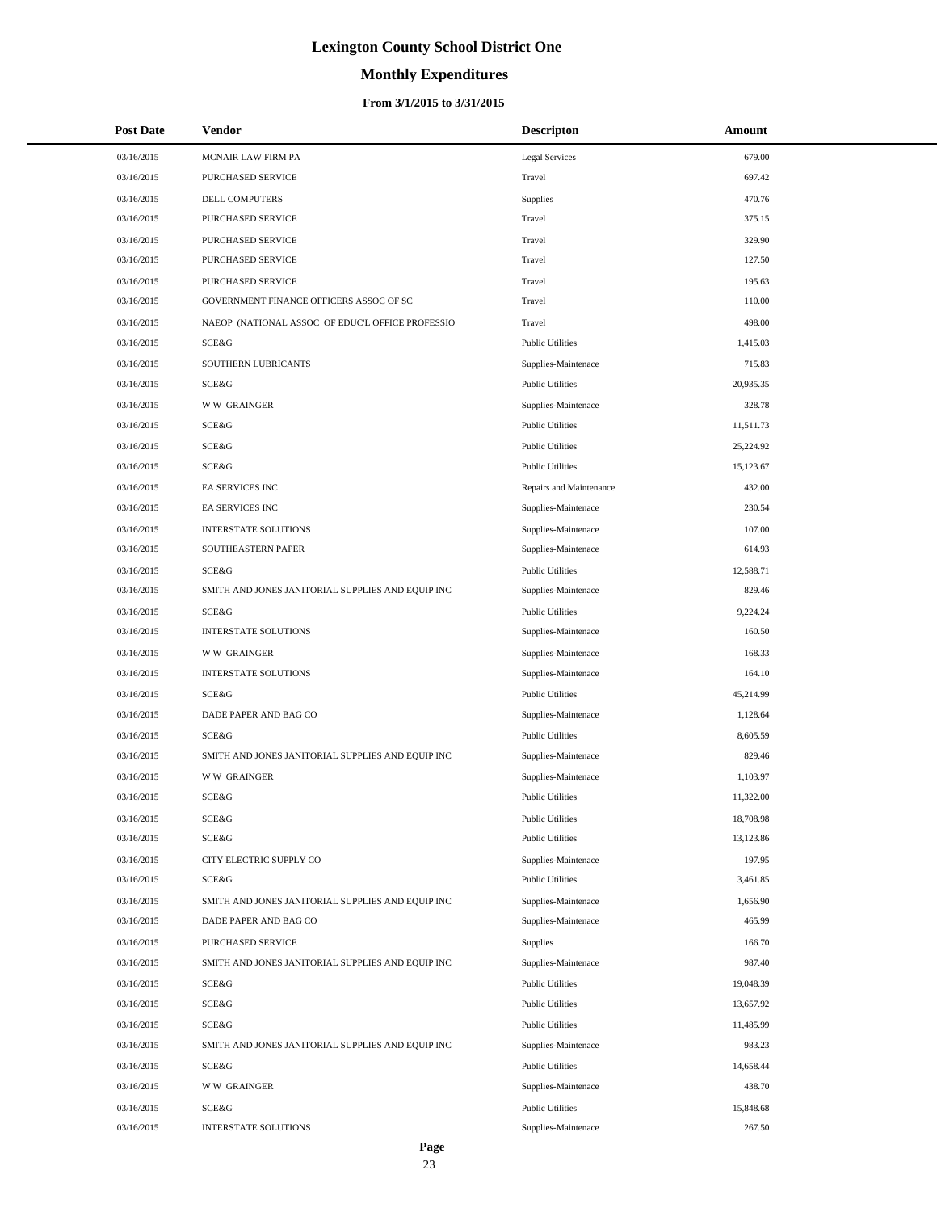# Lexington County School District One

## Monthly Expenditures

**From 3/1/2015 to 3/31/2015**

| Post Date | Vendor | Descripton | Amount |
|---|---|---|---|
| 03/16/2015 | MCNAIR LAW FIRM PA | Legal Services | 679.00 |
| 03/16/2015 | PURCHASED SERVICE | Travel | 697.42 |
| 03/16/2015 | DELL COMPUTERS | Supplies | 470.76 |
| 03/16/2015 | PURCHASED SERVICE | Travel | 375.15 |
| 03/16/2015 | PURCHASED SERVICE | Travel | 329.90 |
| 03/16/2015 | PURCHASED SERVICE | Travel | 127.50 |
| 03/16/2015 | PURCHASED SERVICE | Travel | 195.63 |
| 03/16/2015 | GOVERNMENT FINANCE OFFICERS ASSOC OF SC | Travel | 110.00 |
| 03/16/2015 | NAEOP (NATIONAL ASSOC OF EDUC'L OFFICE PROFESSIO | Travel | 498.00 |
| 03/16/2015 | SCE&G | Public Utilities | 1,415.03 |
| 03/16/2015 | SOUTHERN LUBRICANTS | Supplies-Maintenace | 715.83 |
| 03/16/2015 | SCE&G | Public Utilities | 20,935.35 |
| 03/16/2015 | W W GRAINGER | Supplies-Maintenace | 328.78 |
| 03/16/2015 | SCE&G | Public Utilities | 11,511.73 |
| 03/16/2015 | SCE&G | Public Utilities | 25,224.92 |
| 03/16/2015 | SCE&G | Public Utilities | 15,123.67 |
| 03/16/2015 | EA SERVICES INC | Repairs and Maintenance | 432.00 |
| 03/16/2015 | EA SERVICES INC | Supplies-Maintenace | 230.54 |
| 03/16/2015 | INTERSTATE SOLUTIONS | Supplies-Maintenace | 107.00 |
| 03/16/2015 | SOUTHEASTERN PAPER | Supplies-Maintenace | 614.93 |
| 03/16/2015 | SCE&G | Public Utilities | 12,588.71 |
| 03/16/2015 | SMITH AND JONES JANITORIAL SUPPLIES AND EQUIP INC | Supplies-Maintenace | 829.46 |
| 03/16/2015 | SCE&G | Public Utilities | 9,224.24 |
| 03/16/2015 | INTERSTATE SOLUTIONS | Supplies-Maintenace | 160.50 |
| 03/16/2015 | W W GRAINGER | Supplies-Maintenace | 168.33 |
| 03/16/2015 | INTERSTATE SOLUTIONS | Supplies-Maintenace | 164.10 |
| 03/16/2015 | SCE&G | Public Utilities | 45,214.99 |
| 03/16/2015 | DADE PAPER AND BAG CO | Supplies-Maintenace | 1,128.64 |
| 03/16/2015 | SCE&G | Public Utilities | 8,605.59 |
| 03/16/2015 | SMITH AND JONES JANITORIAL SUPPLIES AND EQUIP INC | Supplies-Maintenace | 829.46 |
| 03/16/2015 | W W GRAINGER | Supplies-Maintenace | 1,103.97 |
| 03/16/2015 | SCE&G | Public Utilities | 11,322.00 |
| 03/16/2015 | SCE&G | Public Utilities | 18,708.98 |
| 03/16/2015 | SCE&G | Public Utilities | 13,123.86 |
| 03/16/2015 | CITY ELECTRIC SUPPLY CO | Supplies-Maintenace | 197.95 |
| 03/16/2015 | SCE&G | Public Utilities | 3,461.85 |
| 03/16/2015 | SMITH AND JONES JANITORIAL SUPPLIES AND EQUIP INC | Supplies-Maintenace | 1,656.90 |
| 03/16/2015 | DADE PAPER AND BAG CO | Supplies-Maintenace | 465.99 |
| 03/16/2015 | PURCHASED SERVICE | Supplies | 166.70 |
| 03/16/2015 | SMITH AND JONES JANITORIAL SUPPLIES AND EQUIP INC | Supplies-Maintenace | 987.40 |
| 03/16/2015 | SCE&G | Public Utilities | 19,048.39 |
| 03/16/2015 | SCE&G | Public Utilities | 13,657.92 |
| 03/16/2015 | SCE&G | Public Utilities | 11,485.99 |
| 03/16/2015 | SMITH AND JONES JANITORIAL SUPPLIES AND EQUIP INC | Supplies-Maintenace | 983.23 |
| 03/16/2015 | SCE&G | Public Utilities | 14,658.44 |
| 03/16/2015 | W W GRAINGER | Supplies-Maintenace | 438.70 |
| 03/16/2015 | SCE&G | Public Utilities | 15,848.68 |
| 03/16/2015 | INTERSTATE SOLUTIONS | Supplies-Maintenace | 267.50 |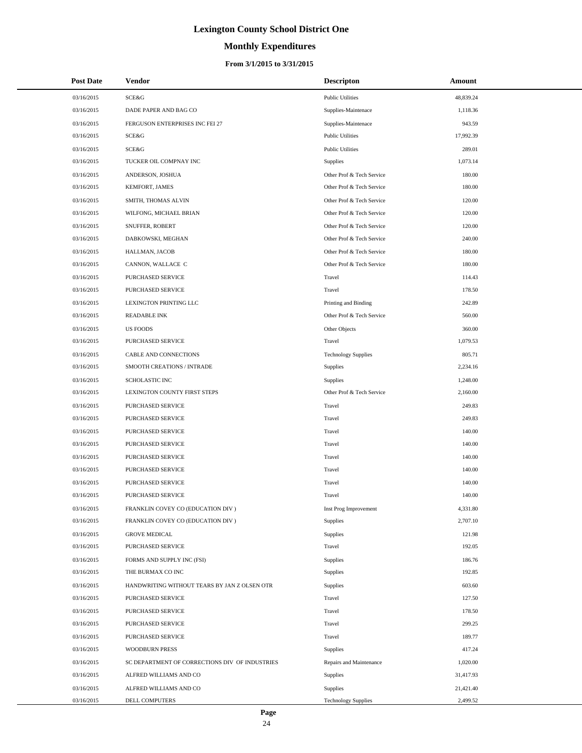# Lexington County School District One

## Monthly Expenditures

### From 3/1/2015 to 3/31/2015

| Post Date | Vendor | Descripton | Amount |
|---|---|---|---|
| 03/16/2015 | SCE&G | Public Utilities | 48,839.24 |
| 03/16/2015 | DADE PAPER AND BAG CO | Supplies-Maintenace | 1,118.36 |
| 03/16/2015 | FERGUSON ENTERPRISES INC FEI 27 | Supplies-Maintenace | 943.59 |
| 03/16/2015 | SCE&G | Public Utilities | 17,992.39 |
| 03/16/2015 | SCE&G | Public Utilities | 289.01 |
| 03/16/2015 | TUCKER OIL COMPNAY INC | Supplies | 1,073.14 |
| 03/16/2015 | ANDERSON, JOSHUA | Other Prof & Tech Service | 180.00 |
| 03/16/2015 | KEMFORT, JAMES | Other Prof & Tech Service | 180.00 |
| 03/16/2015 | SMITH, THOMAS ALVIN | Other Prof & Tech Service | 120.00 |
| 03/16/2015 | WILFONG, MICHAEL BRIAN | Other Prof & Tech Service | 120.00 |
| 03/16/2015 | SNUFFER, ROBERT | Other Prof & Tech Service | 120.00 |
| 03/16/2015 | DABKOWSKI, MEGHAN | Other Prof & Tech Service | 240.00 |
| 03/16/2015 | HALLMAN, JACOB | Other Prof & Tech Service | 180.00 |
| 03/16/2015 | CANNON, WALLACE C | Other Prof & Tech Service | 180.00 |
| 03/16/2015 | PURCHASED SERVICE | Travel | 114.43 |
| 03/16/2015 | PURCHASED SERVICE | Travel | 178.50 |
| 03/16/2015 | LEXINGTON PRINTING LLC | Printing and Binding | 242.89 |
| 03/16/2015 | READABLE INK | Other Prof & Tech Service | 560.00 |
| 03/16/2015 | US FOODS | Other Objects | 360.00 |
| 03/16/2015 | PURCHASED SERVICE | Travel | 1,079.53 |
| 03/16/2015 | CABLE AND CONNECTIONS | Technology Supplies | 805.71 |
| 03/16/2015 | SMOOTH CREATIONS / INTRADE | Supplies | 2,234.16 |
| 03/16/2015 | SCHOLASTIC INC | Supplies | 1,248.00 |
| 03/16/2015 | LEXINGTON COUNTY FIRST STEPS | Other Prof & Tech Service | 2,160.00 |
| 03/16/2015 | PURCHASED SERVICE | Travel | 249.83 |
| 03/16/2015 | PURCHASED SERVICE | Travel | 249.83 |
| 03/16/2015 | PURCHASED SERVICE | Travel | 140.00 |
| 03/16/2015 | PURCHASED SERVICE | Travel | 140.00 |
| 03/16/2015 | PURCHASED SERVICE | Travel | 140.00 |
| 03/16/2015 | PURCHASED SERVICE | Travel | 140.00 |
| 03/16/2015 | PURCHASED SERVICE | Travel | 140.00 |
| 03/16/2015 | PURCHASED SERVICE | Travel | 140.00 |
| 03/16/2015 | FRANKLIN COVEY CO (EDUCATION DIV ) | Inst Prog Improvement | 4,331.80 |
| 03/16/2015 | FRANKLIN COVEY CO (EDUCATION DIV ) | Supplies | 2,707.10 |
| 03/16/2015 | GROVE MEDICAL | Supplies | 121.98 |
| 03/16/2015 | PURCHASED SERVICE | Travel | 192.05 |
| 03/16/2015 | FORMS AND SUPPLY INC (FSI) | Supplies | 186.76 |
| 03/16/2015 | THE BURMAX CO INC | Supplies | 192.85 |
| 03/16/2015 | HANDWRITING WITHOUT TEARS BY JAN Z OLSEN OTR | Supplies | 603.60 |
| 03/16/2015 | PURCHASED SERVICE | Travel | 127.50 |
| 03/16/2015 | PURCHASED SERVICE | Travel | 178.50 |
| 03/16/2015 | PURCHASED SERVICE | Travel | 299.25 |
| 03/16/2015 | PURCHASED SERVICE | Travel | 189.77 |
| 03/16/2015 | WOODBURN PRESS | Supplies | 417.24 |
| 03/16/2015 | SC DEPARTMENT OF CORRECTIONS DIV OF INDUSTRIES | Repairs and Maintenance | 1,020.00 |
| 03/16/2015 | ALFRED WILLIAMS AND CO | Supplies | 31,417.93 |
| 03/16/2015 | ALFRED WILLIAMS AND CO | Supplies | 21,421.40 |
| 03/16/2015 | DELL COMPUTERS | Technology Supplies | 2,499.52 |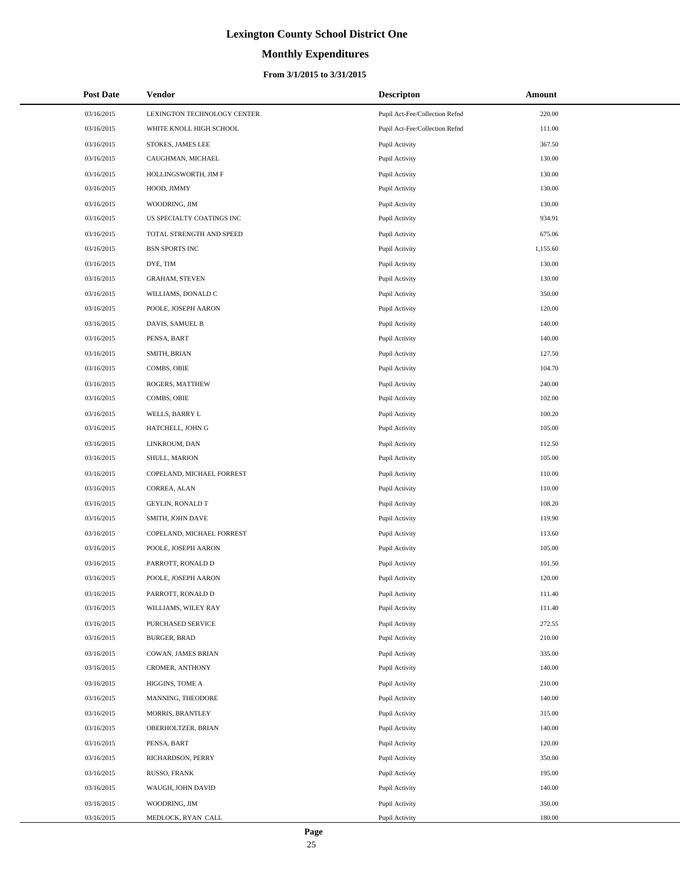# Lexington County School District One

## Monthly Expenditures

### From 3/1/2015 to 3/31/2015

| Post Date | Vendor | Descripton | Amount |
|---|---|---|---|
| 03/16/2015 | LEXINGTON TECHNOLOGY CENTER | Pupil Act-Fee/Collection Refnd | 220.00 |
| 03/16/2015 | WHITE KNOLL HIGH SCHOOL | Pupil Act-Fee/Collection Refnd | 111.00 |
| 03/16/2015 | STOKES, JAMES LEE | Pupil Activity | 367.50 |
| 03/16/2015 | CAUGHMAN, MICHAEL | Pupil Activity | 130.00 |
| 03/16/2015 | HOLLINGSWORTH, JIM F | Pupil Activity | 130.00 |
| 03/16/2015 | HOOD, JIMMY | Pupil Activity | 130.00 |
| 03/16/2015 | WOODRING, JIM | Pupil Activity | 130.00 |
| 03/16/2015 | US SPECIALTY COATINGS INC | Pupil Activity | 934.91 |
| 03/16/2015 | TOTAL STRENGTH AND SPEED | Pupil Activity | 675.06 |
| 03/16/2015 | BSN SPORTS INC | Pupil Activity | 1,155.60 |
| 03/16/2015 | DYE, TIM | Pupil Activity | 130.00 |
| 03/16/2015 | GRAHAM, STEVEN | Pupil Activity | 130.00 |
| 03/16/2015 | WILLIAMS, DONALD C | Pupil Activity | 350.00 |
| 03/16/2015 | POOLE, JOSEPH AARON | Pupil Activity | 120.00 |
| 03/16/2015 | DAVIS, SAMUEL B | Pupil Activity | 140.00 |
| 03/16/2015 | PENSA, BART | Pupil Activity | 140.00 |
| 03/16/2015 | SMITH, BRIAN | Pupil Activity | 127.50 |
| 03/16/2015 | COMBS, OBIE | Pupil Activity | 104.70 |
| 03/16/2015 | ROGERS, MATTHEW | Pupil Activity | 240.00 |
| 03/16/2015 | COMBS, OBIE | Pupil Activity | 102.00 |
| 03/16/2015 | WELLS, BARRY L | Pupil Activity | 100.20 |
| 03/16/2015 | HATCHELL, JOHN G | Pupil Activity | 105.00 |
| 03/16/2015 | LINKROUM, DAN | Pupil Activity | 112.50 |
| 03/16/2015 | SHULL, MARION | Pupil Activity | 105.00 |
| 03/16/2015 | COPELAND, MICHAEL FORREST | Pupil Activity | 110.00 |
| 03/16/2015 | CORREA, ALAN | Pupil Activity | 110.00 |
| 03/16/2015 | GEYLIN, RONALD T | Pupil Activity | 108.20 |
| 03/16/2015 | SMITH, JOHN DAVE | Pupil Activity | 119.90 |
| 03/16/2015 | COPELAND, MICHAEL FORREST | Pupil Activity | 113.60 |
| 03/16/2015 | POOLE, JOSEPH AARON | Pupil Activity | 105.00 |
| 03/16/2015 | PARROTT, RONALD D | Pupil Activity | 101.50 |
| 03/16/2015 | POOLE, JOSEPH AARON | Pupil Activity | 120.00 |
| 03/16/2015 | PARROTT, RONALD D | Pupil Activity | 111.40 |
| 03/16/2015 | WILLIAMS, WILEY RAY | Pupil Activity | 111.40 |
| 03/16/2015 | PURCHASED SERVICE | Pupil Activity | 272.55 |
| 03/16/2015 | BURGER, BRAD | Pupil Activity | 210.00 |
| 03/16/2015 | COWAN, JAMES BRIAN | Pupil Activity | 335.00 |
| 03/16/2015 | CROMER, ANTHONY | Pupil Activity | 140.00 |
| 03/16/2015 | HIGGINS, TOME A | Pupil Activity | 210.00 |
| 03/16/2015 | MANNING, THEODORE | Pupil Activity | 140.00 |
| 03/16/2015 | MORRIS, BRANTLEY | Pupil Activity | 315.00 |
| 03/16/2015 | OBERHOLTZER, BRIAN | Pupil Activity | 140.00 |
| 03/16/2015 | PENSA, BART | Pupil Activity | 120.00 |
| 03/16/2015 | RICHARDSON, PERRY | Pupil Activity | 350.00 |
| 03/16/2015 | RUSSO, FRANK | Pupil Activity | 195.00 |
| 03/16/2015 | WAUGH, JOHN DAVID | Pupil Activity | 140.00 |
| 03/16/2015 | WOODRING, JIM | Pupil Activity | 350.00 |
| 03/16/2015 | MEDLOCK, RYAN CALL | Pupil Activity | 180.00 |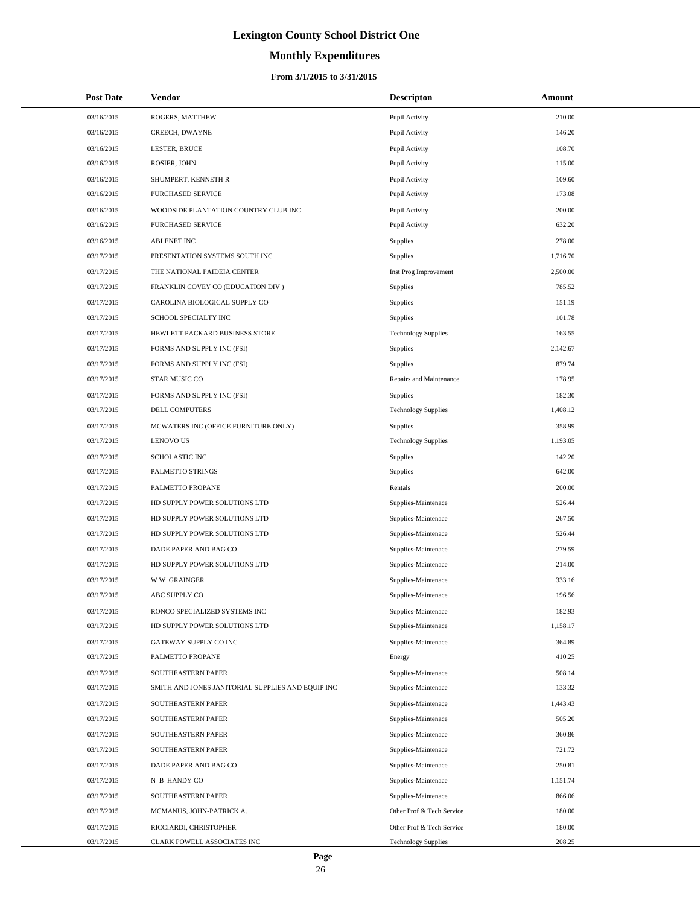# Lexington County School District One

## Monthly Expenditures

### From 3/1/2015 to 3/31/2015

| Post Date | Vendor | Descripton | Amount |
|---|---|---|---|
| 03/16/2015 | ROGERS, MATTHEW | Pupil Activity | 210.00 |
| 03/16/2015 | CREECH, DWAYNE | Pupil Activity | 146.20 |
| 03/16/2015 | LESTER, BRUCE | Pupil Activity | 108.70 |
| 03/16/2015 | ROSIER, JOHN | Pupil Activity | 115.00 |
| 03/16/2015 | SHUMPERT, KENNETH R | Pupil Activity | 109.60 |
| 03/16/2015 | PURCHASED SERVICE | Pupil Activity | 173.08 |
| 03/16/2015 | WOODSIDE PLANTATION COUNTRY CLUB INC | Pupil Activity | 200.00 |
| 03/16/2015 | PURCHASED SERVICE | Pupil Activity | 632.20 |
| 03/16/2015 | ABLENET INC | Supplies | 278.00 |
| 03/17/2015 | PRESENTATION SYSTEMS SOUTH INC | Supplies | 1,716.70 |
| 03/17/2015 | THE NATIONAL PAIDEIA CENTER | Inst Prog Improvement | 2,500.00 |
| 03/17/2015 | FRANKLIN COVEY CO (EDUCATION DIV ) | Supplies | 785.52 |
| 03/17/2015 | CAROLINA BIOLOGICAL SUPPLY CO | Supplies | 151.19 |
| 03/17/2015 | SCHOOL SPECIALTY INC | Supplies | 101.78 |
| 03/17/2015 | HEWLETT PACKARD BUSINESS STORE | Technology Supplies | 163.55 |
| 03/17/2015 | FORMS AND SUPPLY INC (FSI) | Supplies | 2,142.67 |
| 03/17/2015 | FORMS AND SUPPLY INC (FSI) | Supplies | 879.74 |
| 03/17/2015 | STAR MUSIC CO | Repairs and Maintenance | 178.95 |
| 03/17/2015 | FORMS AND SUPPLY INC (FSI) | Supplies | 182.30 |
| 03/17/2015 | DELL COMPUTERS | Technology Supplies | 1,408.12 |
| 03/17/2015 | MCWATERS INC (OFFICE FURNITURE ONLY) | Supplies | 358.99 |
| 03/17/2015 | LENOVO US | Technology Supplies | 1,193.05 |
| 03/17/2015 | SCHOLASTIC INC | Supplies | 142.20 |
| 03/17/2015 | PALMETTO STRINGS | Supplies | 642.00 |
| 03/17/2015 | PALMETTO PROPANE | Rentals | 200.00 |
| 03/17/2015 | HD SUPPLY POWER SOLUTIONS LTD | Supplies-Maintenace | 526.44 |
| 03/17/2015 | HD SUPPLY POWER SOLUTIONS LTD | Supplies-Maintenace | 267.50 |
| 03/17/2015 | HD SUPPLY POWER SOLUTIONS LTD | Supplies-Maintenace | 526.44 |
| 03/17/2015 | DADE PAPER AND BAG CO | Supplies-Maintenace | 279.59 |
| 03/17/2015 | HD SUPPLY POWER SOLUTIONS LTD | Supplies-Maintenace | 214.00 |
| 03/17/2015 | W W GRAINGER | Supplies-Maintenace | 333.16 |
| 03/17/2015 | ABC SUPPLY CO | Supplies-Maintenace | 196.56 |
| 03/17/2015 | RONCO SPECIALIZED SYSTEMS INC | Supplies-Maintenace | 182.93 |
| 03/17/2015 | HD SUPPLY POWER SOLUTIONS LTD | Supplies-Maintenace | 1,158.17 |
| 03/17/2015 | GATEWAY SUPPLY CO INC | Supplies-Maintenace | 364.89 |
| 03/17/2015 | PALMETTO PROPANE | Energy | 410.25 |
| 03/17/2015 | SOUTHEASTERN PAPER | Supplies-Maintenace | 508.14 |
| 03/17/2015 | SMITH AND JONES JANITORIAL SUPPLIES AND EQUIP INC | Supplies-Maintenace | 133.32 |
| 03/17/2015 | SOUTHEASTERN PAPER | Supplies-Maintenace | 1,443.43 |
| 03/17/2015 | SOUTHEASTERN PAPER | Supplies-Maintenace | 505.20 |
| 03/17/2015 | SOUTHEASTERN PAPER | Supplies-Maintenace | 360.86 |
| 03/17/2015 | SOUTHEASTERN PAPER | Supplies-Maintenace | 721.72 |
| 03/17/2015 | DADE PAPER AND BAG CO | Supplies-Maintenace | 250.81 |
| 03/17/2015 | N B HANDY CO | Supplies-Maintenace | 1,151.74 |
| 03/17/2015 | SOUTHEASTERN PAPER | Supplies-Maintenace | 866.06 |
| 03/17/2015 | MCMANUS, JOHN-PATRICK A. | Other Prof & Tech Service | 180.00 |
| 03/17/2015 | RICCIARDI, CHRISTOPHER | Other Prof & Tech Service | 180.00 |
| 03/17/2015 | CLARK POWELL ASSOCIATES INC | Technology Supplies | 208.25 |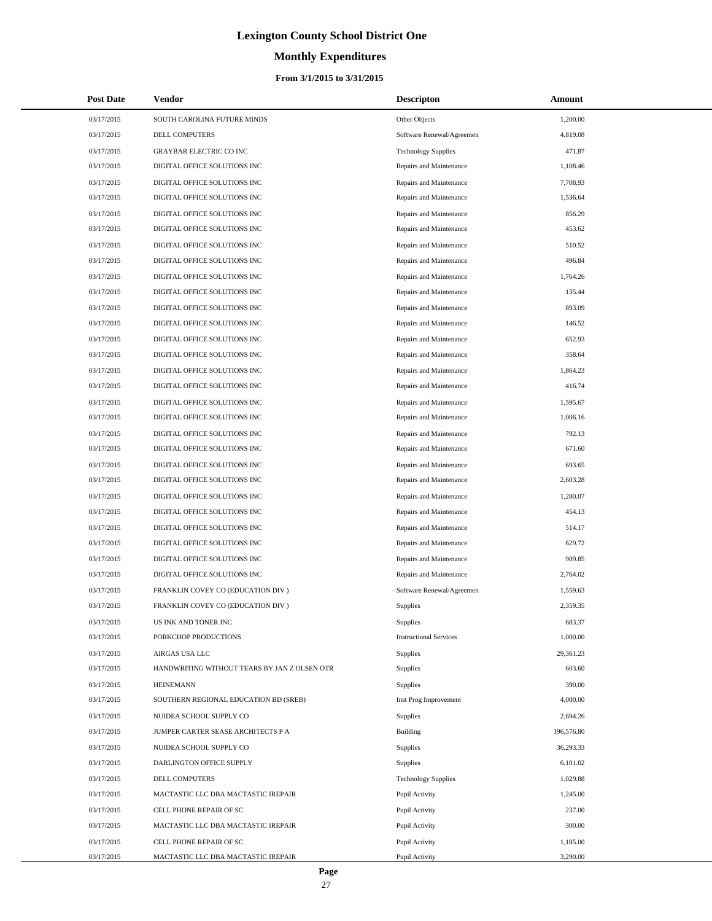# Lexington County School District One

## Monthly Expenditures

### From 3/1/2015 to 3/31/2015

| Post Date | Vendor | Descripton | Amount |
|---|---|---|---|
| 03/17/2015 | SOUTH CAROLINA FUTURE MINDS | Other Objects | 1,200.00 |
| 03/17/2015 | DELL COMPUTERS | Software Renewal/Agreemen | 4,819.08 |
| 03/17/2015 | GRAYBAR ELECTRIC CO INC | Technology Supplies | 471.87 |
| 03/17/2015 | DIGITAL OFFICE SOLUTIONS INC | Repairs and Maintenance | 1,108.46 |
| 03/17/2015 | DIGITAL OFFICE SOLUTIONS INC | Repairs and Maintenance | 7,708.93 |
| 03/17/2015 | DIGITAL OFFICE SOLUTIONS INC | Repairs and Maintenance | 1,536.64 |
| 03/17/2015 | DIGITAL OFFICE SOLUTIONS INC | Repairs and Maintenance | 856.29 |
| 03/17/2015 | DIGITAL OFFICE SOLUTIONS INC | Repairs and Maintenance | 453.62 |
| 03/17/2015 | DIGITAL OFFICE SOLUTIONS INC | Repairs and Maintenance | 510.52 |
| 03/17/2015 | DIGITAL OFFICE SOLUTIONS INC | Repairs and Maintenance | 496.84 |
| 03/17/2015 | DIGITAL OFFICE SOLUTIONS INC | Repairs and Maintenance | 1,764.26 |
| 03/17/2015 | DIGITAL OFFICE SOLUTIONS INC | Repairs and Maintenance | 135.44 |
| 03/17/2015 | DIGITAL OFFICE SOLUTIONS INC | Repairs and Maintenance | 893.09 |
| 03/17/2015 | DIGITAL OFFICE SOLUTIONS INC | Repairs and Maintenance | 146.52 |
| 03/17/2015 | DIGITAL OFFICE SOLUTIONS INC | Repairs and Maintenance | 652.93 |
| 03/17/2015 | DIGITAL OFFICE SOLUTIONS INC | Repairs and Maintenance | 358.64 |
| 03/17/2015 | DIGITAL OFFICE SOLUTIONS INC | Repairs and Maintenance | 1,864.23 |
| 03/17/2015 | DIGITAL OFFICE SOLUTIONS INC | Repairs and Maintenance | 416.74 |
| 03/17/2015 | DIGITAL OFFICE SOLUTIONS INC | Repairs and Maintenance | 1,595.67 |
| 03/17/2015 | DIGITAL OFFICE SOLUTIONS INC | Repairs and Maintenance | 1,006.16 |
| 03/17/2015 | DIGITAL OFFICE SOLUTIONS INC | Repairs and Maintenance | 792.13 |
| 03/17/2015 | DIGITAL OFFICE SOLUTIONS INC | Repairs and Maintenance | 671.60 |
| 03/17/2015 | DIGITAL OFFICE SOLUTIONS INC | Repairs and Maintenance | 693.65 |
| 03/17/2015 | DIGITAL OFFICE SOLUTIONS INC | Repairs and Maintenance | 2,603.28 |
| 03/17/2015 | DIGITAL OFFICE SOLUTIONS INC | Repairs and Maintenance | 1,280.07 |
| 03/17/2015 | DIGITAL OFFICE SOLUTIONS INC | Repairs and Maintenance | 454.13 |
| 03/17/2015 | DIGITAL OFFICE SOLUTIONS INC | Repairs and Maintenance | 514.17 |
| 03/17/2015 | DIGITAL OFFICE SOLUTIONS INC | Repairs and Maintenance | 629.72 |
| 03/17/2015 | DIGITAL OFFICE SOLUTIONS INC | Repairs and Maintenance | 909.85 |
| 03/17/2015 | DIGITAL OFFICE SOLUTIONS INC | Repairs and Maintenance | 2,764.02 |
| 03/17/2015 | FRANKLIN COVEY CO (EDUCATION DIV ) | Software Renewal/Agreemen | 1,559.63 |
| 03/17/2015 | FRANKLIN COVEY CO (EDUCATION DIV ) | Supplies | 2,359.35 |
| 03/17/2015 | US INK AND TONER INC | Supplies | 683.37 |
| 03/17/2015 | PORKCHOP PRODUCTIONS | Instructional Services | 1,000.00 |
| 03/17/2015 | AIRGAS USA LLC | Supplies | 29,361.23 |
| 03/17/2015 | HANDWRITING WITHOUT TEARS BY JAN Z OLSEN OTR | Supplies | 603.60 |
| 03/17/2015 | HEINEMANN | Supplies | 390.00 |
| 03/17/2015 | SOUTHERN REGIONAL EDUCATION BD (SREB) | Inst Prog Improvement | 4,000.00 |
| 03/17/2015 | NUIDEA SCHOOL SUPPLY CO | Supplies | 2,694.26 |
| 03/17/2015 | JUMPER CARTER SEASE ARCHITECTS P A | Building | 196,576.80 |
| 03/17/2015 | NUIDEA SCHOOL SUPPLY CO | Supplies | 36,293.33 |
| 03/17/2015 | DARLINGTON OFFICE SUPPLY | Supplies | 6,101.02 |
| 03/17/2015 | DELL COMPUTERS | Technology Supplies | 1,029.88 |
| 03/17/2015 | MACTASTIC LLC DBA MACTASTIC IREPAIR | Pupil Activity | 1,245.00 |
| 03/17/2015 | CELL PHONE REPAIR OF SC | Pupil Activity | 237.00 |
| 03/17/2015 | MACTASTIC LLC DBA MACTASTIC IREPAIR | Pupil Activity | 300.00 |
| 03/17/2015 | CELL PHONE REPAIR OF SC | Pupil Activity | 1,185.00 |
| 03/17/2015 | MACTASTIC LLC DBA MACTASTIC IREPAIR | Pupil Activity | 3,290.00 |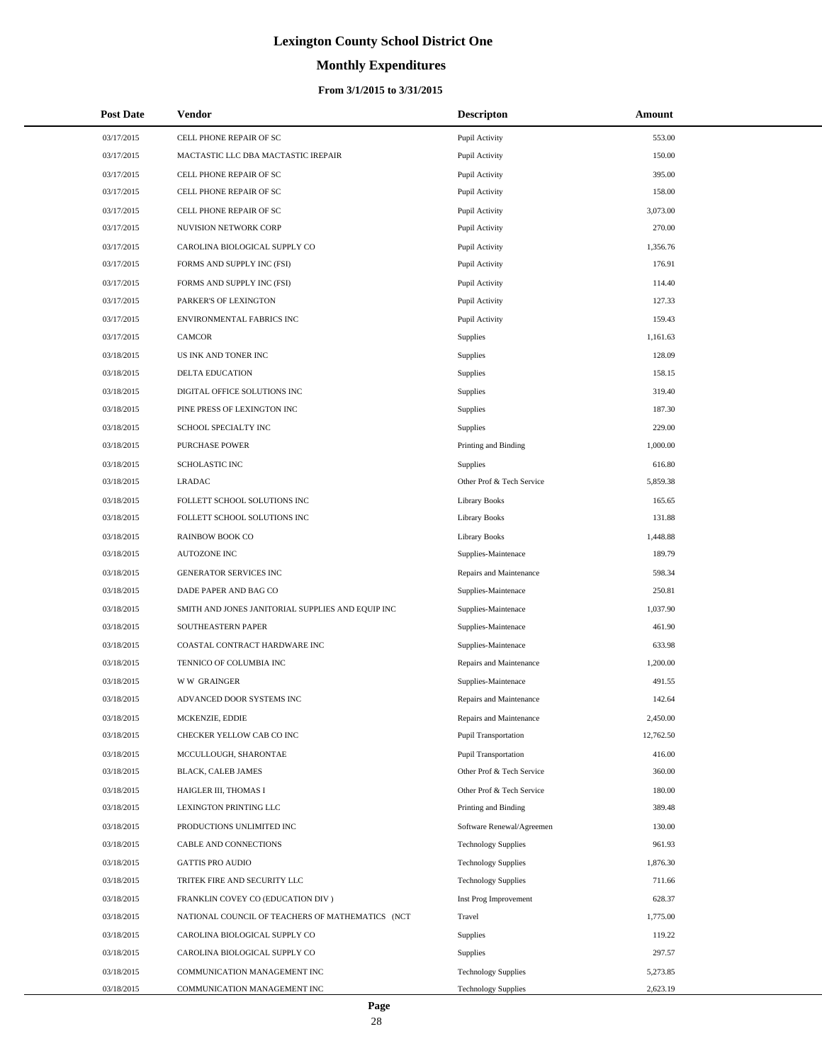# Lexington County School District One

## Monthly Expenditures

### From 3/1/2015 to 3/31/2015

| Post Date | Vendor | Descripton | Amount |
|---|---|---|---|
| 03/17/2015 | CELL PHONE REPAIR OF SC | Pupil Activity | 553.00 |
| 03/17/2015 | MACTASTIC LLC DBA MACTASTIC IREPAIR | Pupil Activity | 150.00 |
| 03/17/2015 | CELL PHONE REPAIR OF SC | Pupil Activity | 395.00 |
| 03/17/2015 | CELL PHONE REPAIR OF SC | Pupil Activity | 158.00 |
| 03/17/2015 | CELL PHONE REPAIR OF SC | Pupil Activity | 3,073.00 |
| 03/17/2015 | NUVISION NETWORK CORP | Pupil Activity | 270.00 |
| 03/17/2015 | CAROLINA BIOLOGICAL SUPPLY CO | Pupil Activity | 1,356.76 |
| 03/17/2015 | FORMS AND SUPPLY INC (FSI) | Pupil Activity | 176.91 |
| 03/17/2015 | FORMS AND SUPPLY INC (FSI) | Pupil Activity | 114.40 |
| 03/17/2015 | PARKER'S OF LEXINGTON | Pupil Activity | 127.33 |
| 03/17/2015 | ENVIRONMENTAL FABRICS INC | Pupil Activity | 159.43 |
| 03/17/2015 | CAMCOR | Supplies | 1,161.63 |
| 03/18/2015 | US INK AND TONER INC | Supplies | 128.09 |
| 03/18/2015 | DELTA EDUCATION | Supplies | 158.15 |
| 03/18/2015 | DIGITAL OFFICE SOLUTIONS INC | Supplies | 319.40 |
| 03/18/2015 | PINE PRESS OF LEXINGTON INC | Supplies | 187.30 |
| 03/18/2015 | SCHOOL SPECIALTY INC | Supplies | 229.00 |
| 03/18/2015 | PURCHASE POWER | Printing and Binding | 1,000.00 |
| 03/18/2015 | SCHOLASTIC INC | Supplies | 616.80 |
| 03/18/2015 | LRADAC | Other Prof & Tech Service | 5,859.38 |
| 03/18/2015 | FOLLETT SCHOOL SOLUTIONS INC | Library Books | 165.65 |
| 03/18/2015 | FOLLETT SCHOOL SOLUTIONS INC | Library Books | 131.88 |
| 03/18/2015 | RAINBOW BOOK CO | Library Books | 1,448.88 |
| 03/18/2015 | AUTOZONE INC | Supplies-Maintenace | 189.79 |
| 03/18/2015 | GENERATOR SERVICES INC | Repairs and Maintenance | 598.34 |
| 03/18/2015 | DADE PAPER AND BAG CO | Supplies-Maintenace | 250.81 |
| 03/18/2015 | SMITH AND JONES JANITORIAL SUPPLIES AND EQUIP INC | Supplies-Maintenace | 1,037.90 |
| 03/18/2015 | SOUTHEASTERN PAPER | Supplies-Maintenace | 461.90 |
| 03/18/2015 | COASTAL CONTRACT HARDWARE INC | Supplies-Maintenace | 633.98 |
| 03/18/2015 | TENNICO OF COLUMBIA INC | Repairs and Maintenance | 1,200.00 |
| 03/18/2015 | W W GRAINGER | Supplies-Maintenace | 491.55 |
| 03/18/2015 | ADVANCED DOOR SYSTEMS INC | Repairs and Maintenance | 142.64 |
| 03/18/2015 | MCKENZIE, EDDIE | Repairs and Maintenance | 2,450.00 |
| 03/18/2015 | CHECKER YELLOW CAB CO INC | Pupil Transportation | 12,762.50 |
| 03/18/2015 | MCCULLOUGH, SHARONTAE | Pupil Transportation | 416.00 |
| 03/18/2015 | BLACK, CALEB JAMES | Other Prof & Tech Service | 360.00 |
| 03/18/2015 | HAIGLER III, THOMAS I | Other Prof & Tech Service | 180.00 |
| 03/18/2015 | LEXINGTON PRINTING LLC | Printing and Binding | 389.48 |
| 03/18/2015 | PRODUCTIONS UNLIMITED INC | Software Renewal/Agreemen | 130.00 |
| 03/18/2015 | CABLE AND CONNECTIONS | Technology Supplies | 961.93 |
| 03/18/2015 | GATTIS PRO AUDIO | Technology Supplies | 1,876.30 |
| 03/18/2015 | TRITEK FIRE AND SECURITY LLC | Technology Supplies | 711.66 |
| 03/18/2015 | FRANKLIN COVEY CO (EDUCATION DIV ) | Inst Prog Improvement | 628.37 |
| 03/18/2015 | NATIONAL COUNCIL OF TEACHERS OF MATHEMATICS (NCT | Travel | 1,775.00 |
| 03/18/2015 | CAROLINA BIOLOGICAL SUPPLY CO | Supplies | 119.22 |
| 03/18/2015 | CAROLINA BIOLOGICAL SUPPLY CO | Supplies | 297.57 |
| 03/18/2015 | COMMUNICATION MANAGEMENT INC | Technology Supplies | 5,273.85 |
| 03/18/2015 | COMMUNICATION MANAGEMENT INC | Technology Supplies | 2,623.19 |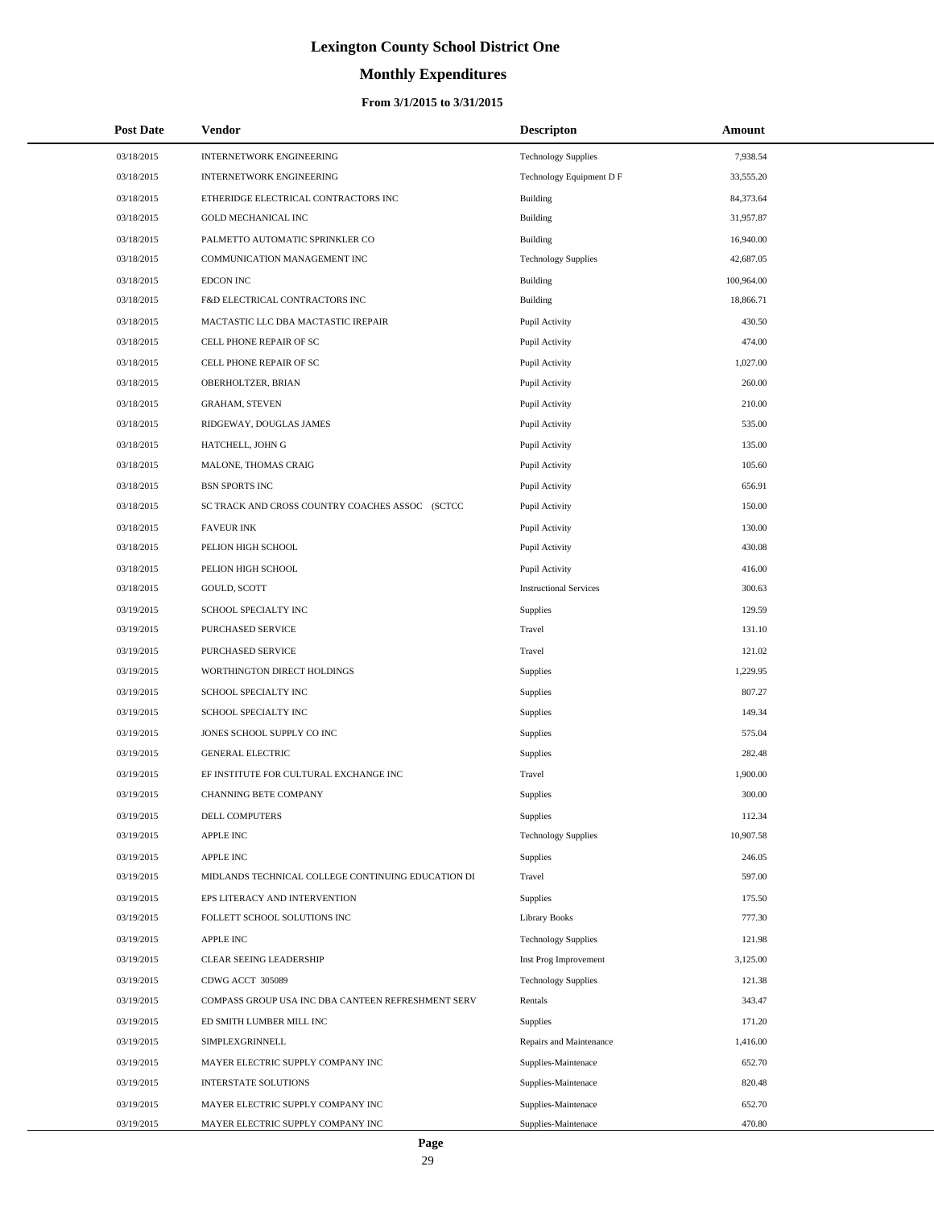# Lexington County School District One

## Monthly Expenditures

### From 3/1/2015 to 3/31/2015

| Post Date | Vendor | Descripton | Amount |
|---|---|---|---|
| 03/18/2015 | INTERNETWORK ENGINEERING | Technology Supplies | 7,938.54 |
| 03/18/2015 | INTERNETWORK ENGINEERING | Technology Equipment D F | 33,555.20 |
| 03/18/2015 | ETHERIDGE ELECTRICAL CONTRACTORS INC | Building | 84,373.64 |
| 03/18/2015 | GOLD MECHANICAL INC | Building | 31,957.87 |
| 03/18/2015 | PALMETTO AUTOMATIC SPRINKLER CO | Building | 16,940.00 |
| 03/18/2015 | COMMUNICATION MANAGEMENT INC | Technology Supplies | 42,687.05 |
| 03/18/2015 | EDCON INC | Building | 100,964.00 |
| 03/18/2015 | F&D ELECTRICAL CONTRACTORS INC | Building | 18,866.71 |
| 03/18/2015 | MACTASTIC LLC DBA MACTASTIC IREPAIR | Pupil Activity | 430.50 |
| 03/18/2015 | CELL PHONE REPAIR OF SC | Pupil Activity | 474.00 |
| 03/18/2015 | CELL PHONE REPAIR OF SC | Pupil Activity | 1,027.00 |
| 03/18/2015 | OBERHOLTZER, BRIAN | Pupil Activity | 260.00 |
| 03/18/2015 | GRAHAM, STEVEN | Pupil Activity | 210.00 |
| 03/18/2015 | RIDGEWAY, DOUGLAS JAMES | Pupil Activity | 535.00 |
| 03/18/2015 | HATCHELL, JOHN G | Pupil Activity | 135.00 |
| 03/18/2015 | MALONE, THOMAS CRAIG | Pupil Activity | 105.60 |
| 03/18/2015 | BSN SPORTS INC | Pupil Activity | 656.91 |
| 03/18/2015 | SC TRACK AND CROSS COUNTRY COACHES ASSOC (SCTCC | Pupil Activity | 150.00 |
| 03/18/2015 | FAVEUR INK | Pupil Activity | 130.00 |
| 03/18/2015 | PELION HIGH SCHOOL | Pupil Activity | 430.08 |
| 03/18/2015 | PELION HIGH SCHOOL | Pupil Activity | 416.00 |
| 03/18/2015 | GOULD, SCOTT | Instructional Services | 300.63 |
| 03/19/2015 | SCHOOL SPECIALTY INC | Supplies | 129.59 |
| 03/19/2015 | PURCHASED SERVICE | Travel | 131.10 |
| 03/19/2015 | PURCHASED SERVICE | Travel | 121.02 |
| 03/19/2015 | WORTHINGTON DIRECT HOLDINGS | Supplies | 1,229.95 |
| 03/19/2015 | SCHOOL SPECIALTY INC | Supplies | 807.27 |
| 03/19/2015 | SCHOOL SPECIALTY INC | Supplies | 149.34 |
| 03/19/2015 | JONES SCHOOL SUPPLY CO INC | Supplies | 575.04 |
| 03/19/2015 | GENERAL ELECTRIC | Supplies | 282.48 |
| 03/19/2015 | EF INSTITUTE FOR CULTURAL EXCHANGE INC | Travel | 1,900.00 |
| 03/19/2015 | CHANNING BETE COMPANY | Supplies | 300.00 |
| 03/19/2015 | DELL COMPUTERS | Supplies | 112.34 |
| 03/19/2015 | APPLE INC | Technology Supplies | 10,907.58 |
| 03/19/2015 | APPLE INC | Supplies | 246.05 |
| 03/19/2015 | MIDLANDS TECHNICAL COLLEGE CONTINUING EDUCATION DI | Travel | 597.00 |
| 03/19/2015 | EPS LITERACY AND INTERVENTION | Supplies | 175.50 |
| 03/19/2015 | FOLLETT SCHOOL SOLUTIONS INC | Library Books | 777.30 |
| 03/19/2015 | APPLE INC | Technology Supplies | 121.98 |
| 03/19/2015 | CLEAR SEEING LEADERSHIP | Inst Prog Improvement | 3,125.00 |
| 03/19/2015 | CDWG ACCT 305089 | Technology Supplies | 121.38 |
| 03/19/2015 | COMPASS GROUP USA INC DBA CANTEEN REFRESHMENT SERV | Rentals | 343.47 |
| 03/19/2015 | ED SMITH LUMBER MILL INC | Supplies | 171.20 |
| 03/19/2015 | SIMPLEXGRINNELL | Repairs and Maintenance | 1,416.00 |
| 03/19/2015 | MAYER ELECTRIC SUPPLY COMPANY INC | Supplies-Maintenace | 652.70 |
| 03/19/2015 | INTERSTATE SOLUTIONS | Supplies-Maintenace | 820.48 |
| 03/19/2015 | MAYER ELECTRIC SUPPLY COMPANY INC | Supplies-Maintenace | 652.70 |
| 03/19/2015 | MAYER ELECTRIC SUPPLY COMPANY INC | Supplies-Maintenace | 470.80 |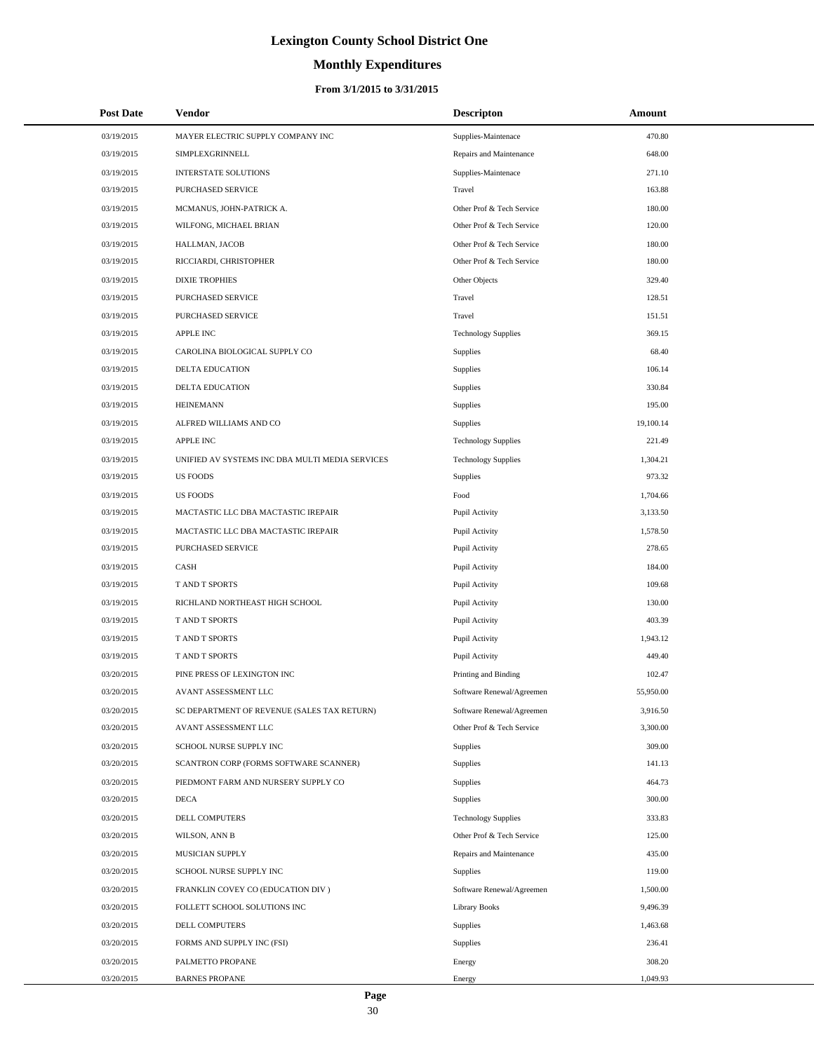# Lexington County School District One

## Monthly Expenditures

### From 3/1/2015 to 3/31/2015

| Post Date | Vendor | Descripton | Amount |
|---|---|---|---|
| 03/19/2015 | MAYER ELECTRIC SUPPLY COMPANY INC | Supplies-Maintenace | 470.80 |
| 03/19/2015 | SIMPLEXGRINNELL | Repairs and Maintenance | 648.00 |
| 03/19/2015 | INTERSTATE SOLUTIONS | Supplies-Maintenace | 271.10 |
| 03/19/2015 | PURCHASED SERVICE | Travel | 163.88 |
| 03/19/2015 | MCMANUS, JOHN-PATRICK A. | Other Prof & Tech Service | 180.00 |
| 03/19/2015 | WILFONG, MICHAEL BRIAN | Other Prof & Tech Service | 120.00 |
| 03/19/2015 | HALLMAN, JACOB | Other Prof & Tech Service | 180.00 |
| 03/19/2015 | RICCIARDI, CHRISTOPHER | Other Prof & Tech Service | 180.00 |
| 03/19/2015 | DIXIE TROPHIES | Other Objects | 329.40 |
| 03/19/2015 | PURCHASED SERVICE | Travel | 128.51 |
| 03/19/2015 | PURCHASED SERVICE | Travel | 151.51 |
| 03/19/2015 | APPLE INC | Technology Supplies | 369.15 |
| 03/19/2015 | CAROLINA BIOLOGICAL SUPPLY CO | Supplies | 68.40 |
| 03/19/2015 | DELTA EDUCATION | Supplies | 106.14 |
| 03/19/2015 | DELTA EDUCATION | Supplies | 330.84 |
| 03/19/2015 | HEINEMANN | Supplies | 195.00 |
| 03/19/2015 | ALFRED WILLIAMS AND CO | Supplies | 19,100.14 |
| 03/19/2015 | APPLE INC | Technology Supplies | 221.49 |
| 03/19/2015 | UNIFIED AV SYSTEMS INC DBA MULTI MEDIA SERVICES | Technology Supplies | 1,304.21 |
| 03/19/2015 | US FOODS | Supplies | 973.32 |
| 03/19/2015 | US FOODS | Food | 1,704.66 |
| 03/19/2015 | MACTASTIC LLC DBA MACTASTIC IREPAIR | Pupil Activity | 3,133.50 |
| 03/19/2015 | MACTASTIC LLC DBA MACTASTIC IREPAIR | Pupil Activity | 1,578.50 |
| 03/19/2015 | PURCHASED SERVICE | Pupil Activity | 278.65 |
| 03/19/2015 | CASH | Pupil Activity | 184.00 |
| 03/19/2015 | T AND T SPORTS | Pupil Activity | 109.68 |
| 03/19/2015 | RICHLAND NORTHEAST HIGH SCHOOL | Pupil Activity | 130.00 |
| 03/19/2015 | T AND T SPORTS | Pupil Activity | 403.39 |
| 03/19/2015 | T AND T SPORTS | Pupil Activity | 1,943.12 |
| 03/19/2015 | T AND T SPORTS | Pupil Activity | 449.40 |
| 03/20/2015 | PINE PRESS OF LEXINGTON INC | Printing and Binding | 102.47 |
| 03/20/2015 | AVANT ASSESSMENT LLC | Software Renewal/Agreemen | 55,950.00 |
| 03/20/2015 | SC DEPARTMENT OF REVENUE (SALES TAX RETURN) | Software Renewal/Agreemen | 3,916.50 |
| 03/20/2015 | AVANT ASSESSMENT LLC | Other Prof & Tech Service | 3,300.00 |
| 03/20/2015 | SCHOOL NURSE SUPPLY INC | Supplies | 309.00 |
| 03/20/2015 | SCANTRON CORP (FORMS SOFTWARE SCANNER) | Supplies | 141.13 |
| 03/20/2015 | PIEDMONT FARM AND NURSERY SUPPLY CO | Supplies | 464.73 |
| 03/20/2015 | DECA | Supplies | 300.00 |
| 03/20/2015 | DELL COMPUTERS | Technology Supplies | 333.83 |
| 03/20/2015 | WILSON, ANN B | Other Prof & Tech Service | 125.00 |
| 03/20/2015 | MUSICIAN SUPPLY | Repairs and Maintenance | 435.00 |
| 03/20/2015 | SCHOOL NURSE SUPPLY INC | Supplies | 119.00 |
| 03/20/2015 | FRANKLIN COVEY CO (EDUCATION DIV ) | Software Renewal/Agreemen | 1,500.00 |
| 03/20/2015 | FOLLETT SCHOOL SOLUTIONS INC | Library Books | 9,496.39 |
| 03/20/2015 | DELL COMPUTERS | Supplies | 1,463.68 |
| 03/20/2015 | FORMS AND SUPPLY INC (FSI) | Supplies | 236.41 |
| 03/20/2015 | PALMETTO PROPANE | Energy | 308.20 |
| 03/20/2015 | BARNES PROPANE | Energy | 1,049.93 |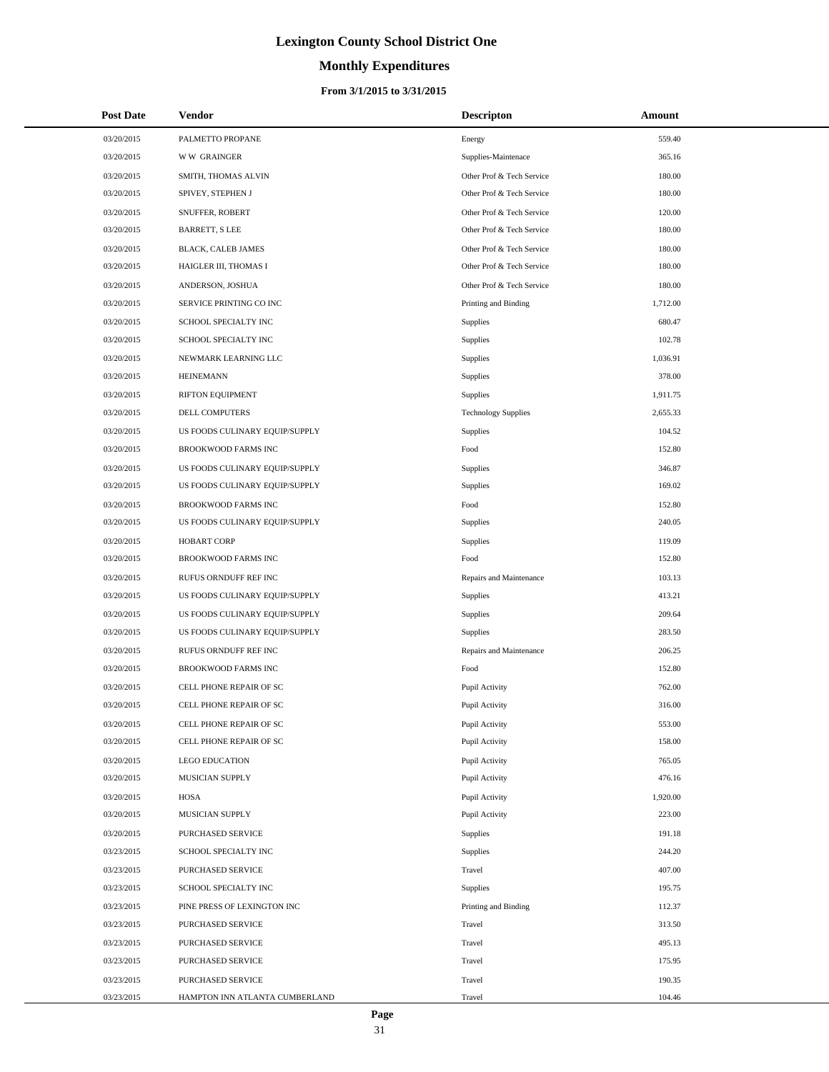# Lexington County School District One

## Monthly Expenditures

### From 3/1/2015 to 3/31/2015

| Post Date | Vendor | Descripton | Amount |
|---|---|---|---|
| 03/20/2015 | PALMETTO PROPANE | Energy | 559.40 |
| 03/20/2015 | W W GRAINGER | Supplies-Maintenace | 365.16 |
| 03/20/2015 | SMITH, THOMAS ALVIN | Other Prof & Tech Service | 180.00 |
| 03/20/2015 | SPIVEY, STEPHEN J | Other Prof & Tech Service | 180.00 |
| 03/20/2015 | SNUFFER, ROBERT | Other Prof & Tech Service | 120.00 |
| 03/20/2015 | BARRETT, S LEE | Other Prof & Tech Service | 180.00 |
| 03/20/2015 | BLACK, CALEB JAMES | Other Prof & Tech Service | 180.00 |
| 03/20/2015 | HAIGLER III, THOMAS I | Other Prof & Tech Service | 180.00 |
| 03/20/2015 | ANDERSON, JOSHUA | Other Prof & Tech Service | 180.00 |
| 03/20/2015 | SERVICE PRINTING CO INC | Printing and Binding | 1,712.00 |
| 03/20/2015 | SCHOOL SPECIALTY INC | Supplies | 680.47 |
| 03/20/2015 | SCHOOL SPECIALTY INC | Supplies | 102.78 |
| 03/20/2015 | NEWMARK LEARNING LLC | Supplies | 1,036.91 |
| 03/20/2015 | HEINEMANN | Supplies | 378.00 |
| 03/20/2015 | RIFTON EQUIPMENT | Supplies | 1,911.75 |
| 03/20/2015 | DELL COMPUTERS | Technology Supplies | 2,655.33 |
| 03/20/2015 | US FOODS CULINARY EQUIP/SUPPLY | Supplies | 104.52 |
| 03/20/2015 | BROOKWOOD FARMS INC | Food | 152.80 |
| 03/20/2015 | US FOODS CULINARY EQUIP/SUPPLY | Supplies | 346.87 |
| 03/20/2015 | US FOODS CULINARY EQUIP/SUPPLY | Supplies | 169.02 |
| 03/20/2015 | BROOKWOOD FARMS INC | Food | 152.80 |
| 03/20/2015 | US FOODS CULINARY EQUIP/SUPPLY | Supplies | 240.05 |
| 03/20/2015 | HOBART CORP | Supplies | 119.09 |
| 03/20/2015 | BROOKWOOD FARMS INC | Food | 152.80 |
| 03/20/2015 | RUFUS ORNDUFF REF INC | Repairs and Maintenance | 103.13 |
| 03/20/2015 | US FOODS CULINARY EQUIP/SUPPLY | Supplies | 413.21 |
| 03/20/2015 | US FOODS CULINARY EQUIP/SUPPLY | Supplies | 209.64 |
| 03/20/2015 | US FOODS CULINARY EQUIP/SUPPLY | Supplies | 283.50 |
| 03/20/2015 | RUFUS ORNDUFF REF INC | Repairs and Maintenance | 206.25 |
| 03/20/2015 | BROOKWOOD FARMS INC | Food | 152.80 |
| 03/20/2015 | CELL PHONE REPAIR OF SC | Pupil Activity | 762.00 |
| 03/20/2015 | CELL PHONE REPAIR OF SC | Pupil Activity | 316.00 |
| 03/20/2015 | CELL PHONE REPAIR OF SC | Pupil Activity | 553.00 |
| 03/20/2015 | CELL PHONE REPAIR OF SC | Pupil Activity | 158.00 |
| 03/20/2015 | LEGO EDUCATION | Pupil Activity | 765.05 |
| 03/20/2015 | MUSICIAN SUPPLY | Pupil Activity | 476.16 |
| 03/20/2015 | HOSA | Pupil Activity | 1,920.00 |
| 03/20/2015 | MUSICIAN SUPPLY | Pupil Activity | 223.00 |
| 03/20/2015 | PURCHASED SERVICE | Supplies | 191.18 |
| 03/23/2015 | SCHOOL SPECIALTY INC | Supplies | 244.20 |
| 03/23/2015 | PURCHASED SERVICE | Travel | 407.00 |
| 03/23/2015 | SCHOOL SPECIALTY INC | Supplies | 195.75 |
| 03/23/2015 | PINE PRESS OF LEXINGTON INC | Printing and Binding | 112.37 |
| 03/23/2015 | PURCHASED SERVICE | Travel | 313.50 |
| 03/23/2015 | PURCHASED SERVICE | Travel | 495.13 |
| 03/23/2015 | PURCHASED SERVICE | Travel | 175.95 |
| 03/23/2015 | PURCHASED SERVICE | Travel | 190.35 |
| 03/23/2015 | HAMPTON INN ATLANTA CUMBERLAND | Travel | 104.46 |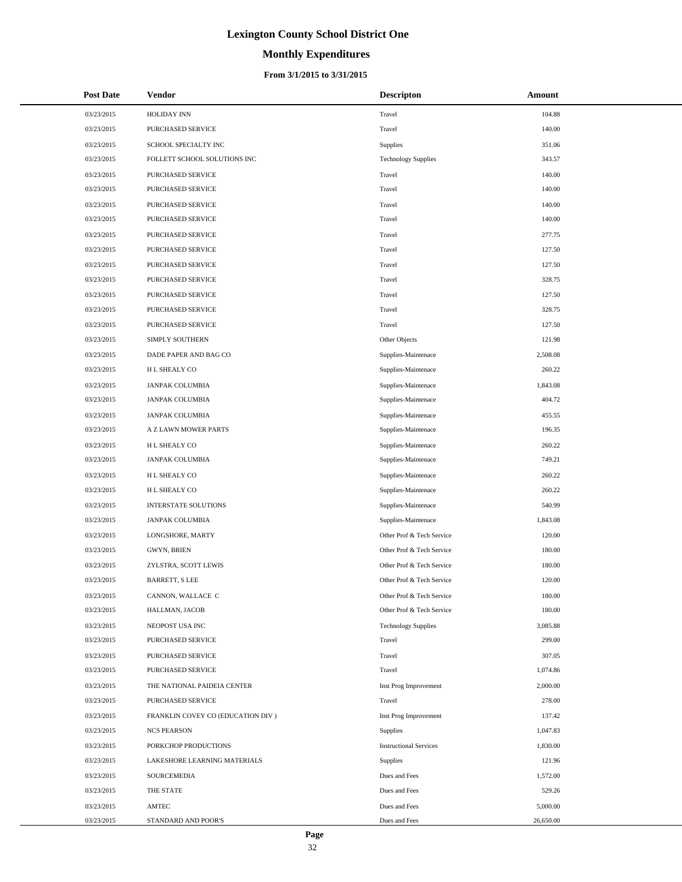# Lexington County School District One

## Monthly Expenditures

### From 3/1/2015 to 3/31/2015

| Post Date | Vendor | Descripton | Amount |
|---|---|---|---|
| 03/23/2015 | HOLIDAY INN | Travel | 104.88 |
| 03/23/2015 | PURCHASED SERVICE | Travel | 140.00 |
| 03/23/2015 | SCHOOL SPECIALTY INC | Supplies | 351.06 |
| 03/23/2015 | FOLLETT SCHOOL SOLUTIONS INC | Technology Supplies | 343.57 |
| 03/23/2015 | PURCHASED SERVICE | Travel | 140.00 |
| 03/23/2015 | PURCHASED SERVICE | Travel | 140.00 |
| 03/23/2015 | PURCHASED SERVICE | Travel | 140.00 |
| 03/23/2015 | PURCHASED SERVICE | Travel | 140.00 |
| 03/23/2015 | PURCHASED SERVICE | Travel | 277.75 |
| 03/23/2015 | PURCHASED SERVICE | Travel | 127.50 |
| 03/23/2015 | PURCHASED SERVICE | Travel | 127.50 |
| 03/23/2015 | PURCHASED SERVICE | Travel | 328.75 |
| 03/23/2015 | PURCHASED SERVICE | Travel | 127.50 |
| 03/23/2015 | PURCHASED SERVICE | Travel | 328.75 |
| 03/23/2015 | PURCHASED SERVICE | Travel | 127.50 |
| 03/23/2015 | SIMPLY SOUTHERN | Other Objects | 121.98 |
| 03/23/2015 | DADE PAPER AND BAG CO | Supplies-Maintenace | 2,508.08 |
| 03/23/2015 | H L SHEALY CO | Supplies-Maintenace | 260.22 |
| 03/23/2015 | JANPAK COLUMBIA | Supplies-Maintenace | 1,843.08 |
| 03/23/2015 | JANPAK COLUMBIA | Supplies-Maintenace | 404.72 |
| 03/23/2015 | JANPAK COLUMBIA | Supplies-Maintenace | 455.55 |
| 03/23/2015 | A Z LAWN MOWER PARTS | Supplies-Maintenace | 196.35 |
| 03/23/2015 | H L SHEALY CO | Supplies-Maintenace | 260.22 |
| 03/23/2015 | JANPAK COLUMBIA | Supplies-Maintenace | 749.21 |
| 03/23/2015 | H L SHEALY CO | Supplies-Maintenace | 260.22 |
| 03/23/2015 | H L SHEALY CO | Supplies-Maintenace | 260.22 |
| 03/23/2015 | INTERSTATE SOLUTIONS | Supplies-Maintenace | 540.99 |
| 03/23/2015 | JANPAK COLUMBIA | Supplies-Maintenace | 1,843.08 |
| 03/23/2015 | LONGSHORE, MARTY | Other Prof & Tech Service | 120.00 |
| 03/23/2015 | GWYN, BRIEN | Other Prof & Tech Service | 180.00 |
| 03/23/2015 | ZYLSTRA, SCOTT LEWIS | Other Prof & Tech Service | 180.00 |
| 03/23/2015 | BARRETT, S LEE | Other Prof & Tech Service | 120.00 |
| 03/23/2015 | CANNON, WALLACE C | Other Prof & Tech Service | 180.00 |
| 03/23/2015 | HALLMAN, JACOB | Other Prof & Tech Service | 180.00 |
| 03/23/2015 | NEOPOST USA INC | Technology Supplies | 3,085.88 |
| 03/23/2015 | PURCHASED SERVICE | Travel | 299.00 |
| 03/23/2015 | PURCHASED SERVICE | Travel | 307.05 |
| 03/23/2015 | PURCHASED SERVICE | Travel | 1,074.86 |
| 03/23/2015 | THE NATIONAL PAIDEIA CENTER | Inst Prog Improvement | 2,000.00 |
| 03/23/2015 | PURCHASED SERVICE | Travel | 278.00 |
| 03/23/2015 | FRANKLIN COVEY CO (EDUCATION DIV ) | Inst Prog Improvement | 137.42 |
| 03/23/2015 | NCS PEARSON | Supplies | 1,047.83 |
| 03/23/2015 | PORKCHOP PRODUCTIONS | Instructional Services | 1,830.00 |
| 03/23/2015 | LAKESHORE LEARNING MATERIALS | Supplies | 121.96 |
| 03/23/2015 | SOURCEMEDIA | Dues and Fees | 1,572.00 |
| 03/23/2015 | THE STATE | Dues and Fees | 529.26 |
| 03/23/2015 | AMTEC | Dues and Fees | 5,000.00 |
| 03/23/2015 | STANDARD AND POOR'S | Dues and Fees | 26,650.00 |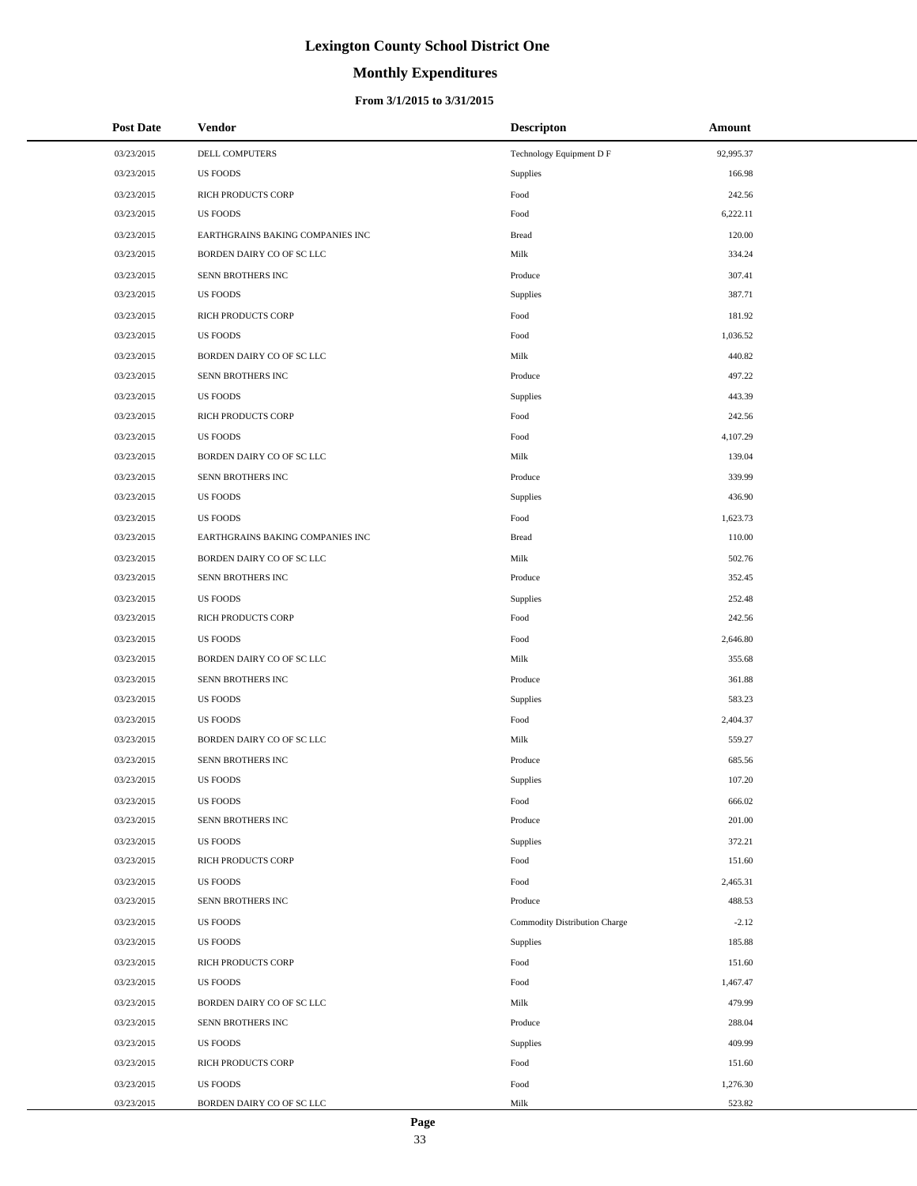# Lexington County School District One

## Monthly Expenditures

### From 3/1/2015 to 3/31/2015

| Post Date | Vendor | Descripton | Amount |
|---|---|---|---|
| 03/23/2015 | DELL COMPUTERS | Technology Equipment D F | 92,995.37 |
| 03/23/2015 | US FOODS | Supplies | 166.98 |
| 03/23/2015 | RICH PRODUCTS CORP | Food | 242.56 |
| 03/23/2015 | US FOODS | Food | 6,222.11 |
| 03/23/2015 | EARTHGRAINS BAKING COMPANIES INC | Bread | 120.00 |
| 03/23/2015 | BORDEN DAIRY CO OF SC LLC | Milk | 334.24 |
| 03/23/2015 | SENN BROTHERS INC | Produce | 307.41 |
| 03/23/2015 | US FOODS | Supplies | 387.71 |
| 03/23/2015 | RICH PRODUCTS CORP | Food | 181.92 |
| 03/23/2015 | US FOODS | Food | 1,036.52 |
| 03/23/2015 | BORDEN DAIRY CO OF SC LLC | Milk | 440.82 |
| 03/23/2015 | SENN BROTHERS INC | Produce | 497.22 |
| 03/23/2015 | US FOODS | Supplies | 443.39 |
| 03/23/2015 | RICH PRODUCTS CORP | Food | 242.56 |
| 03/23/2015 | US FOODS | Food | 4,107.29 |
| 03/23/2015 | BORDEN DAIRY CO OF SC LLC | Milk | 139.04 |
| 03/23/2015 | SENN BROTHERS INC | Produce | 339.99 |
| 03/23/2015 | US FOODS | Supplies | 436.90 |
| 03/23/2015 | US FOODS | Food | 1,623.73 |
| 03/23/2015 | EARTHGRAINS BAKING COMPANIES INC | Bread | 110.00 |
| 03/23/2015 | BORDEN DAIRY CO OF SC LLC | Milk | 502.76 |
| 03/23/2015 | SENN BROTHERS INC | Produce | 352.45 |
| 03/23/2015 | US FOODS | Supplies | 252.48 |
| 03/23/2015 | RICH PRODUCTS CORP | Food | 242.56 |
| 03/23/2015 | US FOODS | Food | 2,646.80 |
| 03/23/2015 | BORDEN DAIRY CO OF SC LLC | Milk | 355.68 |
| 03/23/2015 | SENN BROTHERS INC | Produce | 361.88 |
| 03/23/2015 | US FOODS | Supplies | 583.23 |
| 03/23/2015 | US FOODS | Food | 2,404.37 |
| 03/23/2015 | BORDEN DAIRY CO OF SC LLC | Milk | 559.27 |
| 03/23/2015 | SENN BROTHERS INC | Produce | 685.56 |
| 03/23/2015 | US FOODS | Supplies | 107.20 |
| 03/23/2015 | US FOODS | Food | 666.02 |
| 03/23/2015 | SENN BROTHERS INC | Produce | 201.00 |
| 03/23/2015 | US FOODS | Supplies | 372.21 |
| 03/23/2015 | RICH PRODUCTS CORP | Food | 151.60 |
| 03/23/2015 | US FOODS | Food | 2,465.31 |
| 03/23/2015 | SENN BROTHERS INC | Produce | 488.53 |
| 03/23/2015 | US FOODS | Commodity Distribution Charge | -2.12 |
| 03/23/2015 | US FOODS | Supplies | 185.88 |
| 03/23/2015 | RICH PRODUCTS CORP | Food | 151.60 |
| 03/23/2015 | US FOODS | Food | 1,467.47 |
| 03/23/2015 | BORDEN DAIRY CO OF SC LLC | Milk | 479.99 |
| 03/23/2015 | SENN BROTHERS INC | Produce | 288.04 |
| 03/23/2015 | US FOODS | Supplies | 409.99 |
| 03/23/2015 | RICH PRODUCTS CORP | Food | 151.60 |
| 03/23/2015 | US FOODS | Food | 1,276.30 |
| 03/23/2015 | BORDEN DAIRY CO OF SC LLC | Milk | 523.82 |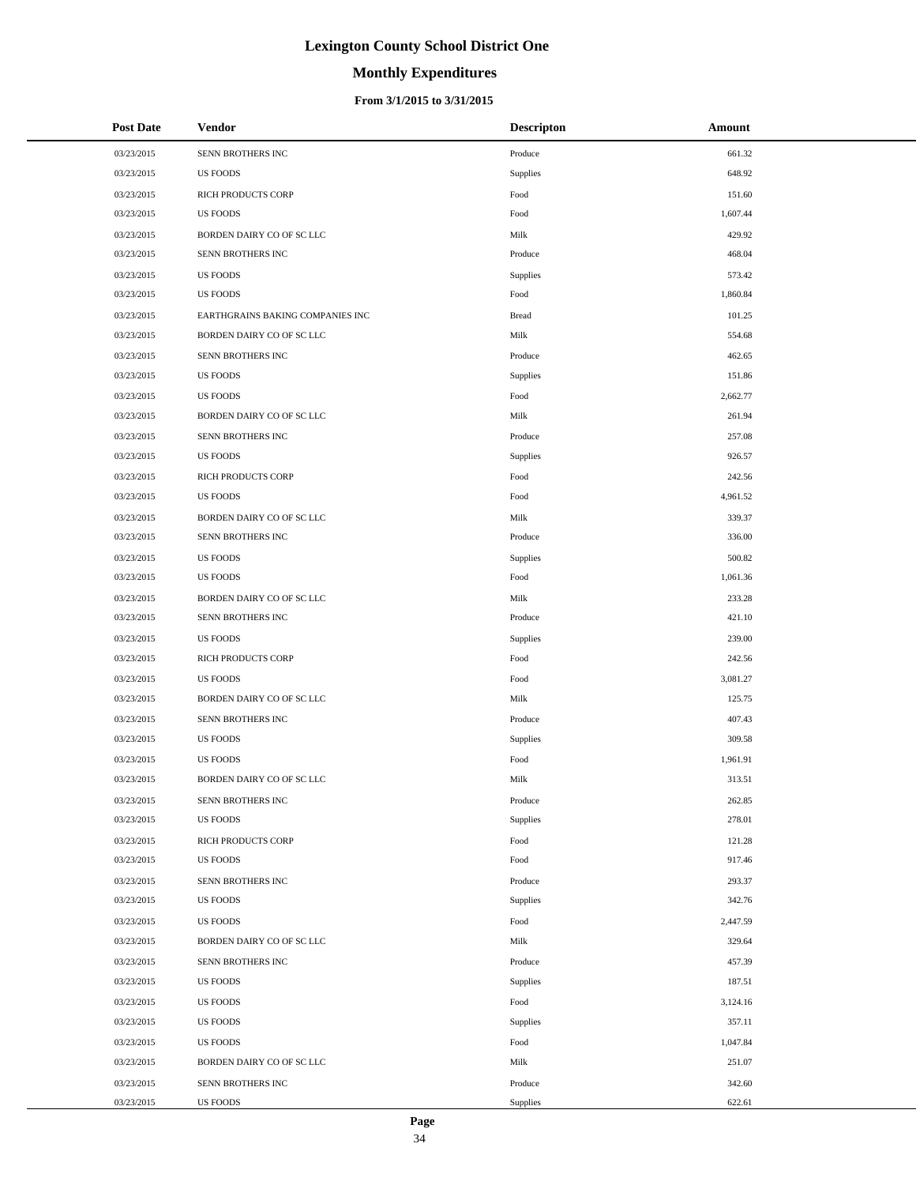# Lexington County School District One

## Monthly Expenditures

### From 3/1/2015 to 3/31/2015

| Post Date | Vendor | Descripton | Amount |
|---|---|---|---|
| 03/23/2015 | SENN BROTHERS INC | Produce | 661.32 |
| 03/23/2015 | US FOODS | Supplies | 648.92 |
| 03/23/2015 | RICH PRODUCTS CORP | Food | 151.60 |
| 03/23/2015 | US FOODS | Food | 1,607.44 |
| 03/23/2015 | BORDEN DAIRY CO OF SC LLC | Milk | 429.92 |
| 03/23/2015 | SENN BROTHERS INC | Produce | 468.04 |
| 03/23/2015 | US FOODS | Supplies | 573.42 |
| 03/23/2015 | US FOODS | Food | 1,860.84 |
| 03/23/2015 | EARTHGRAINS BAKING COMPANIES INC | Bread | 101.25 |
| 03/23/2015 | BORDEN DAIRY CO OF SC LLC | Milk | 554.68 |
| 03/23/2015 | SENN BROTHERS INC | Produce | 462.65 |
| 03/23/2015 | US FOODS | Supplies | 151.86 |
| 03/23/2015 | US FOODS | Food | 2,662.77 |
| 03/23/2015 | BORDEN DAIRY CO OF SC LLC | Milk | 261.94 |
| 03/23/2015 | SENN BROTHERS INC | Produce | 257.08 |
| 03/23/2015 | US FOODS | Supplies | 926.57 |
| 03/23/2015 | RICH PRODUCTS CORP | Food | 242.56 |
| 03/23/2015 | US FOODS | Food | 4,961.52 |
| 03/23/2015 | BORDEN DAIRY CO OF SC LLC | Milk | 339.37 |
| 03/23/2015 | SENN BROTHERS INC | Produce | 336.00 |
| 03/23/2015 | US FOODS | Supplies | 500.82 |
| 03/23/2015 | US FOODS | Food | 1,061.36 |
| 03/23/2015 | BORDEN DAIRY CO OF SC LLC | Milk | 233.28 |
| 03/23/2015 | SENN BROTHERS INC | Produce | 421.10 |
| 03/23/2015 | US FOODS | Supplies | 239.00 |
| 03/23/2015 | RICH PRODUCTS CORP | Food | 242.56 |
| 03/23/2015 | US FOODS | Food | 3,081.27 |
| 03/23/2015 | BORDEN DAIRY CO OF SC LLC | Milk | 125.75 |
| 03/23/2015 | SENN BROTHERS INC | Produce | 407.43 |
| 03/23/2015 | US FOODS | Supplies | 309.58 |
| 03/23/2015 | US FOODS | Food | 1,961.91 |
| 03/23/2015 | BORDEN DAIRY CO OF SC LLC | Milk | 313.51 |
| 03/23/2015 | SENN BROTHERS INC | Produce | 262.85 |
| 03/23/2015 | US FOODS | Supplies | 278.01 |
| 03/23/2015 | RICH PRODUCTS CORP | Food | 121.28 |
| 03/23/2015 | US FOODS | Food | 917.46 |
| 03/23/2015 | SENN BROTHERS INC | Produce | 293.37 |
| 03/23/2015 | US FOODS | Supplies | 342.76 |
| 03/23/2015 | US FOODS | Food | 2,447.59 |
| 03/23/2015 | BORDEN DAIRY CO OF SC LLC | Milk | 329.64 |
| 03/23/2015 | SENN BROTHERS INC | Produce | 457.39 |
| 03/23/2015 | US FOODS | Supplies | 187.51 |
| 03/23/2015 | US FOODS | Food | 3,124.16 |
| 03/23/2015 | US FOODS | Supplies | 357.11 |
| 03/23/2015 | US FOODS | Food | 1,047.84 |
| 03/23/2015 | BORDEN DAIRY CO OF SC LLC | Milk | 251.07 |
| 03/23/2015 | SENN BROTHERS INC | Produce | 342.60 |
| 03/23/2015 | US FOODS | Supplies | 622.61 |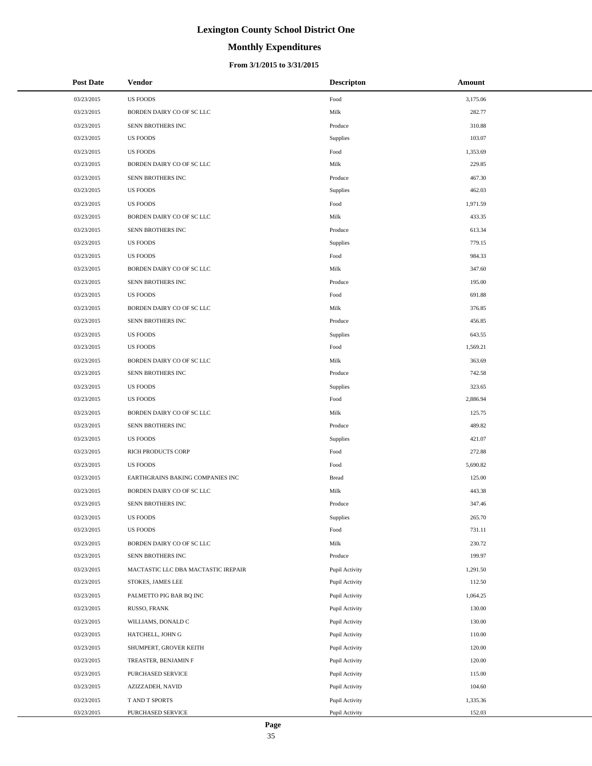# Lexington County School District One

## Monthly Expenditures

### From 3/1/2015 to 3/31/2015

| Post Date | Vendor | Descripton | Amount |
|---|---|---|---|
| 03/23/2015 | US FOODS | Food | 3,175.06 |
| 03/23/2015 | BORDEN DAIRY CO OF SC LLC | Milk | 282.77 |
| 03/23/2015 | SENN BROTHERS INC | Produce | 310.88 |
| 03/23/2015 | US FOODS | Supplies | 103.07 |
| 03/23/2015 | US FOODS | Food | 1,353.69 |
| 03/23/2015 | BORDEN DAIRY CO OF SC LLC | Milk | 229.85 |
| 03/23/2015 | SENN BROTHERS INC | Produce | 467.30 |
| 03/23/2015 | US FOODS | Supplies | 462.03 |
| 03/23/2015 | US FOODS | Food | 1,971.59 |
| 03/23/2015 | BORDEN DAIRY CO OF SC LLC | Milk | 433.35 |
| 03/23/2015 | SENN BROTHERS INC | Produce | 613.34 |
| 03/23/2015 | US FOODS | Supplies | 779.15 |
| 03/23/2015 | US FOODS | Food | 984.33 |
| 03/23/2015 | BORDEN DAIRY CO OF SC LLC | Milk | 347.60 |
| 03/23/2015 | SENN BROTHERS INC | Produce | 195.00 |
| 03/23/2015 | US FOODS | Food | 691.88 |
| 03/23/2015 | BORDEN DAIRY CO OF SC LLC | Milk | 376.85 |
| 03/23/2015 | SENN BROTHERS INC | Produce | 456.85 |
| 03/23/2015 | US FOODS | Supplies | 643.55 |
| 03/23/2015 | US FOODS | Food | 1,569.21 |
| 03/23/2015 | BORDEN DAIRY CO OF SC LLC | Milk | 363.69 |
| 03/23/2015 | SENN BROTHERS INC | Produce | 742.58 |
| 03/23/2015 | US FOODS | Supplies | 323.65 |
| 03/23/2015 | US FOODS | Food | 2,886.94 |
| 03/23/2015 | BORDEN DAIRY CO OF SC LLC | Milk | 125.75 |
| 03/23/2015 | SENN BROTHERS INC | Produce | 489.82 |
| 03/23/2015 | US FOODS | Supplies | 421.07 |
| 03/23/2015 | RICH PRODUCTS CORP | Food | 272.88 |
| 03/23/2015 | US FOODS | Food | 5,690.82 |
| 03/23/2015 | EARTHGRAINS BAKING COMPANIES INC | Bread | 125.00 |
| 03/23/2015 | BORDEN DAIRY CO OF SC LLC | Milk | 443.38 |
| 03/23/2015 | SENN BROTHERS INC | Produce | 347.46 |
| 03/23/2015 | US FOODS | Supplies | 265.70 |
| 03/23/2015 | US FOODS | Food | 731.11 |
| 03/23/2015 | BORDEN DAIRY CO OF SC LLC | Milk | 230.72 |
| 03/23/2015 | SENN BROTHERS INC | Produce | 199.97 |
| 03/23/2015 | MACTASTIC LLC DBA MACTASTIC IREPAIR | Pupil Activity | 1,291.50 |
| 03/23/2015 | STOKES, JAMES LEE | Pupil Activity | 112.50 |
| 03/23/2015 | PALMETTO PIG BAR BQ INC | Pupil Activity | 1,064.25 |
| 03/23/2015 | RUSSO, FRANK | Pupil Activity | 130.00 |
| 03/23/2015 | WILLIAMS, DONALD C | Pupil Activity | 130.00 |
| 03/23/2015 | HATCHELL, JOHN G | Pupil Activity | 110.00 |
| 03/23/2015 | SHUMPERT, GROVER KEITH | Pupil Activity | 120.00 |
| 03/23/2015 | TREASTER, BENJAMIN F | Pupil Activity | 120.00 |
| 03/23/2015 | PURCHASED SERVICE | Pupil Activity | 115.00 |
| 03/23/2015 | AZIZZADEH, NAVID | Pupil Activity | 104.60 |
| 03/23/2015 | T AND T SPORTS | Pupil Activity | 1,335.36 |
| 03/23/2015 | PURCHASED SERVICE | Pupil Activity | 152.03 |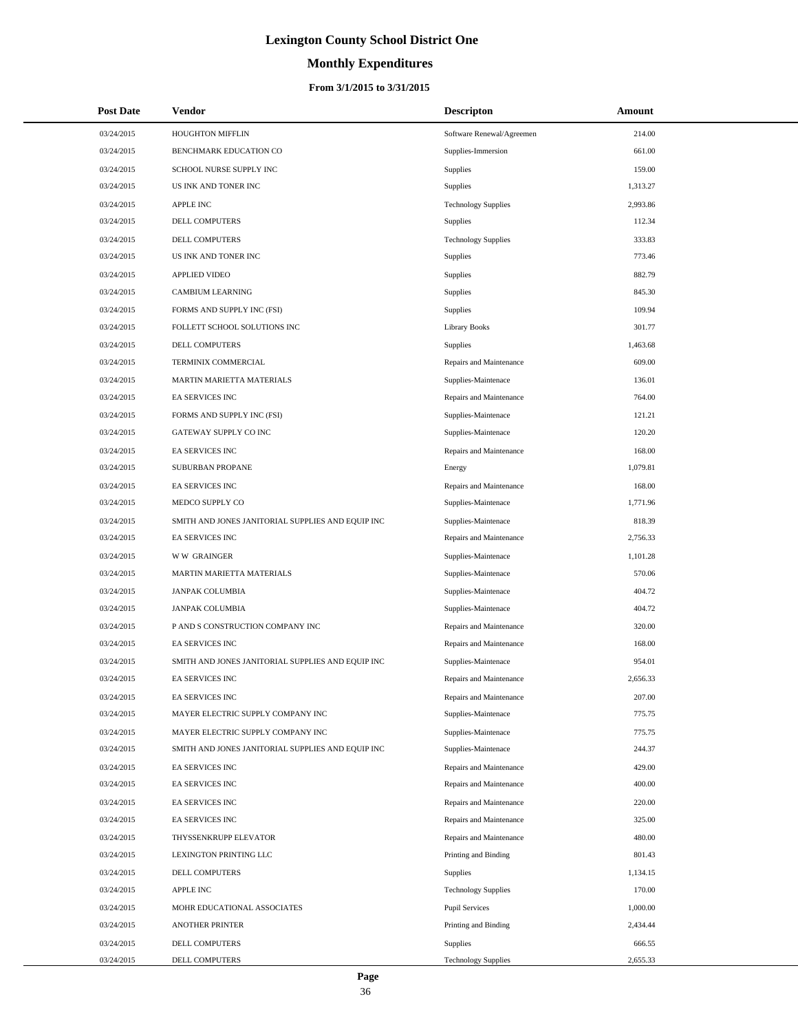# Lexington County School District One

## Monthly Expenditures

### From 3/1/2015 to 3/31/2015

| Post Date | Vendor | Descripton | Amount |
|---|---|---|---|
| 03/24/2015 | HOUGHTON MIFFLIN | Software Renewal/Agreemen | 214.00 |
| 03/24/2015 | BENCHMARK EDUCATION CO | Supplies-Immersion | 661.00 |
| 03/24/2015 | SCHOOL NURSE SUPPLY INC | Supplies | 159.00 |
| 03/24/2015 | US INK AND TONER INC | Supplies | 1,313.27 |
| 03/24/2015 | APPLE INC | Technology Supplies | 2,993.86 |
| 03/24/2015 | DELL COMPUTERS | Supplies | 112.34 |
| 03/24/2015 | DELL COMPUTERS | Technology Supplies | 333.83 |
| 03/24/2015 | US INK AND TONER INC | Supplies | 773.46 |
| 03/24/2015 | APPLIED VIDEO | Supplies | 882.79 |
| 03/24/2015 | CAMBIUM LEARNING | Supplies | 845.30 |
| 03/24/2015 | FORMS AND SUPPLY INC (FSI) | Supplies | 109.94 |
| 03/24/2015 | FOLLETT SCHOOL SOLUTIONS INC | Library Books | 301.77 |
| 03/24/2015 | DELL COMPUTERS | Supplies | 1,463.68 |
| 03/24/2015 | TERMINIX COMMERCIAL | Repairs and Maintenance | 609.00 |
| 03/24/2015 | MARTIN MARIETTA MATERIALS | Supplies-Maintenace | 136.01 |
| 03/24/2015 | EA SERVICES INC | Repairs and Maintenance | 764.00 |
| 03/24/2015 | FORMS AND SUPPLY INC (FSI) | Supplies-Maintenace | 121.21 |
| 03/24/2015 | GATEWAY SUPPLY CO INC | Supplies-Maintenace | 120.20 |
| 03/24/2015 | EA SERVICES INC | Repairs and Maintenance | 168.00 |
| 03/24/2015 | SUBURBAN PROPANE | Energy | 1,079.81 |
| 03/24/2015 | EA SERVICES INC | Repairs and Maintenance | 168.00 |
| 03/24/2015 | MEDCO SUPPLY CO | Supplies-Maintenace | 1,771.96 |
| 03/24/2015 | SMITH AND JONES JANITORIAL SUPPLIES AND EQUIP INC | Supplies-Maintenace | 818.39 |
| 03/24/2015 | EA SERVICES INC | Repairs and Maintenance | 2,756.33 |
| 03/24/2015 | W W GRAINGER | Supplies-Maintenace | 1,101.28 |
| 03/24/2015 | MARTIN MARIETTA MATERIALS | Supplies-Maintenace | 570.06 |
| 03/24/2015 | JANPAK COLUMBIA | Supplies-Maintenace | 404.72 |
| 03/24/2015 | JANPAK COLUMBIA | Supplies-Maintenace | 404.72 |
| 03/24/2015 | P AND S CONSTRUCTION COMPANY INC | Repairs and Maintenance | 320.00 |
| 03/24/2015 | EA SERVICES INC | Repairs and Maintenance | 168.00 |
| 03/24/2015 | SMITH AND JONES JANITORIAL SUPPLIES AND EQUIP INC | Supplies-Maintenace | 954.01 |
| 03/24/2015 | EA SERVICES INC | Repairs and Maintenance | 2,656.33 |
| 03/24/2015 | EA SERVICES INC | Repairs and Maintenance | 207.00 |
| 03/24/2015 | MAYER ELECTRIC SUPPLY COMPANY INC | Supplies-Maintenace | 775.75 |
| 03/24/2015 | MAYER ELECTRIC SUPPLY COMPANY INC | Supplies-Maintenace | 775.75 |
| 03/24/2015 | SMITH AND JONES JANITORIAL SUPPLIES AND EQUIP INC | Supplies-Maintenace | 244.37 |
| 03/24/2015 | EA SERVICES INC | Repairs and Maintenance | 429.00 |
| 03/24/2015 | EA SERVICES INC | Repairs and Maintenance | 400.00 |
| 03/24/2015 | EA SERVICES INC | Repairs and Maintenance | 220.00 |
| 03/24/2015 | EA SERVICES INC | Repairs and Maintenance | 325.00 |
| 03/24/2015 | THYSSENKRUPP ELEVATOR | Repairs and Maintenance | 480.00 |
| 03/24/2015 | LEXINGTON PRINTING LLC | Printing and Binding | 801.43 |
| 03/24/2015 | DELL COMPUTERS | Supplies | 1,134.15 |
| 03/24/2015 | APPLE INC | Technology Supplies | 170.00 |
| 03/24/2015 | MOHR EDUCATIONAL ASSOCIATES | Pupil Services | 1,000.00 |
| 03/24/2015 | ANOTHER PRINTER | Printing and Binding | 2,434.44 |
| 03/24/2015 | DELL COMPUTERS | Supplies | 666.55 |
| 03/24/2015 | DELL COMPUTERS | Technology Supplies | 2,655.33 |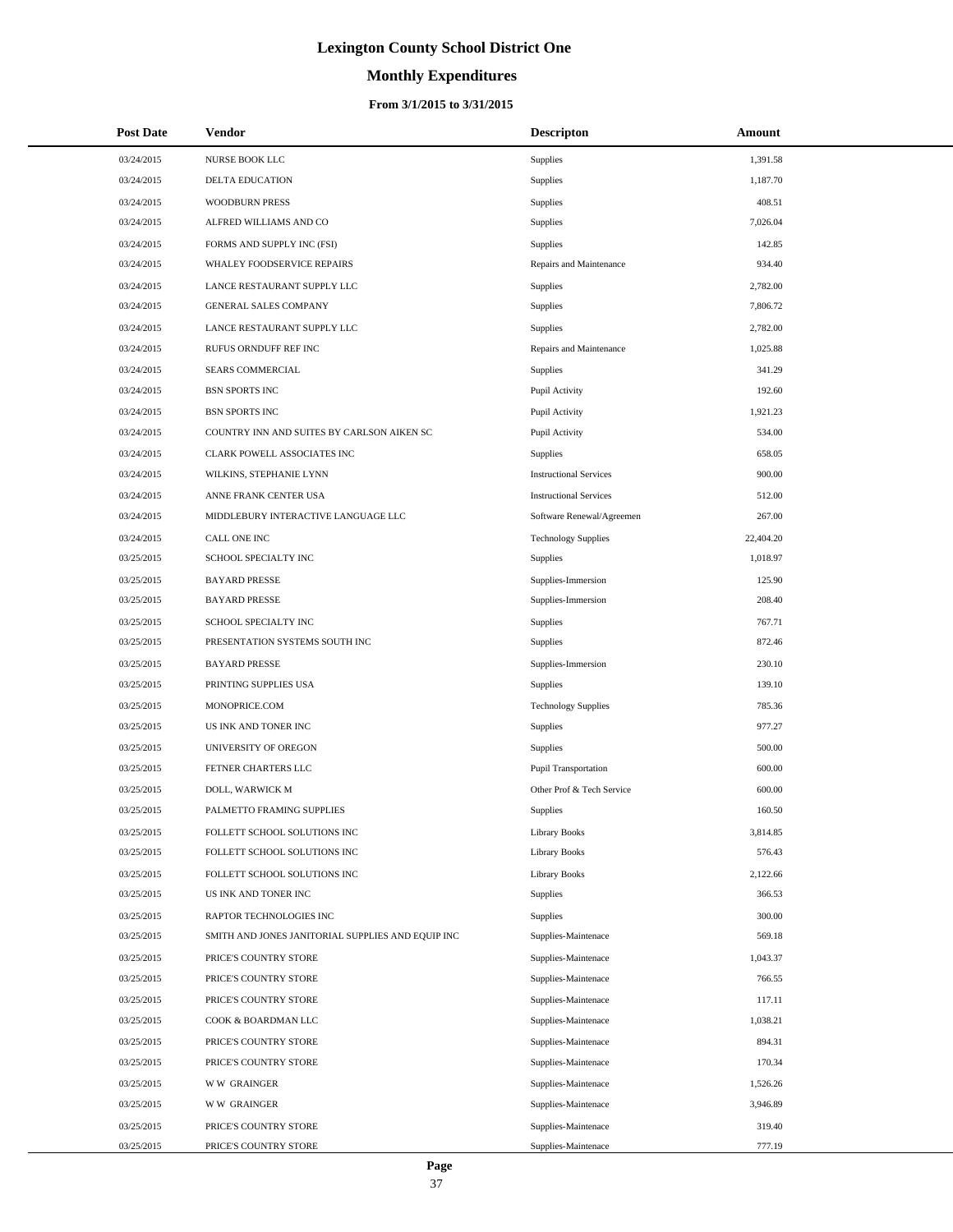# Lexington County School District One

## Monthly Expenditures

### From 3/1/2015 to 3/31/2015

| Post Date | Vendor | Descripton | Amount |
|---|---|---|---|
| 03/24/2015 | NURSE BOOK LLC | Supplies | 1,391.58 |
| 03/24/2015 | DELTA EDUCATION | Supplies | 1,187.70 |
| 03/24/2015 | WOODBURN PRESS | Supplies | 408.51 |
| 03/24/2015 | ALFRED WILLIAMS AND CO | Supplies | 7,026.04 |
| 03/24/2015 | FORMS AND SUPPLY INC (FSI) | Supplies | 142.85 |
| 03/24/2015 | WHALEY FOODSERVICE REPAIRS | Repairs and Maintenance | 934.40 |
| 03/24/2015 | LANCE RESTAURANT SUPPLY LLC | Supplies | 2,782.00 |
| 03/24/2015 | GENERAL SALES COMPANY | Supplies | 7,806.72 |
| 03/24/2015 | LANCE RESTAURANT SUPPLY LLC | Supplies | 2,782.00 |
| 03/24/2015 | RUFUS ORNDUFF REF INC | Repairs and Maintenance | 1,025.88 |
| 03/24/2015 | SEARS COMMERCIAL | Supplies | 341.29 |
| 03/24/2015 | BSN SPORTS INC | Pupil Activity | 192.60 |
| 03/24/2015 | BSN SPORTS INC | Pupil Activity | 1,921.23 |
| 03/24/2015 | COUNTRY INN AND SUITES BY CARLSON AIKEN SC | Pupil Activity | 534.00 |
| 03/24/2015 | CLARK POWELL ASSOCIATES INC | Supplies | 658.05 |
| 03/24/2015 | WILKINS, STEPHANIE LYNN | Instructional Services | 900.00 |
| 03/24/2015 | ANNE FRANK CENTER USA | Instructional Services | 512.00 |
| 03/24/2015 | MIDDLEBURY INTERACTIVE LANGUAGE LLC | Software Renewal/Agreemen | 267.00 |
| 03/24/2015 | CALL ONE INC | Technology Supplies | 22,404.20 |
| 03/25/2015 | SCHOOL SPECIALTY INC | Supplies | 1,018.97 |
| 03/25/2015 | BAYARD PRESSE | Supplies-Immersion | 125.90 |
| 03/25/2015 | BAYARD PRESSE | Supplies-Immersion | 208.40 |
| 03/25/2015 | SCHOOL SPECIALTY INC | Supplies | 767.71 |
| 03/25/2015 | PRESENTATION SYSTEMS SOUTH INC | Supplies | 872.46 |
| 03/25/2015 | BAYARD PRESSE | Supplies-Immersion | 230.10 |
| 03/25/2015 | PRINTING SUPPLIES USA | Supplies | 139.10 |
| 03/25/2015 | MONOPRICE.COM | Technology Supplies | 785.36 |
| 03/25/2015 | US INK AND TONER INC | Supplies | 977.27 |
| 03/25/2015 | UNIVERSITY OF OREGON | Supplies | 500.00 |
| 03/25/2015 | FETNER CHARTERS LLC | Pupil Transportation | 600.00 |
| 03/25/2015 | DOLL, WARWICK M | Other Prof & Tech Service | 600.00 |
| 03/25/2015 | PALMETTO FRAMING SUPPLIES | Supplies | 160.50 |
| 03/25/2015 | FOLLETT SCHOOL SOLUTIONS INC | Library Books | 3,814.85 |
| 03/25/2015 | FOLLETT SCHOOL SOLUTIONS INC | Library Books | 576.43 |
| 03/25/2015 | FOLLETT SCHOOL SOLUTIONS INC | Library Books | 2,122.66 |
| 03/25/2015 | US INK AND TONER INC | Supplies | 366.53 |
| 03/25/2015 | RAPTOR TECHNOLOGIES INC | Supplies | 300.00 |
| 03/25/2015 | SMITH AND JONES JANITORIAL SUPPLIES AND EQUIP INC | Supplies-Maintenace | 569.18 |
| 03/25/2015 | PRICE'S COUNTRY STORE | Supplies-Maintenace | 1,043.37 |
| 03/25/2015 | PRICE'S COUNTRY STORE | Supplies-Maintenace | 766.55 |
| 03/25/2015 | PRICE'S COUNTRY STORE | Supplies-Maintenace | 117.11 |
| 03/25/2015 | COOK & BOARDMAN LLC | Supplies-Maintenace | 1,038.21 |
| 03/25/2015 | PRICE'S COUNTRY STORE | Supplies-Maintenace | 894.31 |
| 03/25/2015 | PRICE'S COUNTRY STORE | Supplies-Maintenace | 170.34 |
| 03/25/2015 | W W GRAINGER | Supplies-Maintenace | 1,526.26 |
| 03/25/2015 | W W GRAINGER | Supplies-Maintenace | 3,946.89 |
| 03/25/2015 | PRICE'S COUNTRY STORE | Supplies-Maintenace | 319.40 |
| 03/25/2015 | PRICE'S COUNTRY STORE | Supplies-Maintenace | 777.19 |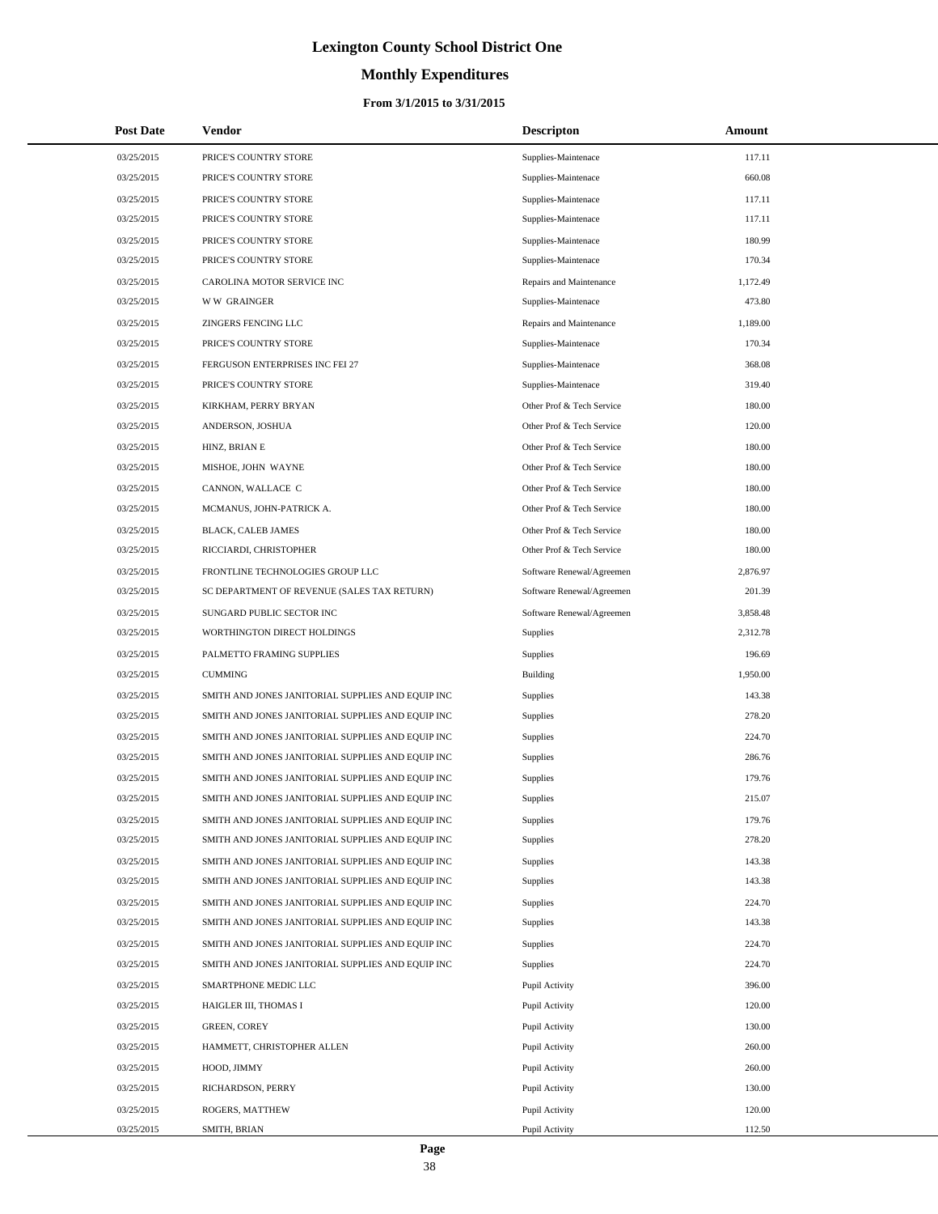# Lexington County School District One

## Monthly Expenditures

### From 3/1/2015 to 3/31/2015

| Post Date | Vendor | Descripton | Amount |
|---|---|---|---|
| 03/25/2015 | PRICE'S COUNTRY STORE | Supplies-Maintenace | 117.11 |
| 03/25/2015 | PRICE'S COUNTRY STORE | Supplies-Maintenace | 660.08 |
| 03/25/2015 | PRICE'S COUNTRY STORE | Supplies-Maintenace | 117.11 |
| 03/25/2015 | PRICE'S COUNTRY STORE | Supplies-Maintenace | 117.11 |
| 03/25/2015 | PRICE'S COUNTRY STORE | Supplies-Maintenace | 180.99 |
| 03/25/2015 | PRICE'S COUNTRY STORE | Supplies-Maintenace | 170.34 |
| 03/25/2015 | CAROLINA MOTOR SERVICE INC | Repairs and Maintenance | 1,172.49 |
| 03/25/2015 | W W GRAINGER | Supplies-Maintenace | 473.80 |
| 03/25/2015 | ZINGERS FENCING LLC | Repairs and Maintenance | 1,189.00 |
| 03/25/2015 | PRICE'S COUNTRY STORE | Supplies-Maintenace | 170.34 |
| 03/25/2015 | FERGUSON ENTERPRISES INC FEI 27 | Supplies-Maintenace | 368.08 |
| 03/25/2015 | PRICE'S COUNTRY STORE | Supplies-Maintenace | 319.40 |
| 03/25/2015 | KIRKHAM, PERRY BRYAN | Other Prof & Tech Service | 180.00 |
| 03/25/2015 | ANDERSON, JOSHUA | Other Prof & Tech Service | 120.00 |
| 03/25/2015 | HINZ, BRIAN E | Other Prof & Tech Service | 180.00 |
| 03/25/2015 | MISHOE, JOHN WAYNE | Other Prof & Tech Service | 180.00 |
| 03/25/2015 | CANNON, WALLACE C | Other Prof & Tech Service | 180.00 |
| 03/25/2015 | MCMANUS, JOHN-PATRICK A. | Other Prof & Tech Service | 180.00 |
| 03/25/2015 | BLACK, CALEB JAMES | Other Prof & Tech Service | 180.00 |
| 03/25/2015 | RICCIARDI, CHRISTOPHER | Other Prof & Tech Service | 180.00 |
| 03/25/2015 | FRONTLINE TECHNOLOGIES GROUP LLC | Software Renewal/Agreemen | 2,876.97 |
| 03/25/2015 | SC DEPARTMENT OF REVENUE (SALES TAX RETURN) | Software Renewal/Agreemen | 201.39 |
| 03/25/2015 | SUNGARD PUBLIC SECTOR INC | Software Renewal/Agreemen | 3,858.48 |
| 03/25/2015 | WORTHINGTON DIRECT HOLDINGS | Supplies | 2,312.78 |
| 03/25/2015 | PALMETTO FRAMING SUPPLIES | Supplies | 196.69 |
| 03/25/2015 | CUMMING | Building | 1,950.00 |
| 03/25/2015 | SMITH AND JONES JANITORIAL SUPPLIES AND EQUIP INC | Supplies | 143.38 |
| 03/25/2015 | SMITH AND JONES JANITORIAL SUPPLIES AND EQUIP INC | Supplies | 278.20 |
| 03/25/2015 | SMITH AND JONES JANITORIAL SUPPLIES AND EQUIP INC | Supplies | 224.70 |
| 03/25/2015 | SMITH AND JONES JANITORIAL SUPPLIES AND EQUIP INC | Supplies | 286.76 |
| 03/25/2015 | SMITH AND JONES JANITORIAL SUPPLIES AND EQUIP INC | Supplies | 179.76 |
| 03/25/2015 | SMITH AND JONES JANITORIAL SUPPLIES AND EQUIP INC | Supplies | 215.07 |
| 03/25/2015 | SMITH AND JONES JANITORIAL SUPPLIES AND EQUIP INC | Supplies | 179.76 |
| 03/25/2015 | SMITH AND JONES JANITORIAL SUPPLIES AND EQUIP INC | Supplies | 278.20 |
| 03/25/2015 | SMITH AND JONES JANITORIAL SUPPLIES AND EQUIP INC | Supplies | 143.38 |
| 03/25/2015 | SMITH AND JONES JANITORIAL SUPPLIES AND EQUIP INC | Supplies | 143.38 |
| 03/25/2015 | SMITH AND JONES JANITORIAL SUPPLIES AND EQUIP INC | Supplies | 224.70 |
| 03/25/2015 | SMITH AND JONES JANITORIAL SUPPLIES AND EQUIP INC | Supplies | 143.38 |
| 03/25/2015 | SMITH AND JONES JANITORIAL SUPPLIES AND EQUIP INC | Supplies | 224.70 |
| 03/25/2015 | SMITH AND JONES JANITORIAL SUPPLIES AND EQUIP INC | Supplies | 224.70 |
| 03/25/2015 | SMARTPHONE MEDIC LLC | Pupil Activity | 396.00 |
| 03/25/2015 | HAIGLER III, THOMAS I | Pupil Activity | 120.00 |
| 03/25/2015 | GREEN, COREY | Pupil Activity | 130.00 |
| 03/25/2015 | HAMMETT, CHRISTOPHER ALLEN | Pupil Activity | 260.00 |
| 03/25/2015 | HOOD, JIMMY | Pupil Activity | 260.00 |
| 03/25/2015 | RICHARDSON, PERRY | Pupil Activity | 130.00 |
| 03/25/2015 | ROGERS, MATTHEW | Pupil Activity | 120.00 |
| 03/25/2015 | SMITH, BRIAN | Pupil Activity | 112.50 |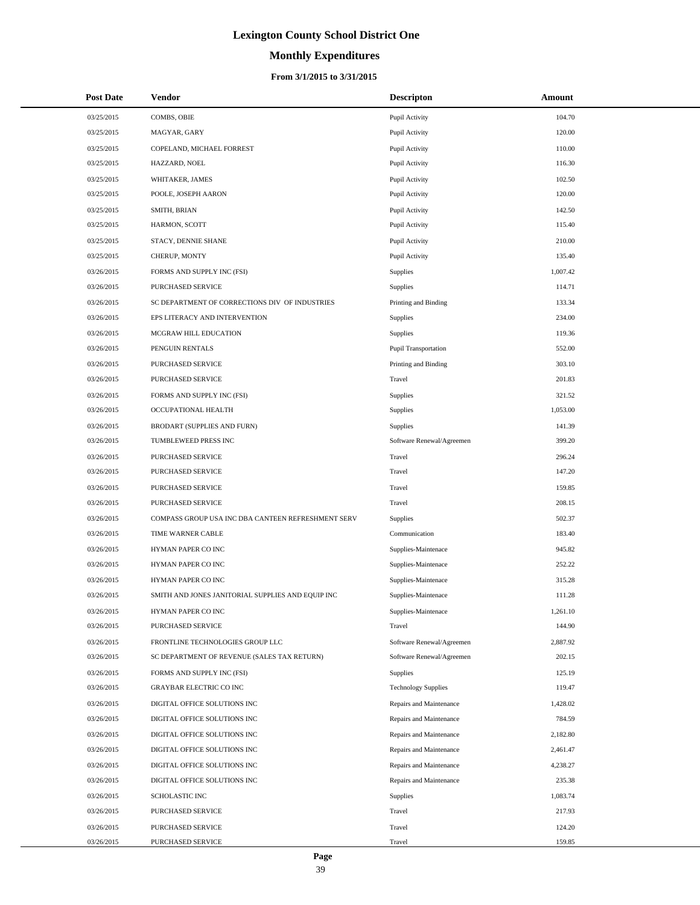# Lexington County School District One

## Monthly Expenditures

### From 3/1/2015 to 3/31/2015

| Post Date | Vendor | Descripton | Amount |
|---|---|---|---|
| 03/25/2015 | COMBS, OBIE | Pupil Activity | 104.70 |
| 03/25/2015 | MAGYAR, GARY | Pupil Activity | 120.00 |
| 03/25/2015 | COPELAND, MICHAEL FORREST | Pupil Activity | 110.00 |
| 03/25/2015 | HAZZARD, NOEL | Pupil Activity | 116.30 |
| 03/25/2015 | WHITAKER, JAMES | Pupil Activity | 102.50 |
| 03/25/2015 | POOLE, JOSEPH AARON | Pupil Activity | 120.00 |
| 03/25/2015 | SMITH, BRIAN | Pupil Activity | 142.50 |
| 03/25/2015 | HARMON, SCOTT | Pupil Activity | 115.40 |
| 03/25/2015 | STACY, DENNIE SHANE | Pupil Activity | 210.00 |
| 03/25/2015 | CHERUP, MONTY | Pupil Activity | 135.40 |
| 03/26/2015 | FORMS AND SUPPLY INC (FSI) | Supplies | 1,007.42 |
| 03/26/2015 | PURCHASED SERVICE | Supplies | 114.71 |
| 03/26/2015 | SC DEPARTMENT OF CORRECTIONS DIV OF INDUSTRIES | Printing and Binding | 133.34 |
| 03/26/2015 | EPS LITERACY AND INTERVENTION | Supplies | 234.00 |
| 03/26/2015 | MCGRAW HILL EDUCATION | Supplies | 119.36 |
| 03/26/2015 | PENGUIN RENTALS | Pupil Transportation | 552.00 |
| 03/26/2015 | PURCHASED SERVICE | Printing and Binding | 303.10 |
| 03/26/2015 | PURCHASED SERVICE | Travel | 201.83 |
| 03/26/2015 | FORMS AND SUPPLY INC (FSI) | Supplies | 321.52 |
| 03/26/2015 | OCCUPATIONAL HEALTH | Supplies | 1,053.00 |
| 03/26/2015 | BRODART (SUPPLIES AND FURN) | Supplies | 141.39 |
| 03/26/2015 | TUMBLEWEED PRESS INC | Software Renewal/Agreemen | 399.20 |
| 03/26/2015 | PURCHASED SERVICE | Travel | 296.24 |
| 03/26/2015 | PURCHASED SERVICE | Travel | 147.20 |
| 03/26/2015 | PURCHASED SERVICE | Travel | 159.85 |
| 03/26/2015 | PURCHASED SERVICE | Travel | 208.15 |
| 03/26/2015 | COMPASS GROUP USA INC DBA CANTEEN REFRESHMENT SERV | Supplies | 502.37 |
| 03/26/2015 | TIME WARNER CABLE | Communication | 183.40 |
| 03/26/2015 | HYMAN PAPER CO INC | Supplies-Maintenace | 945.82 |
| 03/26/2015 | HYMAN PAPER CO INC | Supplies-Maintenace | 252.22 |
| 03/26/2015 | HYMAN PAPER CO INC | Supplies-Maintenace | 315.28 |
| 03/26/2015 | SMITH AND JONES JANITORIAL SUPPLIES AND EQUIP INC | Supplies-Maintenace | 111.28 |
| 03/26/2015 | HYMAN PAPER CO INC | Supplies-Maintenace | 1,261.10 |
| 03/26/2015 | PURCHASED SERVICE | Travel | 144.90 |
| 03/26/2015 | FRONTLINE TECHNOLOGIES GROUP LLC | Software Renewal/Agreemen | 2,887.92 |
| 03/26/2015 | SC DEPARTMENT OF REVENUE (SALES TAX RETURN) | Software Renewal/Agreemen | 202.15 |
| 03/26/2015 | FORMS AND SUPPLY INC (FSI) | Supplies | 125.19 |
| 03/26/2015 | GRAYBAR ELECTRIC CO INC | Technology Supplies | 119.47 |
| 03/26/2015 | DIGITAL OFFICE SOLUTIONS INC | Repairs and Maintenance | 1,428.02 |
| 03/26/2015 | DIGITAL OFFICE SOLUTIONS INC | Repairs and Maintenance | 784.59 |
| 03/26/2015 | DIGITAL OFFICE SOLUTIONS INC | Repairs and Maintenance | 2,182.80 |
| 03/26/2015 | DIGITAL OFFICE SOLUTIONS INC | Repairs and Maintenance | 2,461.47 |
| 03/26/2015 | DIGITAL OFFICE SOLUTIONS INC | Repairs and Maintenance | 4,238.27 |
| 03/26/2015 | DIGITAL OFFICE SOLUTIONS INC | Repairs and Maintenance | 235.38 |
| 03/26/2015 | SCHOLASTIC INC | Supplies | 1,083.74 |
| 03/26/2015 | PURCHASED SERVICE | Travel | 217.93 |
| 03/26/2015 | PURCHASED SERVICE | Travel | 124.20 |
| 03/26/2015 | PURCHASED SERVICE | Travel | 159.85 |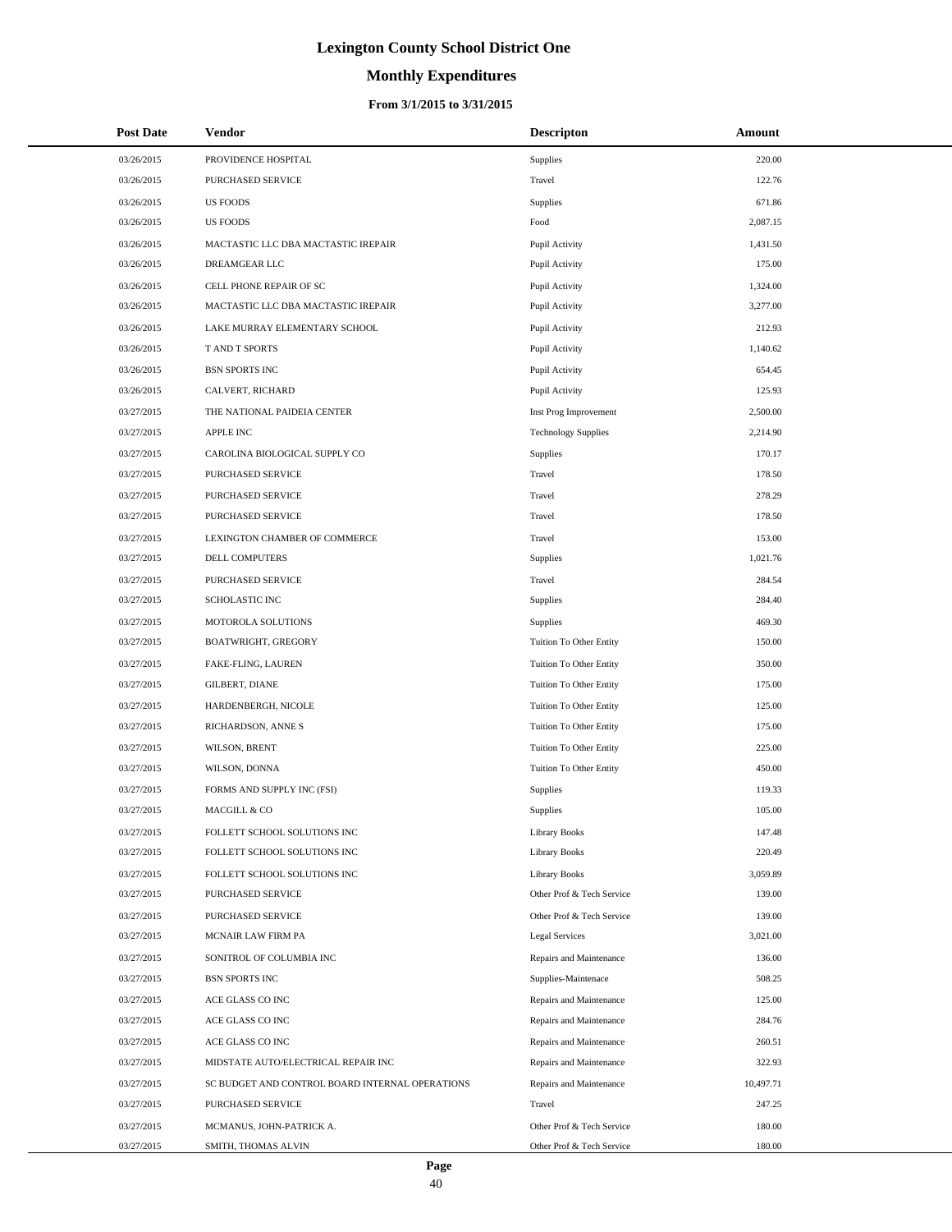# Lexington County School District One

## Monthly Expenditures

### From 3/1/2015 to 3/31/2015

| Post Date | Vendor | Descripton | Amount |
|---|---|---|---|
| 03/26/2015 | PROVIDENCE HOSPITAL | Supplies | 220.00 |
| 03/26/2015 | PURCHASED SERVICE | Travel | 122.76 |
| 03/26/2015 | US FOODS | Supplies | 671.86 |
| 03/26/2015 | US FOODS | Food | 2,087.15 |
| 03/26/2015 | MACTASTIC LLC DBA MACTASTIC IREPAIR | Pupil Activity | 1,431.50 |
| 03/26/2015 | DREAMGEAR LLC | Pupil Activity | 175.00 |
| 03/26/2015 | CELL PHONE REPAIR OF SC | Pupil Activity | 1,324.00 |
| 03/26/2015 | MACTASTIC LLC DBA MACTASTIC IREPAIR | Pupil Activity | 3,277.00 |
| 03/26/2015 | LAKE MURRAY ELEMENTARY SCHOOL | Pupil Activity | 212.93 |
| 03/26/2015 | T AND T SPORTS | Pupil Activity | 1,140.62 |
| 03/26/2015 | BSN SPORTS INC | Pupil Activity | 654.45 |
| 03/26/2015 | CALVERT, RICHARD | Pupil Activity | 125.93 |
| 03/27/2015 | THE NATIONAL PAIDEIA CENTER | Inst Prog Improvement | 2,500.00 |
| 03/27/2015 | APPLE INC | Technology Supplies | 2,214.90 |
| 03/27/2015 | CAROLINA BIOLOGICAL SUPPLY CO | Supplies | 170.17 |
| 03/27/2015 | PURCHASED SERVICE | Travel | 178.50 |
| 03/27/2015 | PURCHASED SERVICE | Travel | 278.29 |
| 03/27/2015 | PURCHASED SERVICE | Travel | 178.50 |
| 03/27/2015 | LEXINGTON CHAMBER OF COMMERCE | Travel | 153.00 |
| 03/27/2015 | DELL COMPUTERS | Supplies | 1,021.76 |
| 03/27/2015 | PURCHASED SERVICE | Travel | 284.54 |
| 03/27/2015 | SCHOLASTIC INC | Supplies | 284.40 |
| 03/27/2015 | MOTOROLA SOLUTIONS | Supplies | 469.30 |
| 03/27/2015 | BOATWRIGHT, GREGORY | Tuition To Other Entity | 150.00 |
| 03/27/2015 | FAKE-FLING, LAUREN | Tuition To Other Entity | 350.00 |
| 03/27/2015 | GILBERT, DIANE | Tuition To Other Entity | 175.00 |
| 03/27/2015 | HARDENBERGH, NICOLE | Tuition To Other Entity | 125.00 |
| 03/27/2015 | RICHARDSON, ANNE S | Tuition To Other Entity | 175.00 |
| 03/27/2015 | WILSON, BRENT | Tuition To Other Entity | 225.00 |
| 03/27/2015 | WILSON, DONNA | Tuition To Other Entity | 450.00 |
| 03/27/2015 | FORMS AND SUPPLY INC (FSI) | Supplies | 119.33 |
| 03/27/2015 | MACGILL & CO | Supplies | 105.00 |
| 03/27/2015 | FOLLETT SCHOOL SOLUTIONS INC | Library Books | 147.48 |
| 03/27/2015 | FOLLETT SCHOOL SOLUTIONS INC | Library Books | 220.49 |
| 03/27/2015 | FOLLETT SCHOOL SOLUTIONS INC | Library Books | 3,059.89 |
| 03/27/2015 | PURCHASED SERVICE | Other Prof & Tech Service | 139.00 |
| 03/27/2015 | PURCHASED SERVICE | Other Prof & Tech Service | 139.00 |
| 03/27/2015 | MCNAIR LAW FIRM PA | Legal Services | 3,021.00 |
| 03/27/2015 | SONITROL OF COLUMBIA INC | Repairs and Maintenance | 136.00 |
| 03/27/2015 | BSN SPORTS INC | Supplies-Maintenace | 508.25 |
| 03/27/2015 | ACE GLASS CO INC | Repairs and Maintenance | 125.00 |
| 03/27/2015 | ACE GLASS CO INC | Repairs and Maintenance | 284.76 |
| 03/27/2015 | ACE GLASS CO INC | Repairs and Maintenance | 260.51 |
| 03/27/2015 | MIDSTATE AUTO/ELECTRICAL REPAIR INC | Repairs and Maintenance | 322.93 |
| 03/27/2015 | SC BUDGET AND CONTROL BOARD INTERNAL OPERATIONS | Repairs and Maintenance | 10,497.71 |
| 03/27/2015 | PURCHASED SERVICE | Travel | 247.25 |
| 03/27/2015 | MCMANUS, JOHN-PATRICK A. | Other Prof & Tech Service | 180.00 |
| 03/27/2015 | SMITH, THOMAS ALVIN | Other Prof & Tech Service | 180.00 |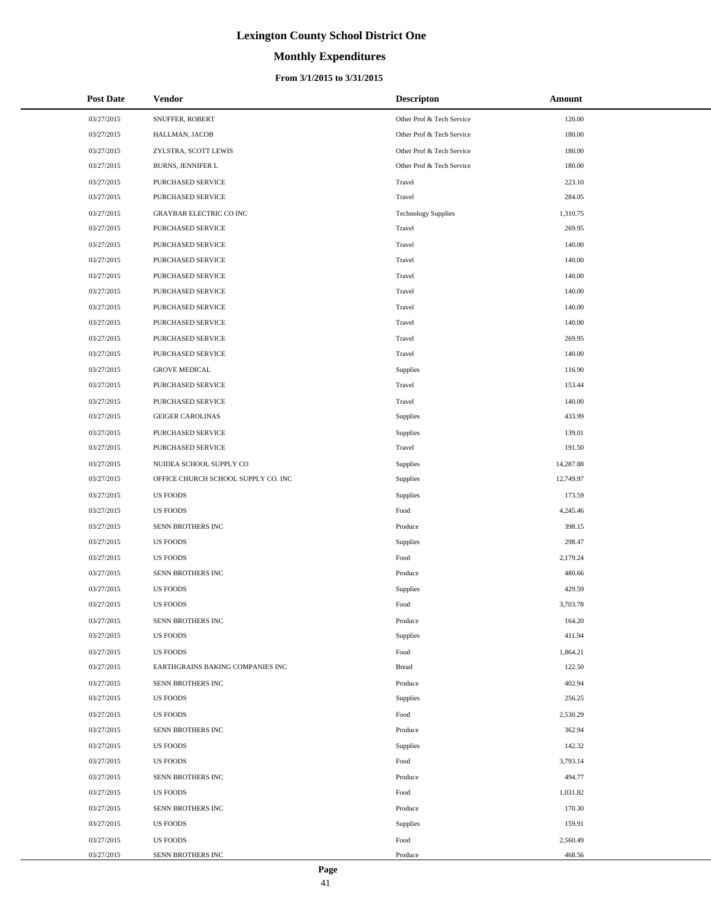# Lexington County School District One

## Monthly Expenditures

### From 3/1/2015 to 3/31/2015

| Post Date | Vendor | Descripton | Amount |
|---|---|---|---|
| 03/27/2015 | SNUFFER, ROBERT | Other Prof & Tech Service | 120.00 |
| 03/27/2015 | HALLMAN, JACOB | Other Prof & Tech Service | 180.00 |
| 03/27/2015 | ZYLSTRA, SCOTT LEWIS | Other Prof & Tech Service | 180.00 |
| 03/27/2015 | BURNS, JENNIFER L | Other Prof & Tech Service | 180.00 |
| 03/27/2015 | PURCHASED SERVICE | Travel | 223.10 |
| 03/27/2015 | PURCHASED SERVICE | Travel | 284.05 |
| 03/27/2015 | GRAYBAR ELECTRIC CO INC | Technology Supplies | 1,310.75 |
| 03/27/2015 | PURCHASED SERVICE | Travel | 269.95 |
| 03/27/2015 | PURCHASED SERVICE | Travel | 140.00 |
| 03/27/2015 | PURCHASED SERVICE | Travel | 140.00 |
| 03/27/2015 | PURCHASED SERVICE | Travel | 140.00 |
| 03/27/2015 | PURCHASED SERVICE | Travel | 140.00 |
| 03/27/2015 | PURCHASED SERVICE | Travel | 140.00 |
| 03/27/2015 | PURCHASED SERVICE | Travel | 140.00 |
| 03/27/2015 | PURCHASED SERVICE | Travel | 269.95 |
| 03/27/2015 | PURCHASED SERVICE | Travel | 140.00 |
| 03/27/2015 | GROVE MEDICAL | Supplies | 116.90 |
| 03/27/2015 | PURCHASED SERVICE | Travel | 153.44 |
| 03/27/2015 | PURCHASED SERVICE | Travel | 140.00 |
| 03/27/2015 | GEIGER CAROLINAS | Supplies | 433.99 |
| 03/27/2015 | PURCHASED SERVICE | Supplies | 139.01 |
| 03/27/2015 | PURCHASED SERVICE | Travel | 191.50 |
| 03/27/2015 | NUIDEA SCHOOL SUPPLY CO | Supplies | 14,287.88 |
| 03/27/2015 | OFFICE CHURCH SCHOOL SUPPLY CO. INC | Supplies | 12,749.97 |
| 03/27/2015 | US FOODS | Supplies | 173.59 |
| 03/27/2015 | US FOODS | Food | 4,245.46 |
| 03/27/2015 | SENN BROTHERS INC | Produce | 398.15 |
| 03/27/2015 | US FOODS | Supplies | 298.47 |
| 03/27/2015 | US FOODS | Food | 2,179.24 |
| 03/27/2015 | SENN BROTHERS INC | Produce | 480.66 |
| 03/27/2015 | US FOODS | Supplies | 429.59 |
| 03/27/2015 | US FOODS | Food | 3,703.78 |
| 03/27/2015 | SENN BROTHERS INC | Produce | 164.20 |
| 03/27/2015 | US FOODS | Supplies | 411.94 |
| 03/27/2015 | US FOODS | Food | 1,864.21 |
| 03/27/2015 | EARTHGRAINS BAKING COMPANIES INC | Bread | 122.50 |
| 03/27/2015 | SENN BROTHERS INC | Produce | 402.94 |
| 03/27/2015 | US FOODS | Supplies | 256.25 |
| 03/27/2015 | US FOODS | Food | 2,530.29 |
| 03/27/2015 | SENN BROTHERS INC | Produce | 362.94 |
| 03/27/2015 | US FOODS | Supplies | 142.32 |
| 03/27/2015 | US FOODS | Food | 3,793.14 |
| 03/27/2015 | SENN BROTHERS INC | Produce | 494.77 |
| 03/27/2015 | US FOODS | Food | 1,031.82 |
| 03/27/2015 | SENN BROTHERS INC | Produce | 170.30 |
| 03/27/2015 | US FOODS | Supplies | 159.91 |
| 03/27/2015 | US FOODS | Food | 2,560.49 |
| 03/27/2015 | SENN BROTHERS INC | Produce | 468.56 |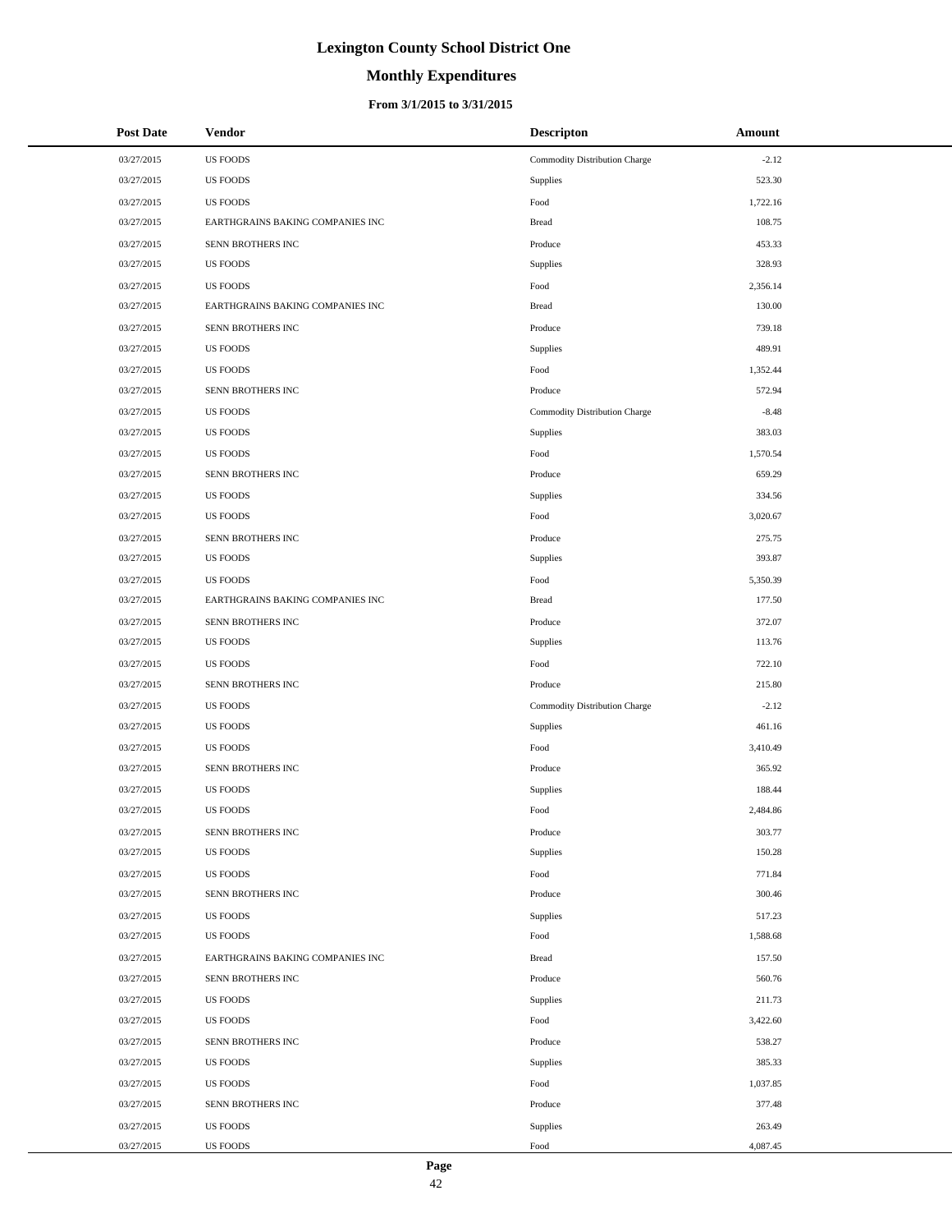# Lexington County School District One

## Monthly Expenditures

### From 3/1/2015 to 3/31/2015

| Post Date | Vendor | Descripton | Amount |
|---|---|---|---|
| 03/27/2015 | US FOODS | Commodity Distribution Charge | -2.12 |
| 03/27/2015 | US FOODS | Supplies | 523.30 |
| 03/27/2015 | US FOODS | Food | 1,722.16 |
| 03/27/2015 | EARTHGRAINS BAKING COMPANIES INC | Bread | 108.75 |
| 03/27/2015 | SENN BROTHERS INC | Produce | 453.33 |
| 03/27/2015 | US FOODS | Supplies | 328.93 |
| 03/27/2015 | US FOODS | Food | 2,356.14 |
| 03/27/2015 | EARTHGRAINS BAKING COMPANIES INC | Bread | 130.00 |
| 03/27/2015 | SENN BROTHERS INC | Produce | 739.18 |
| 03/27/2015 | US FOODS | Supplies | 489.91 |
| 03/27/2015 | US FOODS | Food | 1,352.44 |
| 03/27/2015 | SENN BROTHERS INC | Produce | 572.94 |
| 03/27/2015 | US FOODS | Commodity Distribution Charge | -8.48 |
| 03/27/2015 | US FOODS | Supplies | 383.03 |
| 03/27/2015 | US FOODS | Food | 1,570.54 |
| 03/27/2015 | SENN BROTHERS INC | Produce | 659.29 |
| 03/27/2015 | US FOODS | Supplies | 334.56 |
| 03/27/2015 | US FOODS | Food | 3,020.67 |
| 03/27/2015 | SENN BROTHERS INC | Produce | 275.75 |
| 03/27/2015 | US FOODS | Supplies | 393.87 |
| 03/27/2015 | US FOODS | Food | 5,350.39 |
| 03/27/2015 | EARTHGRAINS BAKING COMPANIES INC | Bread | 177.50 |
| 03/27/2015 | SENN BROTHERS INC | Produce | 372.07 |
| 03/27/2015 | US FOODS | Supplies | 113.76 |
| 03/27/2015 | US FOODS | Food | 722.10 |
| 03/27/2015 | SENN BROTHERS INC | Produce | 215.80 |
| 03/27/2015 | US FOODS | Commodity Distribution Charge | -2.12 |
| 03/27/2015 | US FOODS | Supplies | 461.16 |
| 03/27/2015 | US FOODS | Food | 3,410.49 |
| 03/27/2015 | SENN BROTHERS INC | Produce | 365.92 |
| 03/27/2015 | US FOODS | Supplies | 188.44 |
| 03/27/2015 | US FOODS | Food | 2,484.86 |
| 03/27/2015 | SENN BROTHERS INC | Produce | 303.77 |
| 03/27/2015 | US FOODS | Supplies | 150.28 |
| 03/27/2015 | US FOODS | Food | 771.84 |
| 03/27/2015 | SENN BROTHERS INC | Produce | 300.46 |
| 03/27/2015 | US FOODS | Supplies | 517.23 |
| 03/27/2015 | US FOODS | Food | 1,588.68 |
| 03/27/2015 | EARTHGRAINS BAKING COMPANIES INC | Bread | 157.50 |
| 03/27/2015 | SENN BROTHERS INC | Produce | 560.76 |
| 03/27/2015 | US FOODS | Supplies | 211.73 |
| 03/27/2015 | US FOODS | Food | 3,422.60 |
| 03/27/2015 | SENN BROTHERS INC | Produce | 538.27 |
| 03/27/2015 | US FOODS | Supplies | 385.33 |
| 03/27/2015 | US FOODS | Food | 1,037.85 |
| 03/27/2015 | SENN BROTHERS INC | Produce | 377.48 |
| 03/27/2015 | US FOODS | Supplies | 263.49 |
| 03/27/2015 | US FOODS | Food | 4,087.45 |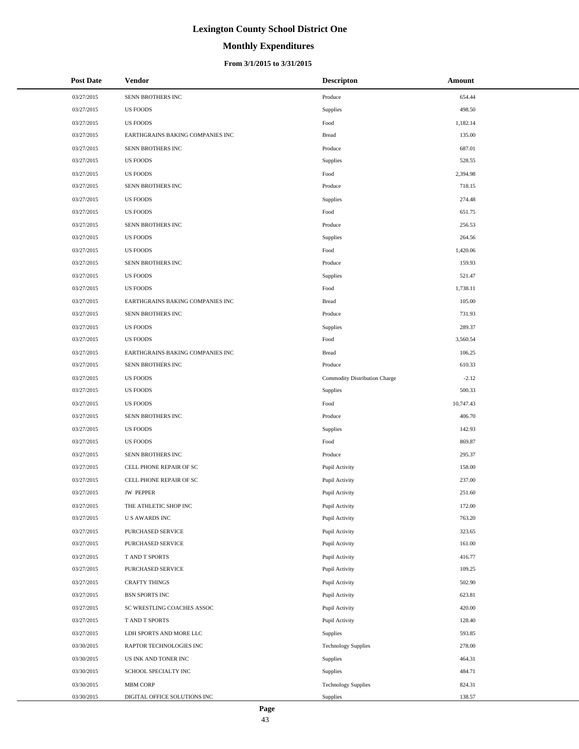# Lexington County School District One

## Monthly Expenditures

### From 3/1/2015 to 3/31/2015

| Post Date | Vendor | Descripton | Amount |
|---|---|---|---|
| 03/27/2015 | SENN BROTHERS INC | Produce | 654.44 |
| 03/27/2015 | US FOODS | Supplies | 498.50 |
| 03/27/2015 | US FOODS | Food | 1,182.14 |
| 03/27/2015 | EARTHGRAINS BAKING COMPANIES INC | Bread | 135.00 |
| 03/27/2015 | SENN BROTHERS INC | Produce | 687.01 |
| 03/27/2015 | US FOODS | Supplies | 528.55 |
| 03/27/2015 | US FOODS | Food | 2,394.98 |
| 03/27/2015 | SENN BROTHERS INC | Produce | 718.15 |
| 03/27/2015 | US FOODS | Supplies | 274.48 |
| 03/27/2015 | US FOODS | Food | 651.75 |
| 03/27/2015 | SENN BROTHERS INC | Produce | 256.53 |
| 03/27/2015 | US FOODS | Supplies | 264.56 |
| 03/27/2015 | US FOODS | Food | 1,420.06 |
| 03/27/2015 | SENN BROTHERS INC | Produce | 159.93 |
| 03/27/2015 | US FOODS | Supplies | 521.47 |
| 03/27/2015 | US FOODS | Food | 1,738.11 |
| 03/27/2015 | EARTHGRAINS BAKING COMPANIES INC | Bread | 105.00 |
| 03/27/2015 | SENN BROTHERS INC | Produce | 731.93 |
| 03/27/2015 | US FOODS | Supplies | 289.37 |
| 03/27/2015 | US FOODS | Food | 3,560.54 |
| 03/27/2015 | EARTHGRAINS BAKING COMPANIES INC | Bread | 106.25 |
| 03/27/2015 | SENN BROTHERS INC | Produce | 610.33 |
| 03/27/2015 | US FOODS | Commodity Distribution Charge | -2.12 |
| 03/27/2015 | US FOODS | Supplies | 500.33 |
| 03/27/2015 | US FOODS | Food | 10,747.43 |
| 03/27/2015 | SENN BROTHERS INC | Produce | 406.70 |
| 03/27/2015 | US FOODS | Supplies | 142.93 |
| 03/27/2015 | US FOODS | Food | 869.87 |
| 03/27/2015 | SENN BROTHERS INC | Produce | 295.37 |
| 03/27/2015 | CELL PHONE REPAIR OF SC | Pupil Activity | 158.00 |
| 03/27/2015 | CELL PHONE REPAIR OF SC | Pupil Activity | 237.00 |
| 03/27/2015 | JW PEPPER | Pupil Activity | 251.60 |
| 03/27/2015 | THE ATHLETIC SHOP INC | Pupil Activity | 172.00 |
| 03/27/2015 | U S AWARDS INC | Pupil Activity | 763.20 |
| 03/27/2015 | PURCHASED SERVICE | Pupil Activity | 323.65 |
| 03/27/2015 | PURCHASED SERVICE | Pupil Activity | 161.00 |
| 03/27/2015 | T AND T SPORTS | Pupil Activity | 416.77 |
| 03/27/2015 | PURCHASED SERVICE | Pupil Activity | 109.25 |
| 03/27/2015 | CRAFTY THINGS | Pupil Activity | 502.90 |
| 03/27/2015 | BSN SPORTS INC | Pupil Activity | 623.81 |
| 03/27/2015 | SC WRESTLING COACHES ASSOC | Pupil Activity | 420.00 |
| 03/27/2015 | T AND T SPORTS | Pupil Activity | 128.40 |
| 03/27/2015 | LDH SPORTS AND MORE LLC | Supplies | 593.85 |
| 03/30/2015 | RAPTOR TECHNOLOGIES INC | Technology Supplies | 278.00 |
| 03/30/2015 | US INK AND TONER INC | Supplies | 464.31 |
| 03/30/2015 | SCHOOL SPECIALTY INC | Supplies | 484.71 |
| 03/30/2015 | MBM CORP | Technology Supplies | 824.31 |
| 03/30/2015 | DIGITAL OFFICE SOLUTIONS INC | Supplies | 138.57 |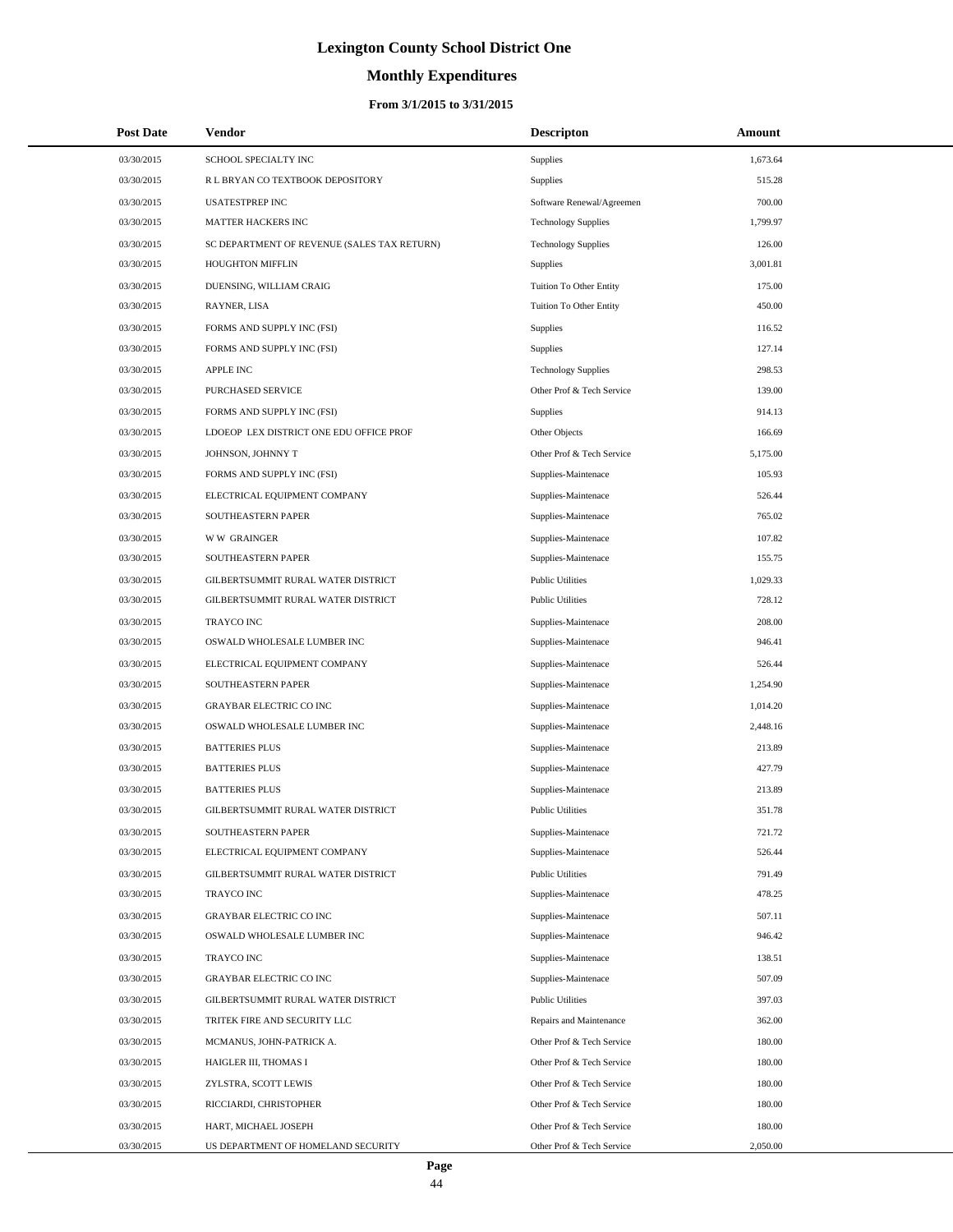# Lexington County School District One

## Monthly Expenditures

### From 3/1/2015 to 3/31/2015

| Post Date | Vendor | Descripton | Amount |
|---|---|---|---|
| 03/30/2015 | SCHOOL SPECIALTY INC | Supplies | 1,673.64 |
| 03/30/2015 | R L BRYAN CO TEXTBOOK DEPOSITORY | Supplies | 515.28 |
| 03/30/2015 | USATESTPREP INC | Software Renewal/Agreemen | 700.00 |
| 03/30/2015 | MATTER HACKERS INC | Technology Supplies | 1,799.97 |
| 03/30/2015 | SC DEPARTMENT OF REVENUE (SALES TAX RETURN) | Technology Supplies | 126.00 |
| 03/30/2015 | HOUGHTON MIFFLIN | Supplies | 3,001.81 |
| 03/30/2015 | DUENSING, WILLIAM CRAIG | Tuition To Other Entity | 175.00 |
| 03/30/2015 | RAYNER, LISA | Tuition To Other Entity | 450.00 |
| 03/30/2015 | FORMS AND SUPPLY INC (FSI) | Supplies | 116.52 |
| 03/30/2015 | FORMS AND SUPPLY INC (FSI) | Supplies | 127.14 |
| 03/30/2015 | APPLE INC | Technology Supplies | 298.53 |
| 03/30/2015 | PURCHASED SERVICE | Other Prof & Tech Service | 139.00 |
| 03/30/2015 | FORMS AND SUPPLY INC (FSI) | Supplies | 914.13 |
| 03/30/2015 | LDOEOP LEX DISTRICT ONE EDU OFFICE PROF | Other Objects | 166.69 |
| 03/30/2015 | JOHNSON, JOHNNY T | Other Prof & Tech Service | 5,175.00 |
| 03/30/2015 | FORMS AND SUPPLY INC (FSI) | Supplies-Maintenace | 105.93 |
| 03/30/2015 | ELECTRICAL EQUIPMENT COMPANY | Supplies-Maintenace | 526.44 |
| 03/30/2015 | SOUTHEASTERN PAPER | Supplies-Maintenace | 765.02 |
| 03/30/2015 | W W GRAINGER | Supplies-Maintenace | 107.82 |
| 03/30/2015 | SOUTHEASTERN PAPER | Supplies-Maintenace | 155.75 |
| 03/30/2015 | GILBERTSUMMIT RURAL WATER DISTRICT | Public Utilities | 1,029.33 |
| 03/30/2015 | GILBERTSUMMIT RURAL WATER DISTRICT | Public Utilities | 728.12 |
| 03/30/2015 | TRAYCO INC | Supplies-Maintenace | 208.00 |
| 03/30/2015 | OSWALD WHOLESALE LUMBER INC | Supplies-Maintenace | 946.41 |
| 03/30/2015 | ELECTRICAL EQUIPMENT COMPANY | Supplies-Maintenace | 526.44 |
| 03/30/2015 | SOUTHEASTERN PAPER | Supplies-Maintenace | 1,254.90 |
| 03/30/2015 | GRAYBAR ELECTRIC CO INC | Supplies-Maintenace | 1,014.20 |
| 03/30/2015 | OSWALD WHOLESALE LUMBER INC | Supplies-Maintenace | 2,448.16 |
| 03/30/2015 | BATTERIES PLUS | Supplies-Maintenace | 213.89 |
| 03/30/2015 | BATTERIES PLUS | Supplies-Maintenace | 427.79 |
| 03/30/2015 | BATTERIES PLUS | Supplies-Maintenace | 213.89 |
| 03/30/2015 | GILBERTSUMMIT RURAL WATER DISTRICT | Public Utilities | 351.78 |
| 03/30/2015 | SOUTHEASTERN PAPER | Supplies-Maintenace | 721.72 |
| 03/30/2015 | ELECTRICAL EQUIPMENT COMPANY | Supplies-Maintenace | 526.44 |
| 03/30/2015 | GILBERTSUMMIT RURAL WATER DISTRICT | Public Utilities | 791.49 |
| 03/30/2015 | TRAYCO INC | Supplies-Maintenace | 478.25 |
| 03/30/2015 | GRAYBAR ELECTRIC CO INC | Supplies-Maintenace | 507.11 |
| 03/30/2015 | OSWALD WHOLESALE LUMBER INC | Supplies-Maintenace | 946.42 |
| 03/30/2015 | TRAYCO INC | Supplies-Maintenace | 138.51 |
| 03/30/2015 | GRAYBAR ELECTRIC CO INC | Supplies-Maintenace | 507.09 |
| 03/30/2015 | GILBERTSUMMIT RURAL WATER DISTRICT | Public Utilities | 397.03 |
| 03/30/2015 | TRITEK FIRE AND SECURITY LLC | Repairs and Maintenance | 362.00 |
| 03/30/2015 | MCMANUS, JOHN-PATRICK A. | Other Prof & Tech Service | 180.00 |
| 03/30/2015 | HAIGLER III, THOMAS I | Other Prof & Tech Service | 180.00 |
| 03/30/2015 | ZYLSTRA, SCOTT LEWIS | Other Prof & Tech Service | 180.00 |
| 03/30/2015 | RICCIARDI, CHRISTOPHER | Other Prof & Tech Service | 180.00 |
| 03/30/2015 | HART, MICHAEL JOSEPH | Other Prof & Tech Service | 180.00 |
| 03/30/2015 | US DEPARTMENT OF HOMELAND SECURITY | Other Prof & Tech Service | 2,050.00 |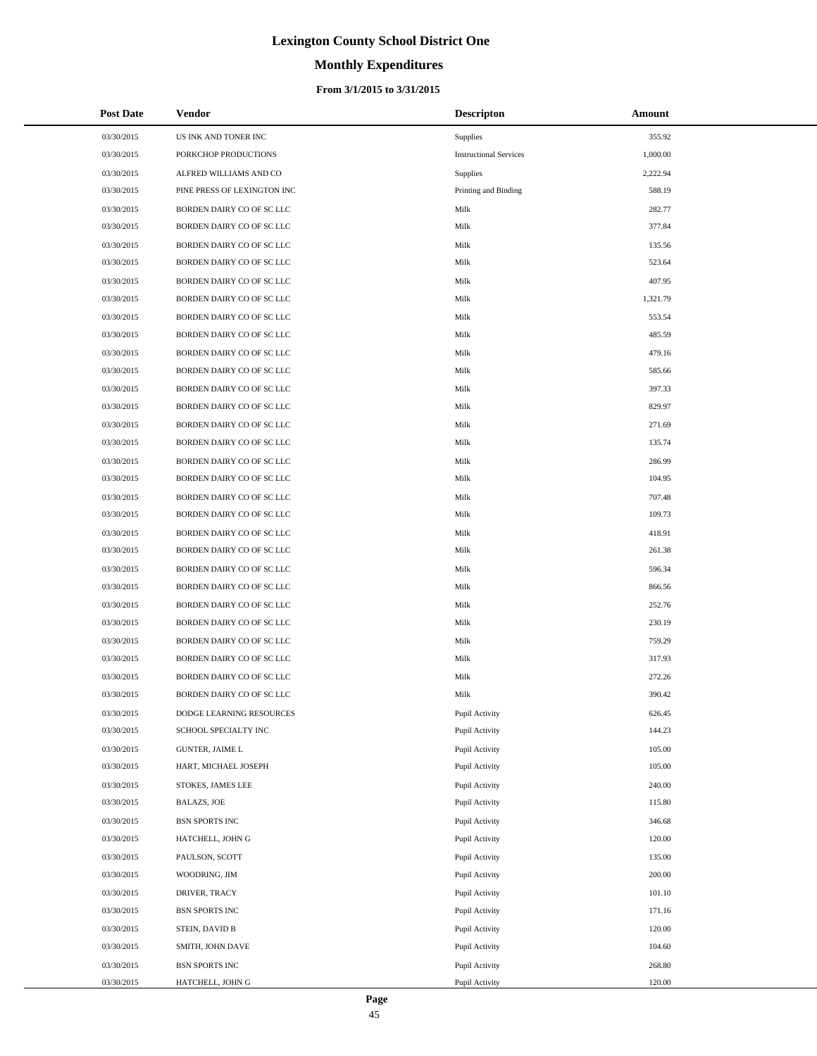# Lexington County School District One

## Monthly Expenditures

### From 3/1/2015 to 3/31/2015

| Post Date | Vendor | Descripton | Amount |
|---|---|---|---|
| 03/30/2015 | US INK AND TONER INC | Supplies | 355.92 |
| 03/30/2015 | PORKCHOP PRODUCTIONS | Instructional Services | 1,000.00 |
| 03/30/2015 | ALFRED WILLIAMS AND CO | Supplies | 2,222.94 |
| 03/30/2015 | PINE PRESS OF LEXINGTON INC | Printing and Binding | 588.19 |
| 03/30/2015 | BORDEN DAIRY CO OF SC LLC | Milk | 282.77 |
| 03/30/2015 | BORDEN DAIRY CO OF SC LLC | Milk | 377.84 |
| 03/30/2015 | BORDEN DAIRY CO OF SC LLC | Milk | 135.56 |
| 03/30/2015 | BORDEN DAIRY CO OF SC LLC | Milk | 523.64 |
| 03/30/2015 | BORDEN DAIRY CO OF SC LLC | Milk | 407.95 |
| 03/30/2015 | BORDEN DAIRY CO OF SC LLC | Milk | 1,321.79 |
| 03/30/2015 | BORDEN DAIRY CO OF SC LLC | Milk | 553.54 |
| 03/30/2015 | BORDEN DAIRY CO OF SC LLC | Milk | 485.59 |
| 03/30/2015 | BORDEN DAIRY CO OF SC LLC | Milk | 479.16 |
| 03/30/2015 | BORDEN DAIRY CO OF SC LLC | Milk | 585.66 |
| 03/30/2015 | BORDEN DAIRY CO OF SC LLC | Milk | 397.33 |
| 03/30/2015 | BORDEN DAIRY CO OF SC LLC | Milk | 829.97 |
| 03/30/2015 | BORDEN DAIRY CO OF SC LLC | Milk | 271.69 |
| 03/30/2015 | BORDEN DAIRY CO OF SC LLC | Milk | 135.74 |
| 03/30/2015 | BORDEN DAIRY CO OF SC LLC | Milk | 286.99 |
| 03/30/2015 | BORDEN DAIRY CO OF SC LLC | Milk | 104.95 |
| 03/30/2015 | BORDEN DAIRY CO OF SC LLC | Milk | 707.48 |
| 03/30/2015 | BORDEN DAIRY CO OF SC LLC | Milk | 109.73 |
| 03/30/2015 | BORDEN DAIRY CO OF SC LLC | Milk | 418.91 |
| 03/30/2015 | BORDEN DAIRY CO OF SC LLC | Milk | 261.38 |
| 03/30/2015 | BORDEN DAIRY CO OF SC LLC | Milk | 596.34 |
| 03/30/2015 | BORDEN DAIRY CO OF SC LLC | Milk | 866.56 |
| 03/30/2015 | BORDEN DAIRY CO OF SC LLC | Milk | 252.76 |
| 03/30/2015 | BORDEN DAIRY CO OF SC LLC | Milk | 230.19 |
| 03/30/2015 | BORDEN DAIRY CO OF SC LLC | Milk | 759.29 |
| 03/30/2015 | BORDEN DAIRY CO OF SC LLC | Milk | 317.93 |
| 03/30/2015 | BORDEN DAIRY CO OF SC LLC | Milk | 272.26 |
| 03/30/2015 | BORDEN DAIRY CO OF SC LLC | Milk | 390.42 |
| 03/30/2015 | DODGE LEARNING RESOURCES | Pupil Activity | 626.45 |
| 03/30/2015 | SCHOOL SPECIALTY INC | Pupil Activity | 144.23 |
| 03/30/2015 | GUNTER, JAIME L | Pupil Activity | 105.00 |
| 03/30/2015 | HART, MICHAEL JOSEPH | Pupil Activity | 105.00 |
| 03/30/2015 | STOKES, JAMES LEE | Pupil Activity | 240.00 |
| 03/30/2015 | BALAZS, JOE | Pupil Activity | 115.80 |
| 03/30/2015 | BSN SPORTS INC | Pupil Activity | 346.68 |
| 03/30/2015 | HATCHELL, JOHN G | Pupil Activity | 120.00 |
| 03/30/2015 | PAULSON, SCOTT | Pupil Activity | 135.00 |
| 03/30/2015 | WOODRING, JIM | Pupil Activity | 200.00 |
| 03/30/2015 | DRIVER, TRACY | Pupil Activity | 101.10 |
| 03/30/2015 | BSN SPORTS INC | Pupil Activity | 171.16 |
| 03/30/2015 | STEIN, DAVID B | Pupil Activity | 120.00 |
| 03/30/2015 | SMITH, JOHN DAVE | Pupil Activity | 104.60 |
| 03/30/2015 | BSN SPORTS INC | Pupil Activity | 268.80 |
| 03/30/2015 | HATCHELL, JOHN G | Pupil Activity | 120.00 |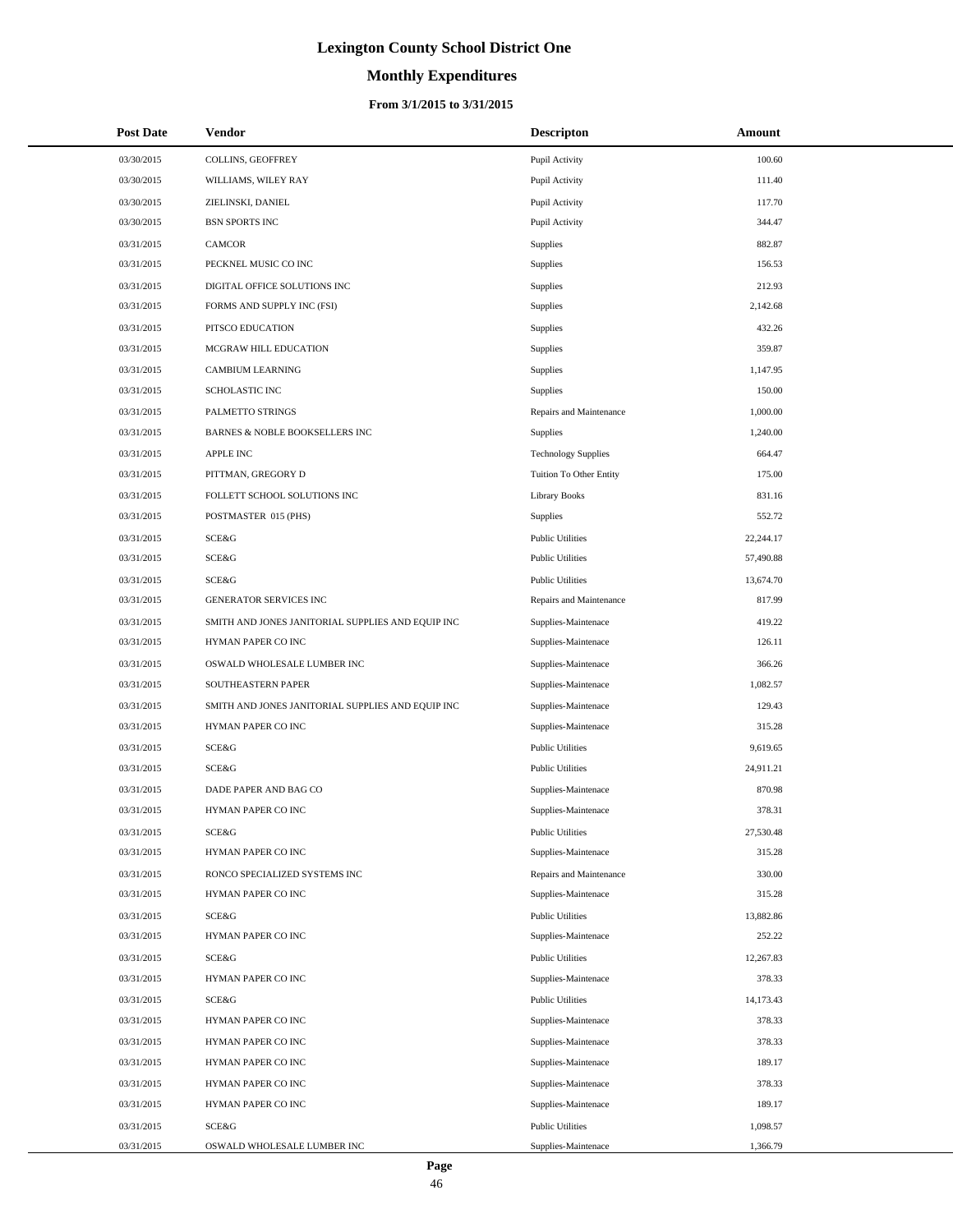# Lexington County School District One

## Monthly Expenditures

### From 3/1/2015 to 3/31/2015

| Post Date | Vendor | Descripton | Amount |
|---|---|---|---|
| 03/30/2015 | COLLINS, GEOFFREY | Pupil Activity | 100.60 |
| 03/30/2015 | WILLIAMS, WILEY RAY | Pupil Activity | 111.40 |
| 03/30/2015 | ZIELINSKI, DANIEL | Pupil Activity | 117.70 |
| 03/30/2015 | BSN SPORTS INC | Pupil Activity | 344.47 |
| 03/31/2015 | CAMCOR | Supplies | 882.87 |
| 03/31/2015 | PECKNEL MUSIC CO INC | Supplies | 156.53 |
| 03/31/2015 | DIGITAL OFFICE SOLUTIONS INC | Supplies | 212.93 |
| 03/31/2015 | FORMS AND SUPPLY INC (FSI) | Supplies | 2,142.68 |
| 03/31/2015 | PITSCO EDUCATION | Supplies | 432.26 |
| 03/31/2015 | MCGRAW HILL EDUCATION | Supplies | 359.87 |
| 03/31/2015 | CAMBIUM LEARNING | Supplies | 1,147.95 |
| 03/31/2015 | SCHOLASTIC INC | Supplies | 150.00 |
| 03/31/2015 | PALMETTO STRINGS | Repairs and Maintenance | 1,000.00 |
| 03/31/2015 | BARNES & NOBLE BOOKSELLERS INC | Supplies | 1,240.00 |
| 03/31/2015 | APPLE INC | Technology Supplies | 664.47 |
| 03/31/2015 | PITTMAN, GREGORY D | Tuition To Other Entity | 175.00 |
| 03/31/2015 | FOLLETT SCHOOL SOLUTIONS INC | Library Books | 831.16 |
| 03/31/2015 | POSTMASTER 015 (PHS) | Supplies | 552.72 |
| 03/31/2015 | SCE&G | Public Utilities | 22,244.17 |
| 03/31/2015 | SCE&G | Public Utilities | 57,490.88 |
| 03/31/2015 | SCE&G | Public Utilities | 13,674.70 |
| 03/31/2015 | GENERATOR SERVICES INC | Repairs and Maintenance | 817.99 |
| 03/31/2015 | SMITH AND JONES JANITORIAL SUPPLIES AND EQUIP INC | Supplies-Maintenace | 419.22 |
| 03/31/2015 | HYMAN PAPER CO INC | Supplies-Maintenace | 126.11 |
| 03/31/2015 | OSWALD WHOLESALE LUMBER INC | Supplies-Maintenace | 366.26 |
| 03/31/2015 | SOUTHEASTERN PAPER | Supplies-Maintenace | 1,082.57 |
| 03/31/2015 | SMITH AND JONES JANITORIAL SUPPLIES AND EQUIP INC | Supplies-Maintenace | 129.43 |
| 03/31/2015 | HYMAN PAPER CO INC | Supplies-Maintenace | 315.28 |
| 03/31/2015 | SCE&G | Public Utilities | 9,619.65 |
| 03/31/2015 | SCE&G | Public Utilities | 24,911.21 |
| 03/31/2015 | DADE PAPER AND BAG CO | Supplies-Maintenace | 870.98 |
| 03/31/2015 | HYMAN PAPER CO INC | Supplies-Maintenace | 378.31 |
| 03/31/2015 | SCE&G | Public Utilities | 27,530.48 |
| 03/31/2015 | HYMAN PAPER CO INC | Supplies-Maintenace | 315.28 |
| 03/31/2015 | RONCO SPECIALIZED SYSTEMS INC | Repairs and Maintenance | 330.00 |
| 03/31/2015 | HYMAN PAPER CO INC | Supplies-Maintenace | 315.28 |
| 03/31/2015 | SCE&G | Public Utilities | 13,882.86 |
| 03/31/2015 | HYMAN PAPER CO INC | Supplies-Maintenace | 252.22 |
| 03/31/2015 | SCE&G | Public Utilities | 12,267.83 |
| 03/31/2015 | HYMAN PAPER CO INC | Supplies-Maintenace | 378.33 |
| 03/31/2015 | SCE&G | Public Utilities | 14,173.43 |
| 03/31/2015 | HYMAN PAPER CO INC | Supplies-Maintenace | 378.33 |
| 03/31/2015 | HYMAN PAPER CO INC | Supplies-Maintenace | 378.33 |
| 03/31/2015 | HYMAN PAPER CO INC | Supplies-Maintenace | 189.17 |
| 03/31/2015 | HYMAN PAPER CO INC | Supplies-Maintenace | 378.33 |
| 03/31/2015 | HYMAN PAPER CO INC | Supplies-Maintenace | 189.17 |
| 03/31/2015 | SCE&G | Public Utilities | 1,098.57 |
| 03/31/2015 | OSWALD WHOLESALE LUMBER INC | Supplies-Maintenace | 1,366.79 |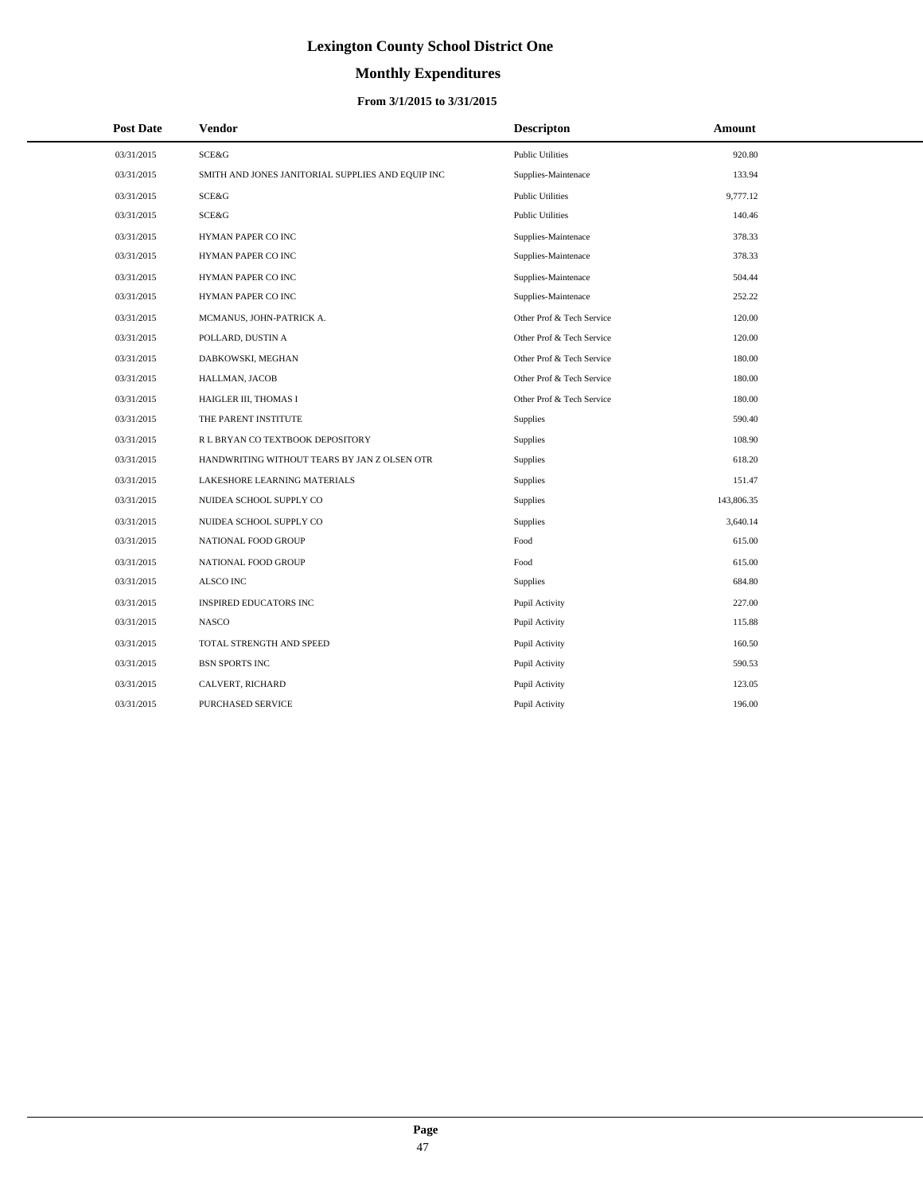# Lexington County School District One

## Monthly Expenditures

### From 3/1/2015 to 3/31/2015

| Post Date | Vendor | Descripton | Amount |
|---|---|---|---|
| 03/31/2015 | SCE&G | Public Utilities | 920.80 |
| 03/31/2015 | SMITH AND JONES JANITORIAL SUPPLIES AND EQUIP INC | Supplies-Maintenace | 133.94 |
| 03/31/2015 | SCE&G | Public Utilities | 9,777.12 |
| 03/31/2015 | SCE&G | Public Utilities | 140.46 |
| 03/31/2015 | HYMAN PAPER CO INC | Supplies-Maintenace | 378.33 |
| 03/31/2015 | HYMAN PAPER CO INC | Supplies-Maintenace | 378.33 |
| 03/31/2015 | HYMAN PAPER CO INC | Supplies-Maintenace | 504.44 |
| 03/31/2015 | HYMAN PAPER CO INC | Supplies-Maintenace | 252.22 |
| 03/31/2015 | MCMANUS, JOHN-PATRICK A. | Other Prof & Tech Service | 120.00 |
| 03/31/2015 | POLLARD, DUSTIN A | Other Prof & Tech Service | 120.00 |
| 03/31/2015 | DABKOWSKI, MEGHAN | Other Prof & Tech Service | 180.00 |
| 03/31/2015 | HALLMAN, JACOB | Other Prof & Tech Service | 180.00 |
| 03/31/2015 | HAIGLER III, THOMAS I | Other Prof & Tech Service | 180.00 |
| 03/31/2015 | THE PARENT INSTITUTE | Supplies | 590.40 |
| 03/31/2015 | R L BRYAN CO TEXTBOOK DEPOSITORY | Supplies | 108.90 |
| 03/31/2015 | HANDWRITING WITHOUT TEARS BY JAN Z OLSEN OTR | Supplies | 618.20 |
| 03/31/2015 | LAKESHORE LEARNING MATERIALS | Supplies | 151.47 |
| 03/31/2015 | NUIDEA SCHOOL SUPPLY CO | Supplies | 143,806.35 |
| 03/31/2015 | NUIDEA SCHOOL SUPPLY CO | Supplies | 3,640.14 |
| 03/31/2015 | NATIONAL FOOD GROUP | Food | 615.00 |
| 03/31/2015 | NATIONAL FOOD GROUP | Food | 615.00 |
| 03/31/2015 | ALSCO INC | Supplies | 684.80 |
| 03/31/2015 | INSPIRED EDUCATORS INC | Pupil Activity | 227.00 |
| 03/31/2015 | NASCO | Pupil Activity | 115.88 |
| 03/31/2015 | TOTAL STRENGTH AND SPEED | Pupil Activity | 160.50 |
| 03/31/2015 | BSN SPORTS INC | Pupil Activity | 590.53 |
| 03/31/2015 | CALVERT, RICHARD | Pupil Activity | 123.05 |
| 03/31/2015 | PURCHASED SERVICE | Pupil Activity | 196.00 |